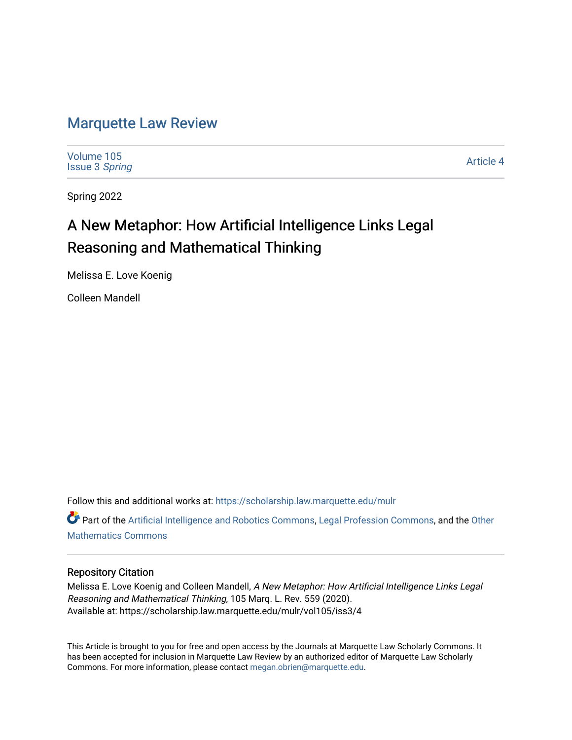# Marquette Law Review

Volume 105
Issue 3 *Spring*

Article 4

Spring 2022

## A New Metaphor: How Artificial Intelligence Links Legal Reasoning and Mathematical Thinking

Melissa E. Love Koenig

Colleen Mandell

Follow this and additional works at: https://scholarship.law.marquette.edu/mulr

Part of the Artificial Intelligence and Robotics Commons, Legal Profession Commons, and the Other Mathematics Commons

### Repository Citation

Melissa E. Love Koenig and Colleen Mandell, *A New Metaphor: How Artificial Intelligence Links Legal Reasoning and Mathematical Thinking*, 105 Marq. L. Rev. 559 (2020).
Available at: https://scholarship.law.marquette.edu/mulr/vol105/iss3/4

This Article is brought to you for free and open access by the Journals at Marquette Law Scholarly Commons. It has been accepted for inclusion in Marquette Law Review by an authorized editor of Marquette Law Scholarly Commons. For more information, please contact megan.obrien@marquette.edu.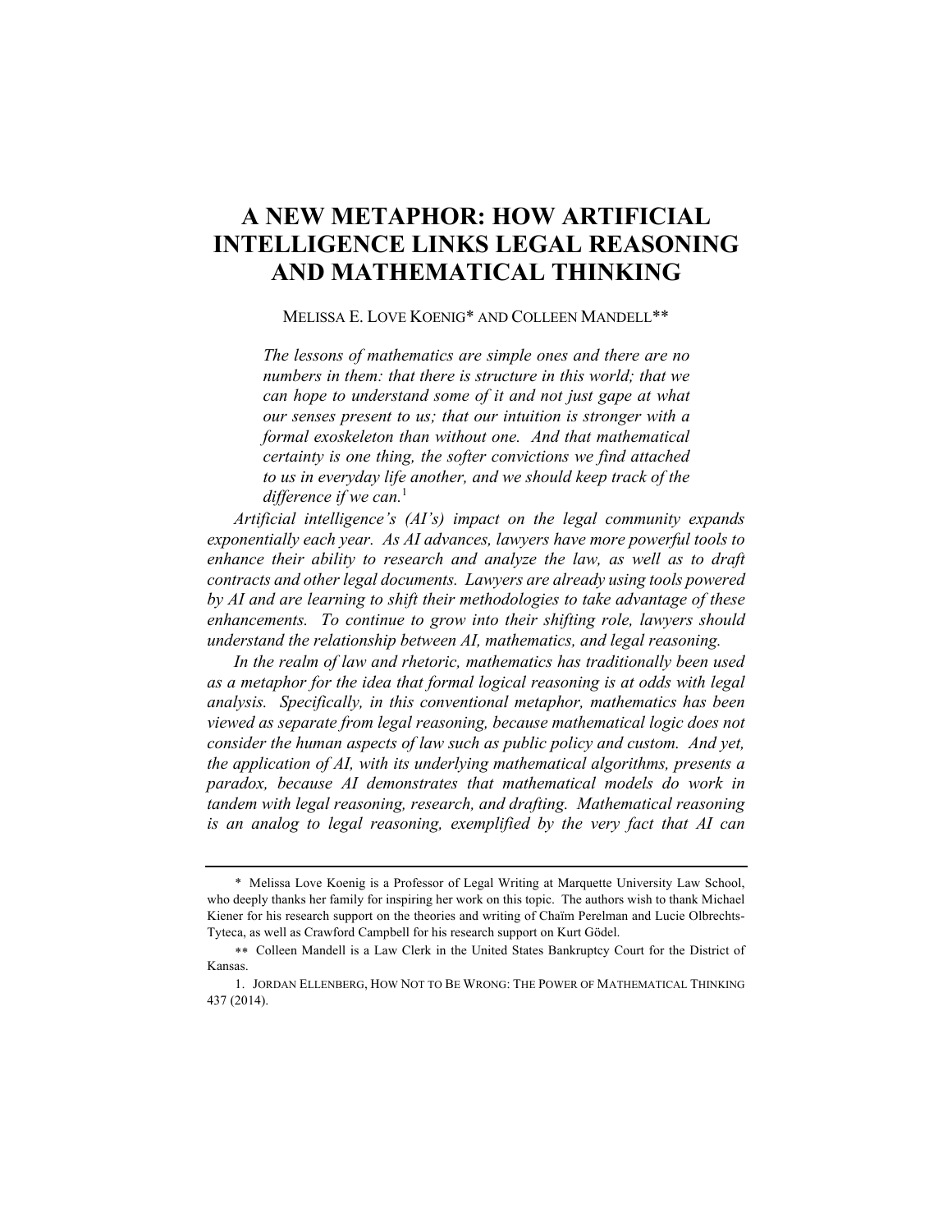# A NEW METAPHOR: HOW ARTIFICIAL INTELLIGENCE LINKS LEGAL REASONING AND MATHEMATICAL THINKING

MELISSA E. LOVE KOENIG* AND COLLEEN MANDELL**

> *The lessons of mathematics are simple ones and there are no numbers in them: that there is structure in this world; that we can hope to understand some of it and not just gape at what our senses present to us; that our intuition is stronger with a formal exoskeleton than without one. And that mathematical certainty is one thing, the softer convictions we find attached to us in everyday life another, and we should keep track of the difference if we can.*[1]

*Artificial intelligence's (AI's) impact on the legal community expands exponentially each year. As AI advances, lawyers have more powerful tools to enhance their ability to research and analyze the law, as well as to draft contracts and other legal documents. Lawyers are already using tools powered by AI and are learning to shift their methodologies to take advantage of these enhancements. To continue to grow into their shifting role, lawyers should understand the relationship between AI, mathematics, and legal reasoning.*

*In the realm of law and rhetoric, mathematics has traditionally been used as a metaphor for the idea that formal logical reasoning is at odds with legal analysis. Specifically, in this conventional metaphor, mathematics has been viewed as separate from legal reasoning, because mathematical logic does not consider the human aspects of law such as public policy and custom. And yet, the application of AI, with its underlying mathematical algorithms, presents a paradox, because AI demonstrates that mathematical models do work in tandem with legal reasoning, research, and drafting. Mathematical reasoning is an analog to legal reasoning, exemplified by the very fact that AI can*

---

\* Melissa Love Koenig is a Professor of Legal Writing at Marquette University Law School, who deeply thanks her family for inspiring her work on this topic. The authors wish to thank Michael Kiener for his research support on the theories and writing of Chaïm Perelman and Lucie Olbrechts-Tyteca, as well as Crawford Campbell for his research support on Kurt Gödel.

\*\* Colleen Mandell is a Law Clerk in the United States Bankruptcy Court for the District of Kansas.

1. JORDAN ELLENBERG, HOW NOT TO BE WRONG: THE POWER OF MATHEMATICAL THINKING 437 (2014).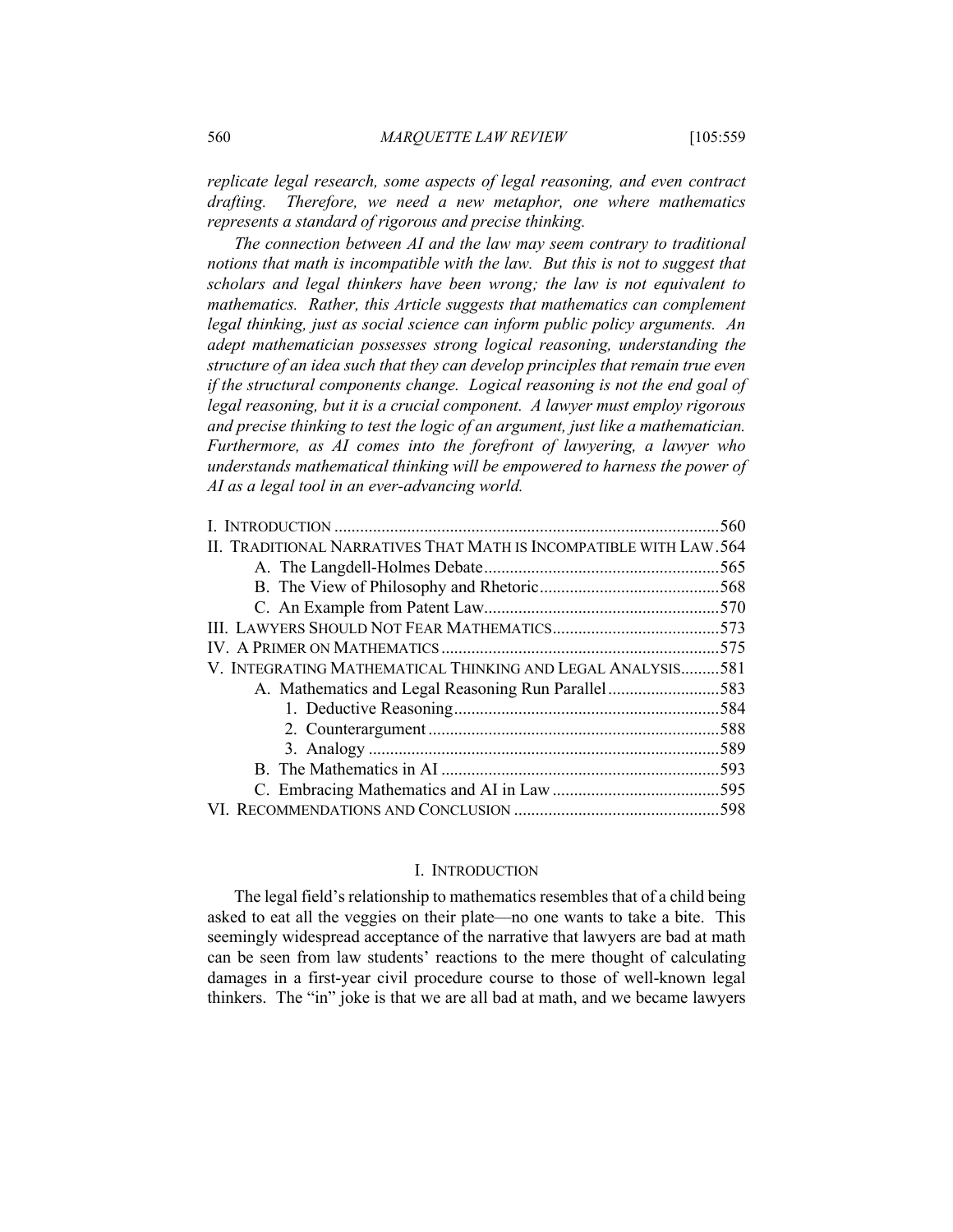*replicate legal research, some aspects of legal reasoning, and even contract drafting. Therefore, we need a new metaphor, one where mathematics represents a standard of rigorous and precise thinking.*

*The connection between AI and the law may seem contrary to traditional notions that math is incompatible with the law. But this is not to suggest that scholars and legal thinkers have been wrong; the law is not equivalent to mathematics. Rather, this Article suggests that mathematics can complement legal thinking, just as social science can inform public policy arguments. An adept mathematician possesses strong logical reasoning, understanding the structure of an idea such that they can develop principles that remain true even if the structural components change. Logical reasoning is not the end goal of legal reasoning, but it is a crucial component. A lawyer must employ rigorous and precise thinking to test the logic of an argument, just like a mathematician. Furthermore, as AI comes into the forefront of lawyering, a lawyer who understands mathematical thinking will be empowered to harness the power of AI as a legal tool in an ever-advancing world.*

I. INTRODUCTION ....... 560
II. TRADITIONAL NARRATIVES THAT MATH IS INCOMPATIBLE WITH LAW ....... 564
  A. The Langdell-Holmes Debate ....... 565
  B. The View of Philosophy and Rhetoric ....... 568
  C. An Example from Patent Law ....... 570
III. LAWYERS SHOULD NOT FEAR MATHEMATICS ....... 573
IV. A PRIMER ON MATHEMATICS ....... 575
V. INTEGRATING MATHEMATICAL THINKING AND LEGAL ANALYSIS ....... 581
  A. Mathematics and Legal Reasoning Run Parallel ....... 583
    1. Deductive Reasoning ....... 584
    2. Counterargument ....... 588
    3. Analogy ....... 589
  B. The Mathematics in AI ....... 593
  C. Embracing Mathematics and AI in Law ....... 595
VI. RECOMMENDATIONS AND CONCLUSION ....... 598

## I. INTRODUCTION

The legal field's relationship to mathematics resembles that of a child being asked to eat all the veggies on their plate—no one wants to take a bite. This seemingly widespread acceptance of the narrative that lawyers are bad at math can be seen from law students' reactions to the mere thought of calculating damages in a first-year civil procedure course to those of well-known legal thinkers. The "in" joke is that we are all bad at math, and we became lawyers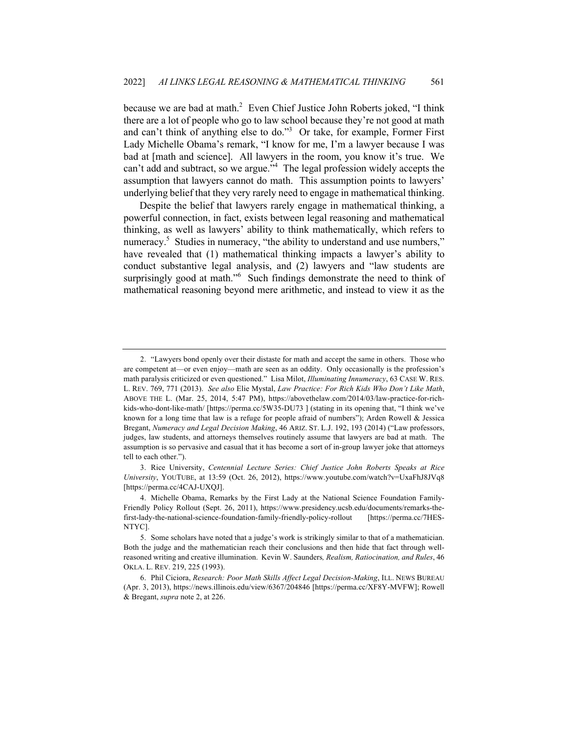because we are bad at math.[2] Even Chief Justice John Roberts joked, "I think there are a lot of people who go to law school because they're not good at math and can't think of anything else to do."[3] Or take, for example, Former First Lady Michelle Obama's remark, "I know for me, I'm a lawyer because I was bad at [math and science]. All lawyers in the room, you know it's true. We can't add and subtract, so we argue."[4] The legal profession widely accepts the assumption that lawyers cannot do math. This assumption points to lawyers' underlying belief that they very rarely need to engage in mathematical thinking.

Despite the belief that lawyers rarely engage in mathematical thinking, a powerful connection, in fact, exists between legal reasoning and mathematical thinking, as well as lawyers' ability to think mathematically, which refers to numeracy.[5] Studies in numeracy, "the ability to understand and use numbers," have revealed that (1) mathematical thinking impacts a lawyer's ability to conduct substantive legal analysis, and (2) lawyers and "law students are surprisingly good at math."[6] Such findings demonstrate the need to think of mathematical reasoning beyond mere arithmetic, and instead to view it as the

---

2. "Lawyers bond openly over their distaste for math and accept the same in others. Those who are competent at—or even enjoy—math are seen as an oddity. Only occasionally is the profession's math paralysis criticized or even questioned." Lisa Milot, *Illuminating Innumeracy*, 63 CASE W. RES. L. REV. 769, 771 (2013). *See also* Elie Mystal, *Law Practice: For Rich Kids Who Don't Like Math*, ABOVE THE L. (Mar. 25, 2014, 5:47 PM), https://abovethelaw.com/2014/03/law-practice-for-rich-kids-who-dont-like-math/ [https://perma.cc/5W35-DU73 ] (stating in its opening that, "I think we've known for a long time that law is a refuge for people afraid of numbers"); Arden Rowell & Jessica Bregant, *Numeracy and Legal Decision Making*, 46 ARIZ. ST. L.J. 192, 193 (2014) ("Law professors, judges, law students, and attorneys themselves routinely assume that lawyers are bad at math. The assumption is so pervasive and casual that it has become a sort of in-group lawyer joke that attorneys tell to each other.").

3. Rice University, *Centennial Lecture Series: Chief Justice John Roberts Speaks at Rice University*, YOUTUBE, at 13:59 (Oct. 26, 2012), https://www.youtube.com/watch?v=UxaFhJ8JVq8 [https://perma.cc/4CAJ-UXQJ].

4. Michelle Obama, Remarks by the First Lady at the National Science Foundation Family-Friendly Policy Rollout (Sept. 26, 2011), https://www.presidency.ucsb.edu/documents/remarks-the-first-lady-the-national-science-foundation-family-friendly-policy-rollout [https://perma.cc/7HES-NTYC].

5. Some scholars have noted that a judge's work is strikingly similar to that of a mathematician. Both the judge and the mathematician reach their conclusions and then hide that fact through well-reasoned writing and creative illumination. Kevin W. Saunders*, Realism, Ratiocination, and Rules*, 46 OKLA. L. REV. 219, 225 (1993).

6. Phil Ciciora, *Research: Poor Math Skills Affect Legal Decision-Making*, ILL. NEWS BUREAU (Apr. 3, 2013), https://news.illinois.edu/view/6367/204846 [https://perma.cc/XF8Y-MVFW]; Rowell & Bregant, *supra* note 2, at 226.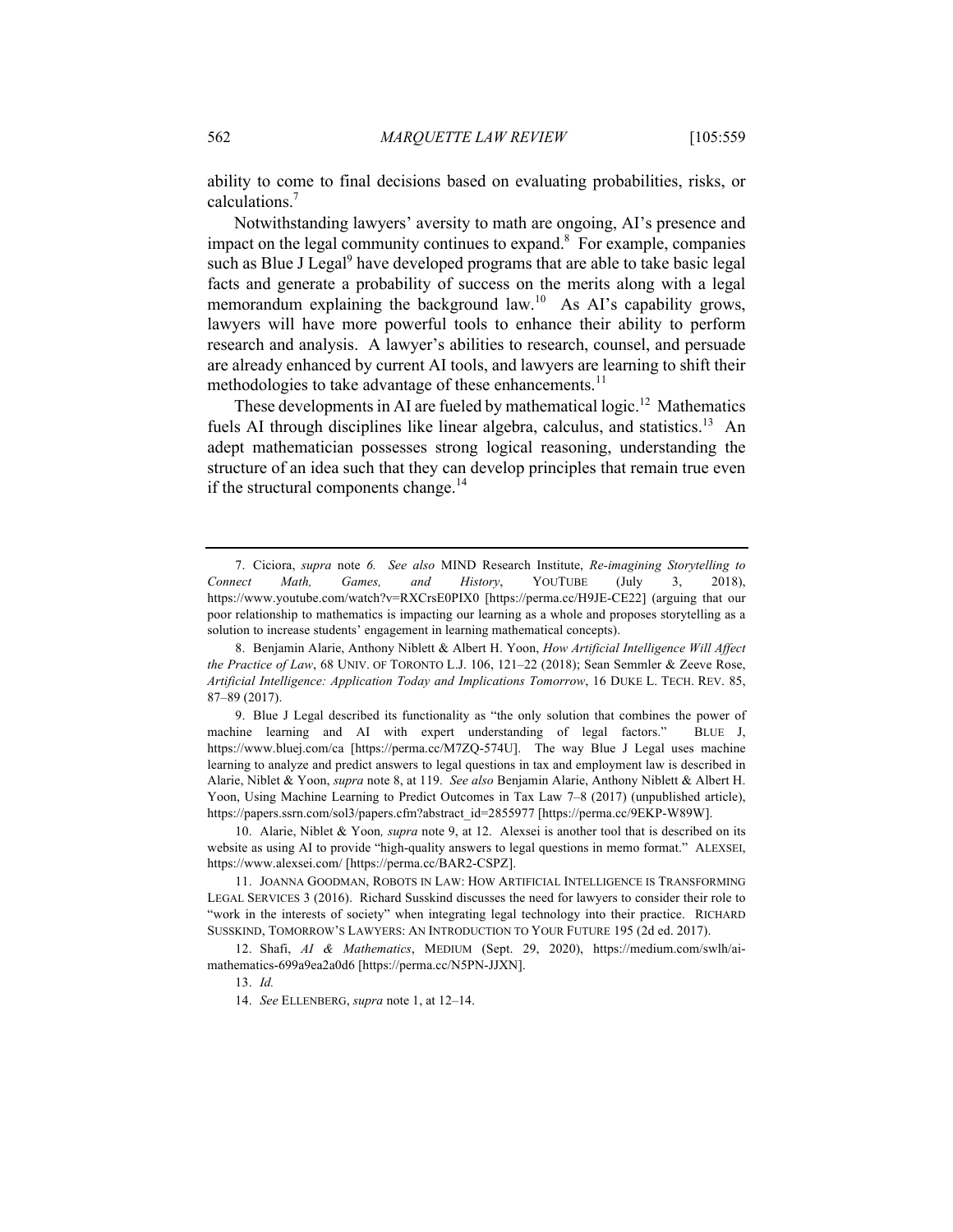ability to come to final decisions based on evaluating probabilities, risks, or calculations.[7]

Notwithstanding lawyers' aversity to math are ongoing, AI's presence and impact on the legal community continues to expand.[8] For example, companies such as Blue J Legal[9] have developed programs that are able to take basic legal facts and generate a probability of success on the merits along with a legal memorandum explaining the background law.[10] As AI's capability grows, lawyers will have more powerful tools to enhance their ability to perform research and analysis. A lawyer's abilities to research, counsel, and persuade are already enhanced by current AI tools, and lawyers are learning to shift their methodologies to take advantage of these enhancements.[11]

These developments in AI are fueled by mathematical logic.[12] Mathematics fuels AI through disciplines like linear algebra, calculus, and statistics.[13] An adept mathematician possesses strong logical reasoning, understanding the structure of an idea such that they can develop principles that remain true even if the structural components change.[14]

---

7. Ciciora, *supra* note 6. *See also* MIND Research Institute, *Re-imagining Storytelling to Connect Math, Games, and History*, YOUTUBE (July 3, 2018), https://www.youtube.com/watch?v=RXCrsE0PIX0 [https://perma.cc/H9JE-CE22] (arguing that our poor relationship to mathematics is impacting our learning as a whole and proposes storytelling as a solution to increase students' engagement in learning mathematical concepts).

8. Benjamin Alarie, Anthony Niblett & Albert H. Yoon, *How Artificial Intelligence Will Affect the Practice of Law*, 68 UNIV. OF TORONTO L.J. 106, 121–22 (2018); Sean Semmler & Zeeve Rose, *Artificial Intelligence: Application Today and Implications Tomorrow*, 16 DUKE L. TECH. REV. 85, 87–89 (2017).

9. Blue J Legal described its functionality as "the only solution that combines the power of machine learning and AI with expert understanding of legal factors." BLUE J, https://www.bluej.com/ca [https://perma.cc/M7ZQ-574U]. The way Blue J Legal uses machine learning to analyze and predict answers to legal questions in tax and employment law is described in Alarie, Niblet & Yoon, *supra* note 8, at 119. *See also* Benjamin Alarie, Anthony Niblett & Albert H. Yoon, Using Machine Learning to Predict Outcomes in Tax Law 7–8 (2017) (unpublished article), https://papers.ssrn.com/sol3/papers.cfm?abstract_id=2855977 [https://perma.cc/9EKP-W89W].

10. Alarie, Niblet & Yoon*, supra* note 9, at 12. Alexsei is another tool that is described on its website as using AI to provide "high-quality answers to legal questions in memo format." ALEXSEI, https://www.alexsei.com/ [https://perma.cc/BAR2-CSPZ].

11. JOANNA GOODMAN, ROBOTS IN LAW: HOW ARTIFICIAL INTELLIGENCE IS TRANSFORMING LEGAL SERVICES 3 (2016). Richard Susskind discusses the need for lawyers to consider their role to "work in the interests of society" when integrating legal technology into their practice. RICHARD SUSSKIND, TOMORROW'S LAWYERS: AN INTRODUCTION TO YOUR FUTURE 195 (2d ed. 2017).

12. Shafi, *AI & Mathematics*, MEDIUM (Sept. 29, 2020), https://medium.com/swlh/ai-mathematics-699a9ea2a0d6 [https://perma.cc/N5PN-JJXN].

13. *Id.*

14. *See* ELLENBERG, *supra* note 1, at 12–14.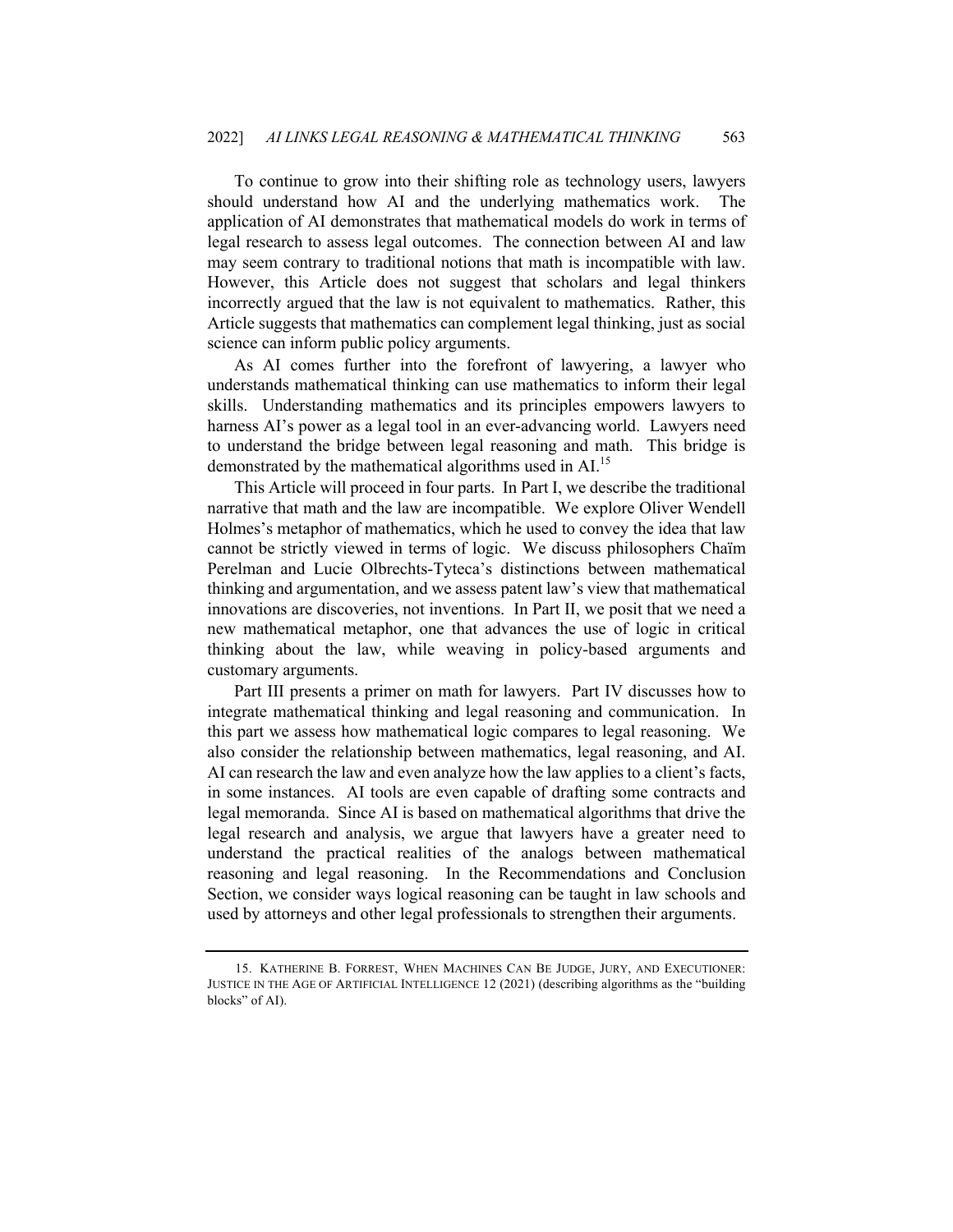To continue to grow into their shifting role as technology users, lawyers should understand how AI and the underlying mathematics work. The application of AI demonstrates that mathematical models do work in terms of legal research to assess legal outcomes. The connection between AI and law may seem contrary to traditional notions that math is incompatible with law. However, this Article does not suggest that scholars and legal thinkers incorrectly argued that the law is not equivalent to mathematics. Rather, this Article suggests that mathematics can complement legal thinking, just as social science can inform public policy arguments.

As AI comes further into the forefront of lawyering, a lawyer who understands mathematical thinking can use mathematics to inform their legal skills. Understanding mathematics and its principles empowers lawyers to harness AI's power as a legal tool in an ever-advancing world. Lawyers need to understand the bridge between legal reasoning and math. This bridge is demonstrated by the mathematical algorithms used in AI.[15]

This Article will proceed in four parts. In Part I, we describe the traditional narrative that math and the law are incompatible. We explore Oliver Wendell Holmes's metaphor of mathematics, which he used to convey the idea that law cannot be strictly viewed in terms of logic. We discuss philosophers Chaïm Perelman and Lucie Olbrechts-Tyteca's distinctions between mathematical thinking and argumentation, and we assess patent law's view that mathematical innovations are discoveries, not inventions. In Part II, we posit that we need a new mathematical metaphor, one that advances the use of logic in critical thinking about the law, while weaving in policy-based arguments and customary arguments.

Part III presents a primer on math for lawyers. Part IV discusses how to integrate mathematical thinking and legal reasoning and communication. In this part we assess how mathematical logic compares to legal reasoning. We also consider the relationship between mathematics, legal reasoning, and AI. AI can research the law and even analyze how the law applies to a client's facts, in some instances. AI tools are even capable of drafting some contracts and legal memoranda. Since AI is based on mathematical algorithms that drive the legal research and analysis, we argue that lawyers have a greater need to understand the practical realities of the analogs between mathematical reasoning and legal reasoning. In the Recommendations and Conclusion Section, we consider ways logical reasoning can be taught in law schools and used by attorneys and other legal professionals to strengthen their arguments.

---

15. KATHERINE B. FORREST, WHEN MACHINES CAN BE JUDGE, JURY, AND EXECUTIONER: JUSTICE IN THE AGE OF ARTIFICIAL INTELLIGENCE 12 (2021) (describing algorithms as the "building blocks" of AI).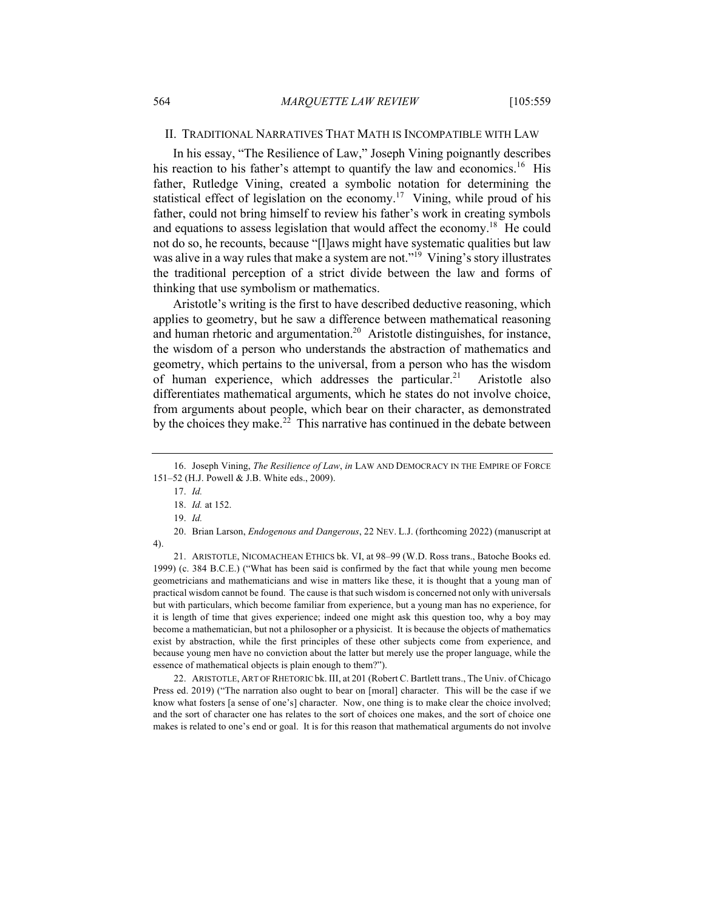## II. TRADITIONAL NARRATIVES THAT MATH IS INCOMPATIBLE WITH LAW

In his essay, "The Resilience of Law," Joseph Vining poignantly describes his reaction to his father's attempt to quantify the law and economics.[16] His father, Rutledge Vining, created a symbolic notation for determining the statistical effect of legislation on the economy.[17] Vining, while proud of his father, could not bring himself to review his father's work in creating symbols and equations to assess legislation that would affect the economy.[18] He could not do so, he recounts, because "[l]aws might have systematic qualities but law was alive in a way rules that make a system are not."[19] Vining's story illustrates the traditional perception of a strict divide between the law and forms of thinking that use symbolism or mathematics.

Aristotle's writing is the first to have described deductive reasoning, which applies to geometry, but he saw a difference between mathematical reasoning and human rhetoric and argumentation.[20] Aristotle distinguishes, for instance, the wisdom of a person who understands the abstraction of mathematics and geometry, which pertains to the universal, from a person who has the wisdom of human experience, which addresses the particular.[21] Aristotle also differentiates mathematical arguments, which he states do not involve choice, from arguments about people, which bear on their character, as demonstrated by the choices they make.[22] This narrative has continued in the debate between

---

16. Joseph Vining, *The Resilience of Law*, *in* LAW AND DEMOCRACY IN THE EMPIRE OF FORCE 151–52 (H.J. Powell & J.B. White eds., 2009).

17. *Id.*

18. *Id.* at 152.

19. *Id.*

20. Brian Larson, *Endogenous and Dangerous*, 22 NEV. L.J. (forthcoming 2022) (manuscript at 4).

21. ARISTOTLE, NICOMACHEAN ETHICS bk. VI, at 98–99 (W.D. Ross trans., Batoche Books ed. 1999) (c. 384 B.C.E.) ("What has been said is confirmed by the fact that while young men become geometricians and mathematicians and wise in matters like these, it is thought that a young man of practical wisdom cannot be found. The cause is that such wisdom is concerned not only with universals but with particulars, which become familiar from experience, but a young man has no experience, for it is length of time that gives experience; indeed one might ask this question too, why a boy may become a mathematician, but not a philosopher or a physicist. It is because the objects of mathematics exist by abstraction, while the first principles of these other subjects come from experience, and because young men have no conviction about the latter but merely use the proper language, while the essence of mathematical objects is plain enough to them?").

22. ARISTOTLE, ART OF RHETORIC bk. III, at 201 (Robert C. Bartlett trans., The Univ. of Chicago Press ed. 2019) ("The narration also ought to bear on [moral] character. This will be the case if we know what fosters [a sense of one's] character. Now, one thing is to make clear the choice involved; and the sort of character one has relates to the sort of choices one makes, and the sort of choice one makes is related to one's end or goal. It is for this reason that mathematical arguments do not involve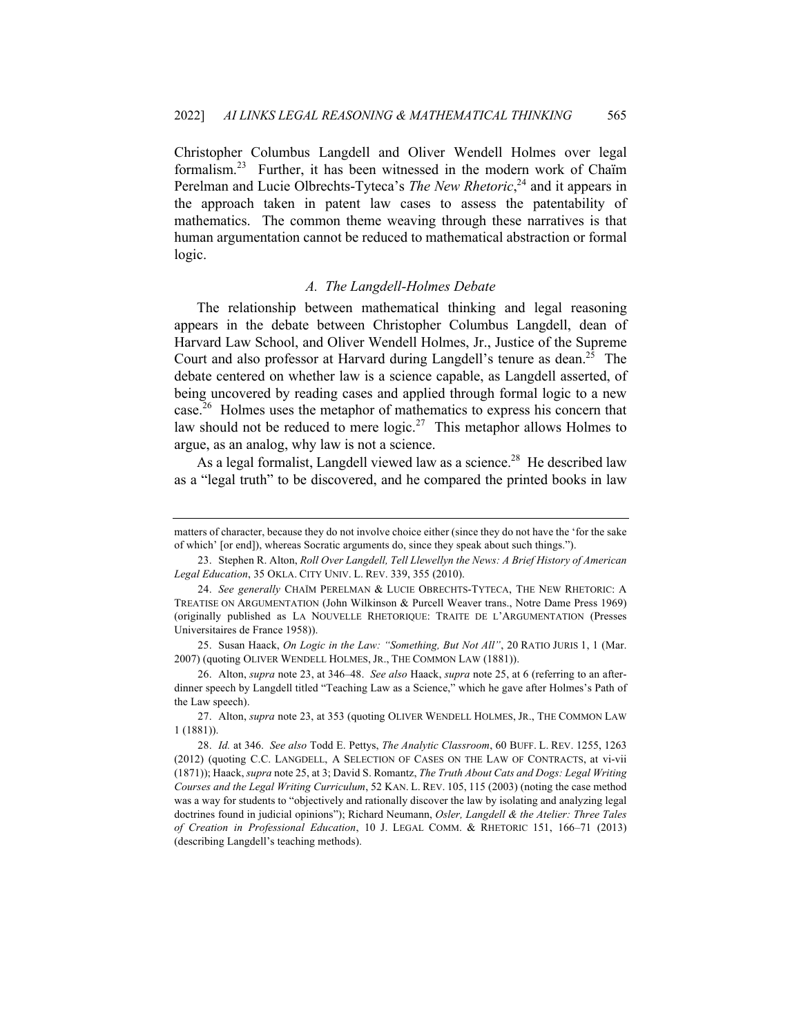Christopher Columbus Langdell and Oliver Wendell Holmes over legal formalism.[23] Further, it has been witnessed in the modern work of Chaïm Perelman and Lucie Olbrechts-Tyteca's *The New Rhetoric*,[24] and it appears in the approach taken in patent law cases to assess the patentability of mathematics. The common theme weaving through these narratives is that human argumentation cannot be reduced to mathematical abstraction or formal logic.

### *A. The Langdell-Holmes Debate*

The relationship between mathematical thinking and legal reasoning appears in the debate between Christopher Columbus Langdell, dean of Harvard Law School, and Oliver Wendell Holmes, Jr., Justice of the Supreme Court and also professor at Harvard during Langdell's tenure as dean.[25] The debate centered on whether law is a science capable, as Langdell asserted, of being uncovered by reading cases and applied through formal logic to a new case.[26] Holmes uses the metaphor of mathematics to express his concern that law should not be reduced to mere logic.[27] This metaphor allows Holmes to argue, as an analog, why law is not a science.

As a legal formalist, Langdell viewed law as a science.[28] He described law as a "legal truth" to be discovered, and he compared the printed books in law

---

matters of character, because they do not involve choice either (since they do not have the 'for the sake of which' [or end]), whereas Socratic arguments do, since they speak about such things.").

23. Stephen R. Alton, *Roll Over Langdell, Tell Llewellyn the News: A Brief History of American Legal Education*, 35 OKLA. CITY UNIV. L. REV. 339, 355 (2010).

24. *See generally* CHAÏM PERELMAN & LUCIE OBRECHTS-TYTECA, THE NEW RHETORIC: A TREATISE ON ARGUMENTATION (John Wilkinson & Purcell Weaver trans., Notre Dame Press 1969) (originally published as LA NOUVELLE RHETORIQUE: TRAITE DE L'ARGUMENTATION (Presses Universitaires de France 1958)).

25. Susan Haack, *On Logic in the Law: "Something, But Not All"*, 20 RATIO JURIS 1, 1 (Mar. 2007) (quoting OLIVER WENDELL HOLMES, JR., THE COMMON LAW (1881)).

26. Alton, *supra* note 23, at 346–48. *See also* Haack, *supra* note 25, at 6 (referring to an after-dinner speech by Langdell titled "Teaching Law as a Science," which he gave after Holmes's Path of the Law speech).

27. Alton, *supra* note 23, at 353 (quoting OLIVER WENDELL HOLMES, JR., THE COMMON LAW 1 (1881)).

28. *Id.* at 346. *See also* Todd E. Pettys, *The Analytic Classroom*, 60 BUFF. L. REV. 1255, 1263 (2012) (quoting C.C. LANGDELL, A SELECTION OF CASES ON THE LAW OF CONTRACTS, at vi-vii (1871)); Haack, *supra* note 25, at 3; David S. Romantz, *The Truth About Cats and Dogs: Legal Writing Courses and the Legal Writing Curriculum*, 52 KAN. L. REV. 105, 115 (2003) (noting the case method was a way for students to "objectively and rationally discover the law by isolating and analyzing legal doctrines found in judicial opinions"); Richard Neumann, *Osler, Langdell & the Atelier: Three Tales of Creation in Professional Education*, 10 J. LEGAL COMM. & RHETORIC 151, 166–71 (2013) (describing Langdell's teaching methods).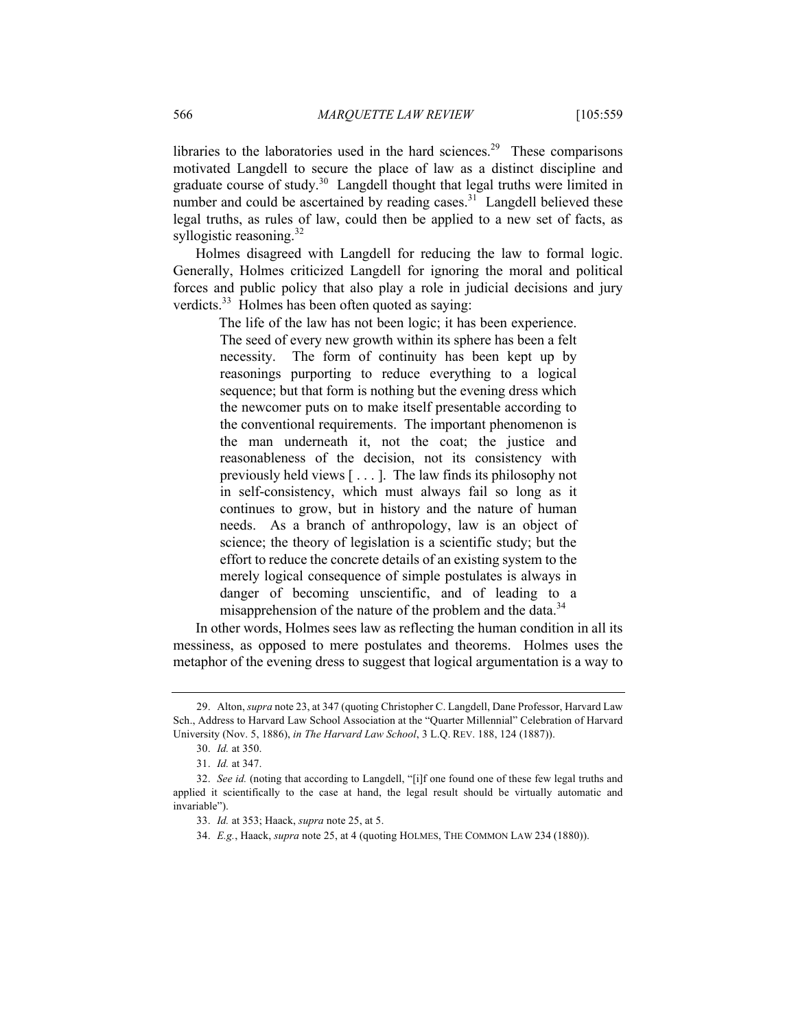libraries to the laboratories used in the hard sciences.[29] These comparisons motivated Langdell to secure the place of law as a distinct discipline and graduate course of study.[30] Langdell thought that legal truths were limited in number and could be ascertained by reading cases.[31] Langdell believed these legal truths, as rules of law, could then be applied to a new set of facts, as syllogistic reasoning.[32]

Holmes disagreed with Langdell for reducing the law to formal logic. Generally, Holmes criticized Langdell for ignoring the moral and political forces and public policy that also play a role in judicial decisions and jury verdicts.[33] Holmes has been often quoted as saying:

> The life of the law has not been logic; it has been experience. The seed of every new growth within its sphere has been a felt necessity. The form of continuity has been kept up by reasonings purporting to reduce everything to a logical sequence; but that form is nothing but the evening dress which the newcomer puts on to make itself presentable according to the conventional requirements. The important phenomenon is the man underneath it, not the coat; the justice and reasonableness of the decision, not its consistency with previously held views [ . . . ]. The law finds its philosophy not in self-consistency, which must always fail so long as it continues to grow, but in history and the nature of human needs. As a branch of anthropology, law is an object of science; the theory of legislation is a scientific study; but the effort to reduce the concrete details of an existing system to the merely logical consequence of simple postulates is always in danger of becoming unscientific, and of leading to a misapprehension of the nature of the problem and the data.[34]

In other words, Holmes sees law as reflecting the human condition in all its messiness, as opposed to mere postulates and theorems. Holmes uses the metaphor of the evening dress to suggest that logical argumentation is a way to

29. Alton, *supra* note 23, at 347 (quoting Christopher C. Langdell, Dane Professor, Harvard Law Sch., Address to Harvard Law School Association at the "Quarter Millennial" Celebration of Harvard University (Nov. 5, 1886), *in The Harvard Law School*, 3 L.Q. REV. 188, 124 (1887)).

30. *Id.* at 350.

31. *Id.* at 347.

32. *See id.* (noting that according to Langdell, "[i]f one found one of these few legal truths and applied it scientifically to the case at hand, the legal result should be virtually automatic and invariable").

33. *Id.* at 353; Haack, *supra* note 25, at 5.

34. *E.g.*, Haack, *supra* note 25, at 4 (quoting HOLMES, THE COMMON LAW 234 (1880)).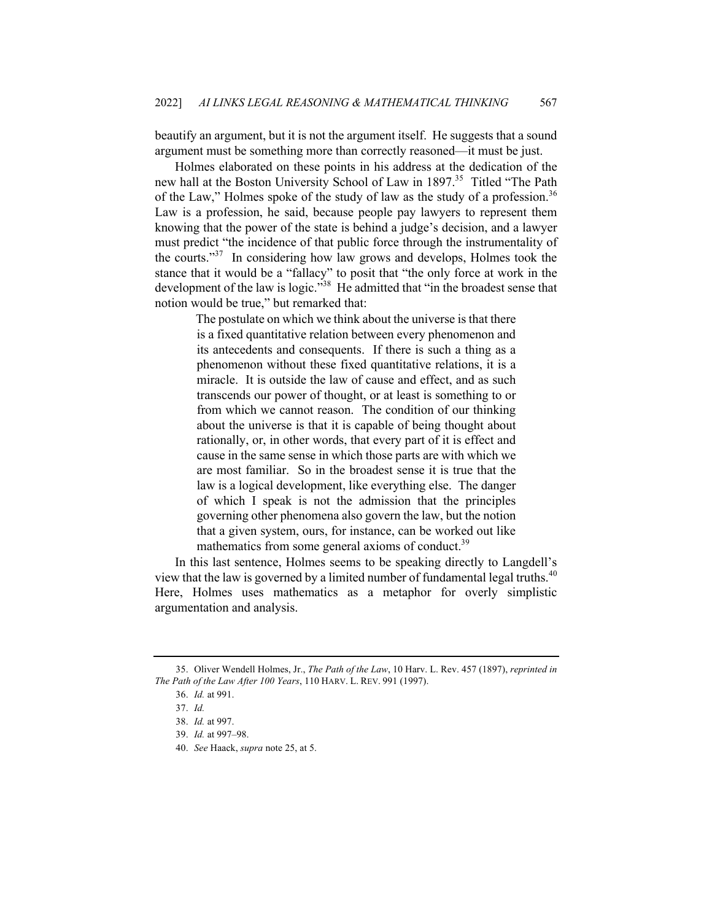beautify an argument, but it is not the argument itself. He suggests that a sound argument must be something more than correctly reasoned—it must be just.

Holmes elaborated on these points in his address at the dedication of the new hall at the Boston University School of Law in 1897.[35] Titled "The Path of the Law," Holmes spoke of the study of law as the study of a profession.[36] Law is a profession, he said, because people pay lawyers to represent them knowing that the power of the state is behind a judge's decision, and a lawyer must predict "the incidence of that public force through the instrumentality of the courts."[37] In considering how law grows and develops, Holmes took the stance that it would be a "fallacy" to posit that "the only force at work in the development of the law is logic."[38] He admitted that "in the broadest sense that notion would be true," but remarked that:

> The postulate on which we think about the universe is that there is a fixed quantitative relation between every phenomenon and its antecedents and consequents. If there is such a thing as a phenomenon without these fixed quantitative relations, it is a miracle. It is outside the law of cause and effect, and as such transcends our power of thought, or at least is something to or from which we cannot reason. The condition of our thinking about the universe is that it is capable of being thought about rationally, or, in other words, that every part of it is effect and cause in the same sense in which those parts are with which we are most familiar. So in the broadest sense it is true that the law is a logical development, like everything else. The danger of which I speak is not the admission that the principles governing other phenomena also govern the law, but the notion that a given system, ours, for instance, can be worked out like mathematics from some general axioms of conduct.[39]

In this last sentence, Holmes seems to be speaking directly to Langdell's view that the law is governed by a limited number of fundamental legal truths.[40] Here, Holmes uses mathematics as a metaphor for overly simplistic argumentation and analysis.

---

35. Oliver Wendell Holmes, Jr., *The Path of the Law*, 10 Harv. L. Rev. 457 (1897), *reprinted in The Path of the Law After 100 Years*, 110 HARV. L. REV. 991 (1997).

36. *Id.* at 991.

37. *Id.*

38. *Id.* at 997.

39. *Id.* at 997–98.

40. *See* Haack, *supra* note 25, at 5.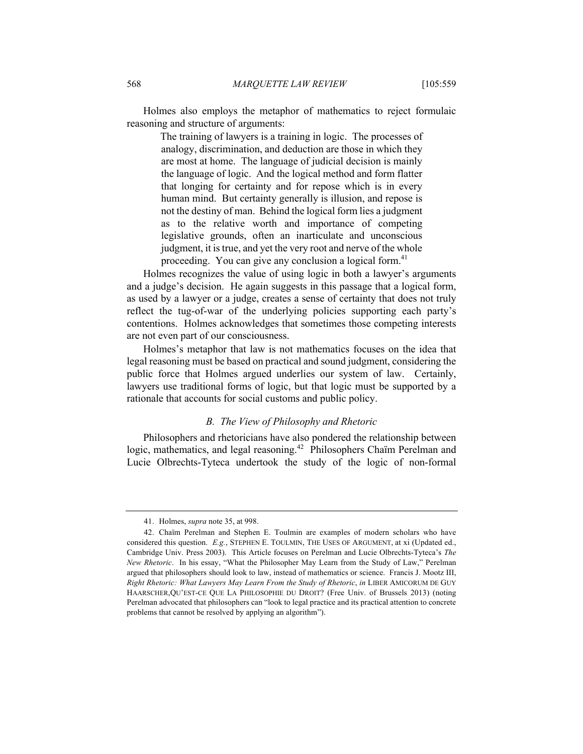Holmes also employs the metaphor of mathematics to reject formulaic reasoning and structure of arguments:

> The training of lawyers is a training in logic. The processes of analogy, discrimination, and deduction are those in which they are most at home. The language of judicial decision is mainly the language of logic. And the logical method and form flatter that longing for certainty and for repose which is in every human mind. But certainty generally is illusion, and repose is not the destiny of man. Behind the logical form lies a judgment as to the relative worth and importance of competing legislative grounds, often an inarticulate and unconscious judgment, it is true, and yet the very root and nerve of the whole proceeding. You can give any conclusion a logical form.[41]

Holmes recognizes the value of using logic in both a lawyer's arguments and a judge's decision. He again suggests in this passage that a logical form, as used by a lawyer or a judge, creates a sense of certainty that does not truly reflect the tug-of-war of the underlying policies supporting each party's contentions. Holmes acknowledges that sometimes those competing interests are not even part of our consciousness.

Holmes's metaphor that law is not mathematics focuses on the idea that legal reasoning must be based on practical and sound judgment, considering the public force that Holmes argued underlies our system of law. Certainly, lawyers use traditional forms of logic, but that logic must be supported by a rationale that accounts for social customs and public policy.

### *B. The View of Philosophy and Rhetoric*

Philosophers and rhetoricians have also pondered the relationship between logic, mathematics, and legal reasoning.[42] Philosophers Chaïm Perelman and Lucie Olbrechts-Tyteca undertook the study of the logic of non-formal

---

41. Holmes, *supra* note 35, at 998.

42. Chaïm Perelman and Stephen E. Toulmin are examples of modern scholars who have considered this question. *E.g.*, STEPHEN E. TOULMIN, THE USES OF ARGUMENT, at xi (Updated ed., Cambridge Univ. Press 2003). This Article focuses on Perelman and Lucie Olbrechts-Tyteca's *The New Rhetoric*. In his essay, "What the Philosopher May Learn from the Study of Law," Perelman argued that philosophers should look to law, instead of mathematics or science. Francis J. Mootz III, *Right Rhetoric: What Lawyers May Learn From the Study of Rhetoric*, *in* LIBER AMICORUM DE GUY HAARSCHER,QU'EST-CE QUE LA PHILOSOPHIE DU DROIT? (Free Univ. of Brussels 2013) (noting Perelman advocated that philosophers can "look to legal practice and its practical attention to concrete problems that cannot be resolved by applying an algorithm").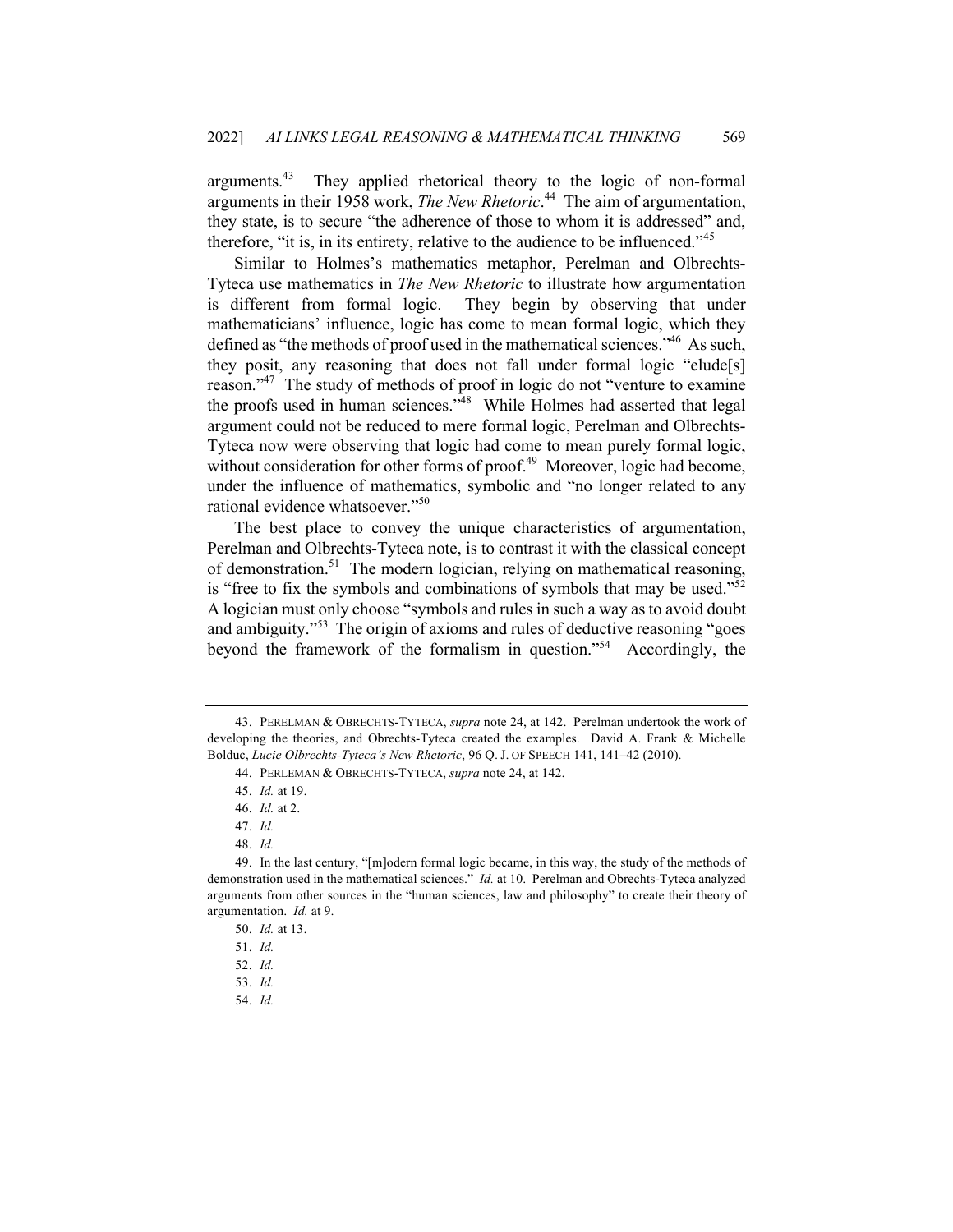arguments.[43] They applied rhetorical theory to the logic of non-formal arguments in their 1958 work, *The New Rhetoric*.[44] The aim of argumentation, they state, is to secure "the adherence of those to whom it is addressed" and, therefore, "it is, in its entirety, relative to the audience to be influenced."[45]

Similar to Holmes's mathematics metaphor, Perelman and Olbrechts-Tyteca use mathematics in *The New Rhetoric* to illustrate how argumentation is different from formal logic. They begin by observing that under mathematicians' influence, logic has come to mean formal logic, which they defined as "the methods of proof used in the mathematical sciences."[46] As such, they posit, any reasoning that does not fall under formal logic "elude[s] reason."[47] The study of methods of proof in logic do not "venture to examine the proofs used in human sciences."[48] While Holmes had asserted that legal argument could not be reduced to mere formal logic, Perelman and Olbrechts-Tyteca now were observing that logic had come to mean purely formal logic, without consideration for other forms of proof.[49] Moreover, logic had become, under the influence of mathematics, symbolic and "no longer related to any rational evidence whatsoever."[50]

The best place to convey the unique characteristics of argumentation, Perelman and Olbrechts-Tyteca note, is to contrast it with the classical concept of demonstration.[51] The modern logician, relying on mathematical reasoning, is "free to fix the symbols and combinations of symbols that may be used."[52] A logician must only choose "symbols and rules in such a way as to avoid doubt and ambiguity."[53] The origin of axioms and rules of deductive reasoning "goes beyond the framework of the formalism in question."[54] Accordingly, the

---

43. PERELMAN & OBRECHTS-TYTECA, *supra* note 24, at 142. Perelman undertook the work of developing the theories, and Obrechts-Tyteca created the examples. David A. Frank & Michelle Bolduc, *Lucie Olbrechts-Tyteca's New Rhetoric*, 96 Q. J. OF SPEECH 141, 141–42 (2010).

44. PERLEMAN & OBRECHTS-TYTECA, *supra* note 24, at 142.

45. *Id.* at 19.

46. *Id.* at 2.

47. *Id.*

48. *Id.*

49. In the last century, "[m]odern formal logic became, in this way, the study of the methods of demonstration used in the mathematical sciences." *Id.* at 10. Perelman and Obrechts-Tyteca analyzed arguments from other sources in the "human sciences, law and philosophy" to create their theory of argumentation. *Id.* at 9.

50. *Id.* at 13.

51. *Id.*

52. *Id.*

53. *Id.*

54. *Id.*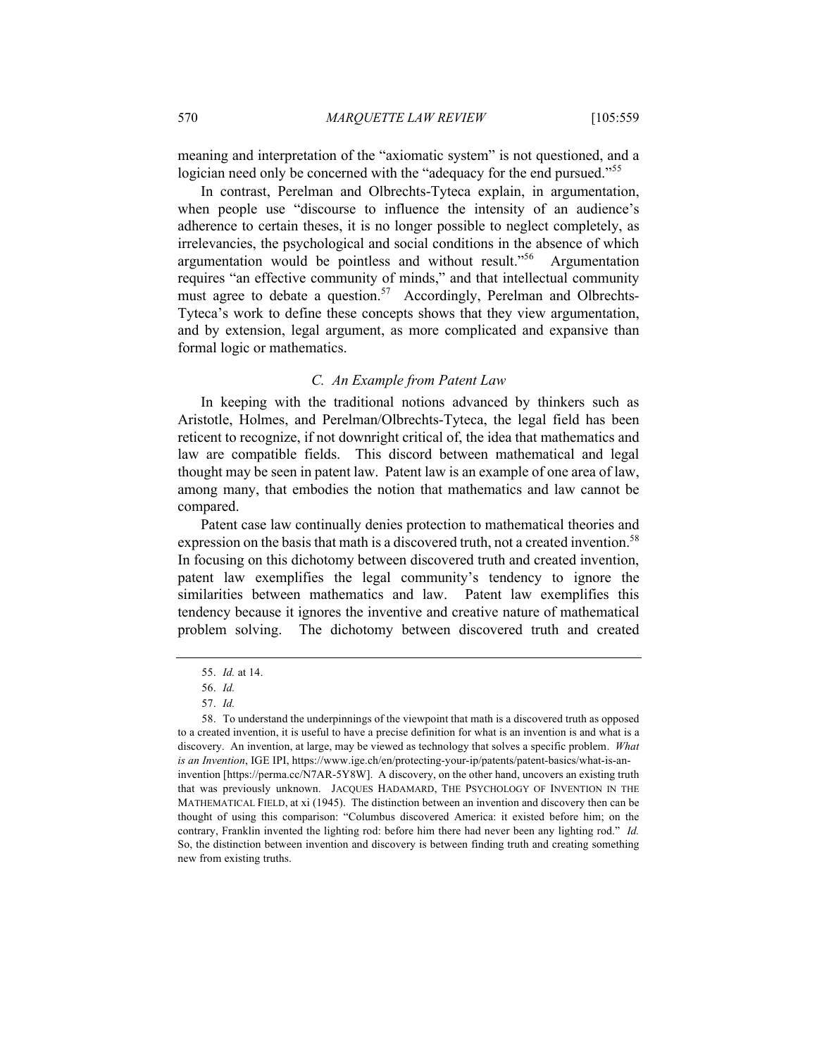meaning and interpretation of the "axiomatic system" is not questioned, and a logician need only be concerned with the "adequacy for the end pursued."[55]

In contrast, Perelman and Olbrechts-Tyteca explain, in argumentation, when people use "discourse to influence the intensity of an audience's adherence to certain theses, it is no longer possible to neglect completely, as irrelevancies, the psychological and social conditions in the absence of which argumentation would be pointless and without result."[56] Argumentation requires "an effective community of minds," and that intellectual community must agree to debate a question.[57] Accordingly, Perelman and Olbrechts-Tyteca's work to define these concepts shows that they view argumentation, and by extension, legal argument, as more complicated and expansive than formal logic or mathematics.

### *C. An Example from Patent Law*

In keeping with the traditional notions advanced by thinkers such as Aristotle, Holmes, and Perelman/Olbrechts-Tyteca, the legal field has been reticent to recognize, if not downright critical of, the idea that mathematics and law are compatible fields. This discord between mathematical and legal thought may be seen in patent law. Patent law is an example of one area of law, among many, that embodies the notion that mathematics and law cannot be compared.

Patent case law continually denies protection to mathematical theories and expression on the basis that math is a discovered truth, not a created invention.[58] In focusing on this dichotomy between discovered truth and created invention, patent law exemplifies the legal community's tendency to ignore the similarities between mathematics and law. Patent law exemplifies this tendency because it ignores the inventive and creative nature of mathematical problem solving. The dichotomy between discovered truth and created

---

55. *Id.* at 14.

56. *Id.*

57. *Id.*

58. To understand the underpinnings of the viewpoint that math is a discovered truth as opposed to a created invention, it is useful to have a precise definition for what is an invention is and what is a discovery. An invention, at large, may be viewed as technology that solves a specific problem. *What is an Invention*, IGE IPI, https://www.ige.ch/en/protecting-your-ip/patents/patent-basics/what-is-an-invention [https://perma.cc/N7AR-5Y8W]. A discovery, on the other hand, uncovers an existing truth that was previously unknown. JACQUES HADAMARD, THE PSYCHOLOGY OF INVENTION IN THE MATHEMATICAL FIELD, at xi (1945). The distinction between an invention and discovery then can be thought of using this comparison: "Columbus discovered America: it existed before him; on the contrary, Franklin invented the lighting rod: before him there had never been any lighting rod." *Id.* So, the distinction between invention and discovery is between finding truth and creating something new from existing truths.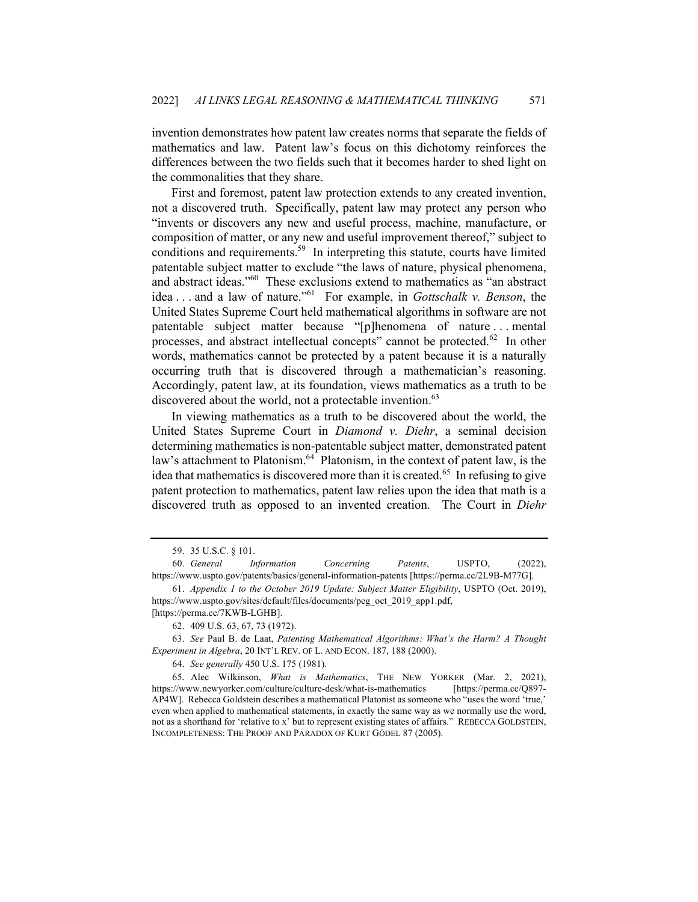invention demonstrates how patent law creates norms that separate the fields of mathematics and law. Patent law's focus on this dichotomy reinforces the differences between the two fields such that it becomes harder to shed light on the commonalities that they share.

First and foremost, patent law protection extends to any created invention, not a discovered truth. Specifically, patent law may protect any person who "invents or discovers any new and useful process, machine, manufacture, or composition of matter, or any new and useful improvement thereof," subject to conditions and requirements.[59] In interpreting this statute, courts have limited patentable subject matter to exclude "the laws of nature, physical phenomena, and abstract ideas."[60] These exclusions extend to mathematics as "an abstract idea . . . and a law of nature."[61] For example, in *Gottschalk v. Benson*, the United States Supreme Court held mathematical algorithms in software are not patentable subject matter because "[p]henomena of nature . . . mental processes, and abstract intellectual concepts" cannot be protected.[62] In other words, mathematics cannot be protected by a patent because it is a naturally occurring truth that is discovered through a mathematician's reasoning. Accordingly, patent law, at its foundation, views mathematics as a truth to be discovered about the world, not a protectable invention.[63]

In viewing mathematics as a truth to be discovered about the world, the United States Supreme Court in *Diamond v. Diehr*, a seminal decision determining mathematics is non-patentable subject matter, demonstrated patent law's attachment to Platonism.[64] Platonism, in the context of patent law, is the idea that mathematics is discovered more than it is created.[65] In refusing to give patent protection to mathematics, patent law relies upon the idea that math is a discovered truth as opposed to an invented creation. The Court in *Diehr*

---

59. 35 U.S.C. § 101.

60. *General Information Concerning Patents*, USPTO, (2022), https://www.uspto.gov/patents/basics/general-information-patents [https://perma.cc/2L9B-M77G].

61. *Appendix 1 to the October 2019 Update: Subject Matter Eligibility*, USPTO (Oct. 2019), https://www.uspto.gov/sites/default/files/documents/peg_oct_2019_app1.pdf, [https://perma.cc/7KWB-LGHB].

62. 409 U.S. 63, 67, 73 (1972).

63. *See* Paul B. de Laat, *Patenting Mathematical Algorithms: What's the Harm? A Thought Experiment in Algebra*, 20 INT'L REV. OF L. AND ECON. 187, 188 (2000).

64. *See generally* 450 U.S. 175 (1981).

65. Alec Wilkinson, *What is Mathematics*, THE NEW YORKER (Mar. 2, 2021), https://www.newyorker.com/culture/culture-desk/what-is-mathematics [https://perma.cc/Q897-AP4W]. Rebecca Goldstein describes a mathematical Platonist as someone who "uses the word 'true,' even when applied to mathematical statements, in exactly the same way as we normally use the word, not as a shorthand for 'relative to x' but to represent existing states of affairs." REBECCA GOLDSTEIN, INCOMPLETENESS: THE PROOF AND PARADOX OF KURT GÖDEL 87 (2005).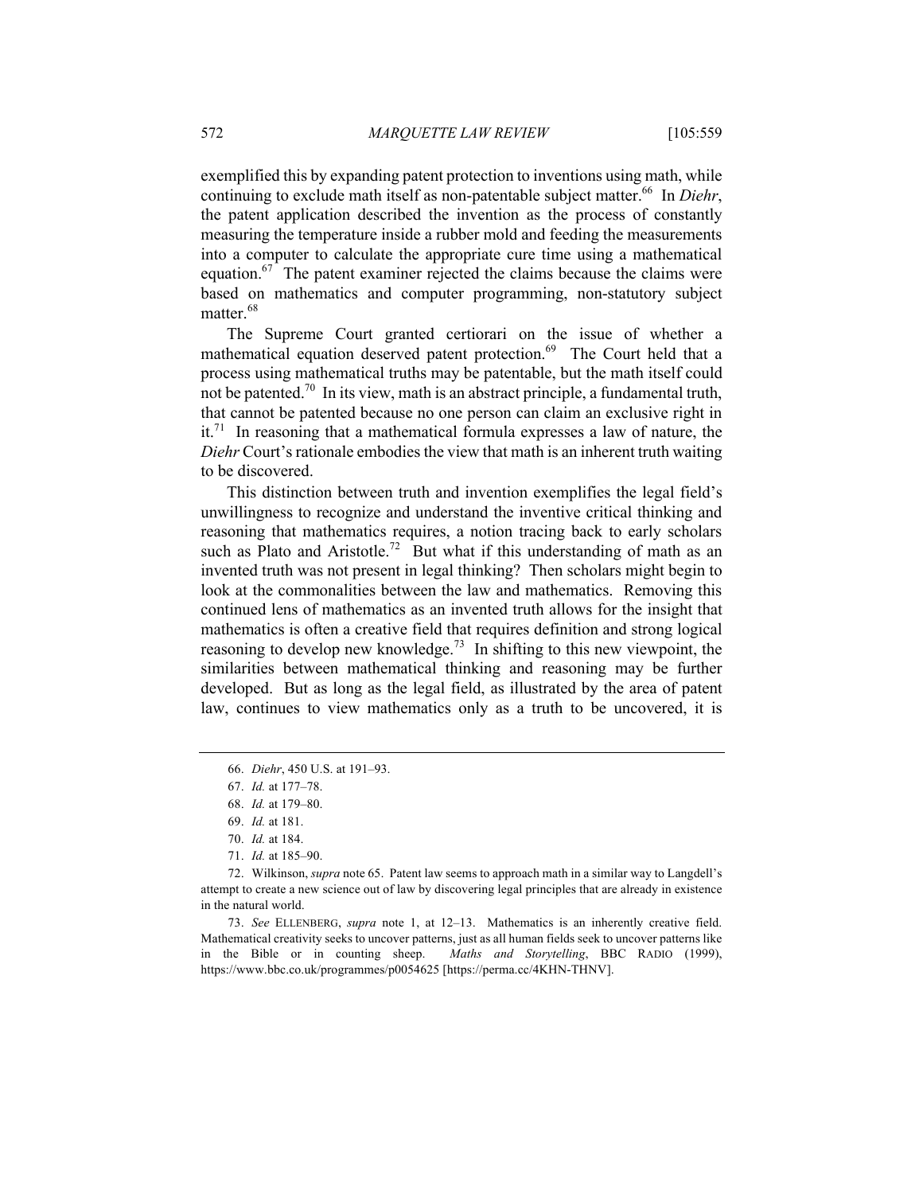exemplified this by expanding patent protection to inventions using math, while continuing to exclude math itself as non-patentable subject matter.[66] In *Diehr*, the patent application described the invention as the process of constantly measuring the temperature inside a rubber mold and feeding the measurements into a computer to calculate the appropriate cure time using a mathematical equation.[67] The patent examiner rejected the claims because the claims were based on mathematics and computer programming, non-statutory subject matter.[68]

The Supreme Court granted certiorari on the issue of whether a mathematical equation deserved patent protection.[69] The Court held that a process using mathematical truths may be patentable, but the math itself could not be patented.[70] In its view, math is an abstract principle, a fundamental truth, that cannot be patented because no one person can claim an exclusive right in it.[71] In reasoning that a mathematical formula expresses a law of nature, the *Diehr* Court's rationale embodies the view that math is an inherent truth waiting to be discovered.

This distinction between truth and invention exemplifies the legal field's unwillingness to recognize and understand the inventive critical thinking and reasoning that mathematics requires, a notion tracing back to early scholars such as Plato and Aristotle.[72] But what if this understanding of math as an invented truth was not present in legal thinking? Then scholars might begin to look at the commonalities between the law and mathematics. Removing this continued lens of mathematics as an invented truth allows for the insight that mathematics is often a creative field that requires definition and strong logical reasoning to develop new knowledge.[73] In shifting to this new viewpoint, the similarities between mathematical thinking and reasoning may be further developed. But as long as the legal field, as illustrated by the area of patent law, continues to view mathematics only as a truth to be uncovered, it is

---

66. *Diehr*, 450 U.S. at 191–93.

67. *Id.* at 177–78.

68. *Id.* at 179–80.

69. *Id.* at 181.

70. *Id.* at 184.

71. *Id.* at 185–90.

72. Wilkinson, *supra* note 65. Patent law seems to approach math in a similar way to Langdell's attempt to create a new science out of law by discovering legal principles that are already in existence in the natural world.

73. *See* ELLENBERG, *supra* note 1, at 12–13. Mathematics is an inherently creative field. Mathematical creativity seeks to uncover patterns, just as all human fields seek to uncover patterns like in the Bible or in counting sheep. *Maths and Storytelling*, BBC RADIO (1999), https://www.bbc.co.uk/programmes/p0054625 [https://perma.cc/4KHN-THNV].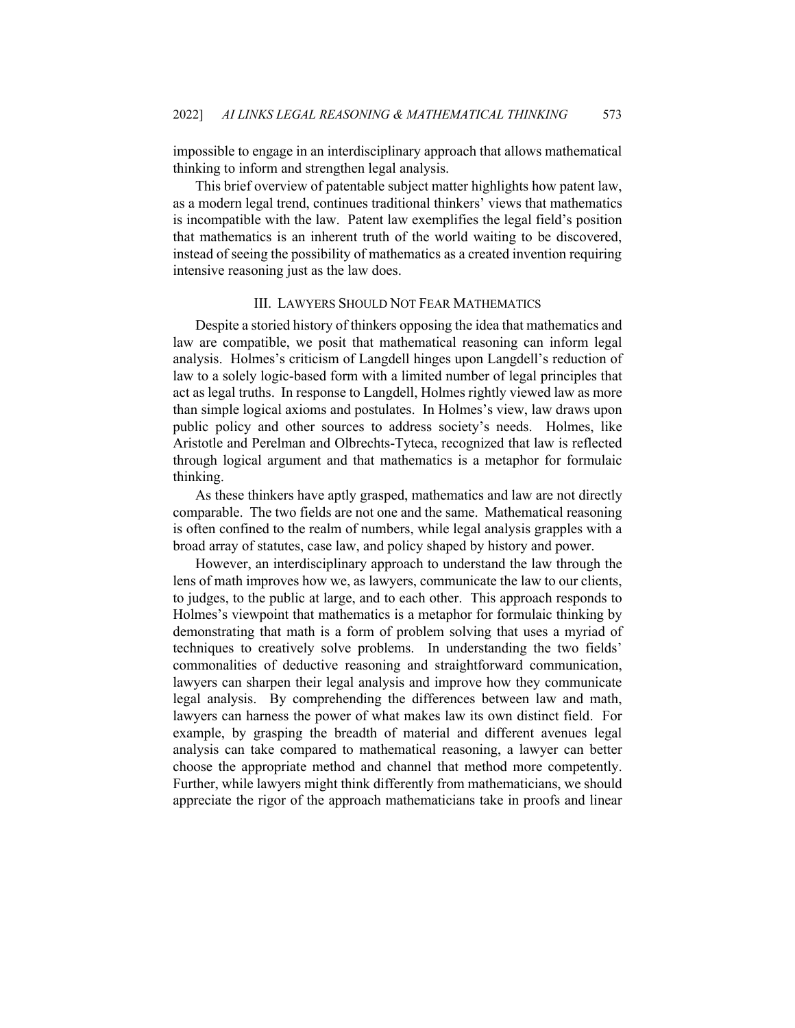impossible to engage in an interdisciplinary approach that allows mathematical thinking to inform and strengthen legal analysis.

This brief overview of patentable subject matter highlights how patent law, as a modern legal trend, continues traditional thinkers' views that mathematics is incompatible with the law. Patent law exemplifies the legal field's position that mathematics is an inherent truth of the world waiting to be discovered, instead of seeing the possibility of mathematics as a created invention requiring intensive reasoning just as the law does.

## III. LAWYERS SHOULD NOT FEAR MATHEMATICS

Despite a storied history of thinkers opposing the idea that mathematics and law are compatible, we posit that mathematical reasoning can inform legal analysis. Holmes's criticism of Langdell hinges upon Langdell's reduction of law to a solely logic-based form with a limited number of legal principles that act as legal truths. In response to Langdell, Holmes rightly viewed law as more than simple logical axioms and postulates. In Holmes's view, law draws upon public policy and other sources to address society's needs. Holmes, like Aristotle and Perelman and Olbrechts-Tyteca, recognized that law is reflected through logical argument and that mathematics is a metaphor for formulaic thinking.

As these thinkers have aptly grasped, mathematics and law are not directly comparable. The two fields are not one and the same. Mathematical reasoning is often confined to the realm of numbers, while legal analysis grapples with a broad array of statutes, case law, and policy shaped by history and power.

However, an interdisciplinary approach to understand the law through the lens of math improves how we, as lawyers, communicate the law to our clients, to judges, to the public at large, and to each other. This approach responds to Holmes's viewpoint that mathematics is a metaphor for formulaic thinking by demonstrating that math is a form of problem solving that uses a myriad of techniques to creatively solve problems. In understanding the two fields' commonalities of deductive reasoning and straightforward communication, lawyers can sharpen their legal analysis and improve how they communicate legal analysis. By comprehending the differences between law and math, lawyers can harness the power of what makes law its own distinct field. For example, by grasping the breadth of material and different avenues legal analysis can take compared to mathematical reasoning, a lawyer can better choose the appropriate method and channel that method more competently. Further, while lawyers might think differently from mathematicians, we should appreciate the rigor of the approach mathematicians take in proofs and linear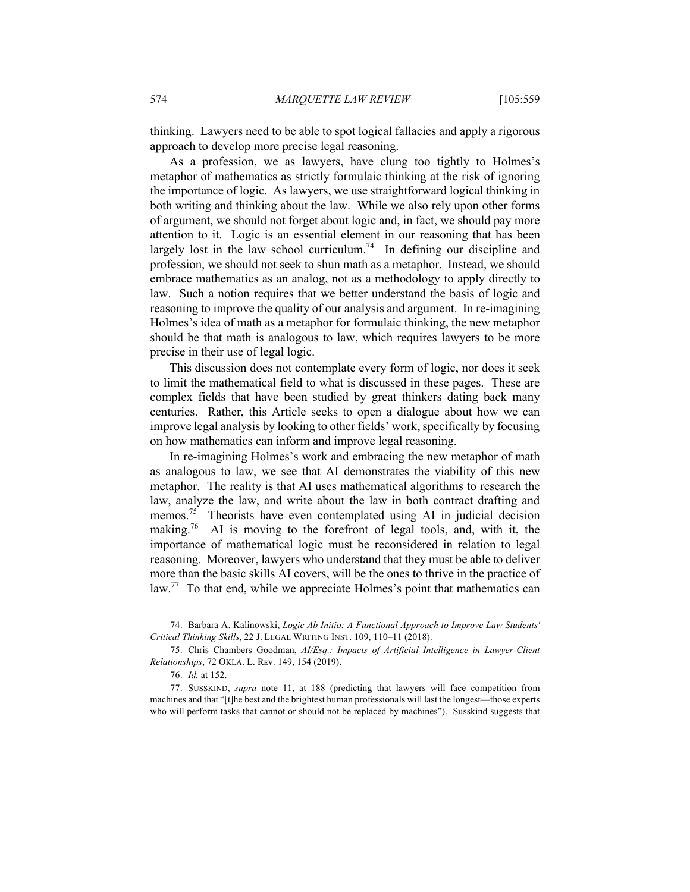thinking. Lawyers need to be able to spot logical fallacies and apply a rigorous approach to develop more precise legal reasoning.

As a profession, we as lawyers, have clung too tightly to Holmes's metaphor of mathematics as strictly formulaic thinking at the risk of ignoring the importance of logic. As lawyers, we use straightforward logical thinking in both writing and thinking about the law. While we also rely upon other forms of argument, we should not forget about logic and, in fact, we should pay more attention to it. Logic is an essential element in our reasoning that has been largely lost in the law school curriculum.[74] In defining our discipline and profession, we should not seek to shun math as a metaphor. Instead, we should embrace mathematics as an analog, not as a methodology to apply directly to law. Such a notion requires that we better understand the basis of logic and reasoning to improve the quality of our analysis and argument. In re-imagining Holmes's idea of math as a metaphor for formulaic thinking, the new metaphor should be that math is analogous to law, which requires lawyers to be more precise in their use of legal logic.

This discussion does not contemplate every form of logic, nor does it seek to limit the mathematical field to what is discussed in these pages. These are complex fields that have been studied by great thinkers dating back many centuries. Rather, this Article seeks to open a dialogue about how we can improve legal analysis by looking to other fields' work, specifically by focusing on how mathematics can inform and improve legal reasoning.

In re-imagining Holmes's work and embracing the new metaphor of math as analogous to law, we see that AI demonstrates the viability of this new metaphor. The reality is that AI uses mathematical algorithms to research the law, analyze the law, and write about the law in both contract drafting and memos.[75] Theorists have even contemplated using AI in judicial decision making.[76] AI is moving to the forefront of legal tools, and, with it, the importance of mathematical logic must be reconsidered in relation to legal reasoning. Moreover, lawyers who understand that they must be able to deliver more than the basic skills AI covers, will be the ones to thrive in the practice of law.[77] To that end, while we appreciate Holmes's point that mathematics can

---

74. Barbara A. Kalinowski, *Logic Ab Initio: A Functional Approach to Improve Law Students' Critical Thinking Skills*, 22 J. LEGAL WRITING INST. 109, 110–11 (2018).

75. Chris Chambers Goodman, *AI/Esq.: Impacts of Artificial Intelligence in Lawyer-Client Relationships*, 72 OKLA. L. REV. 149, 154 (2019).

76. *Id.* at 152.

77. SUSSKIND, *supra* note 11, at 188 (predicting that lawyers will face competition from machines and that "[t]he best and the brightest human professionals will last the longest—those experts who will perform tasks that cannot or should not be replaced by machines"). Susskind suggests that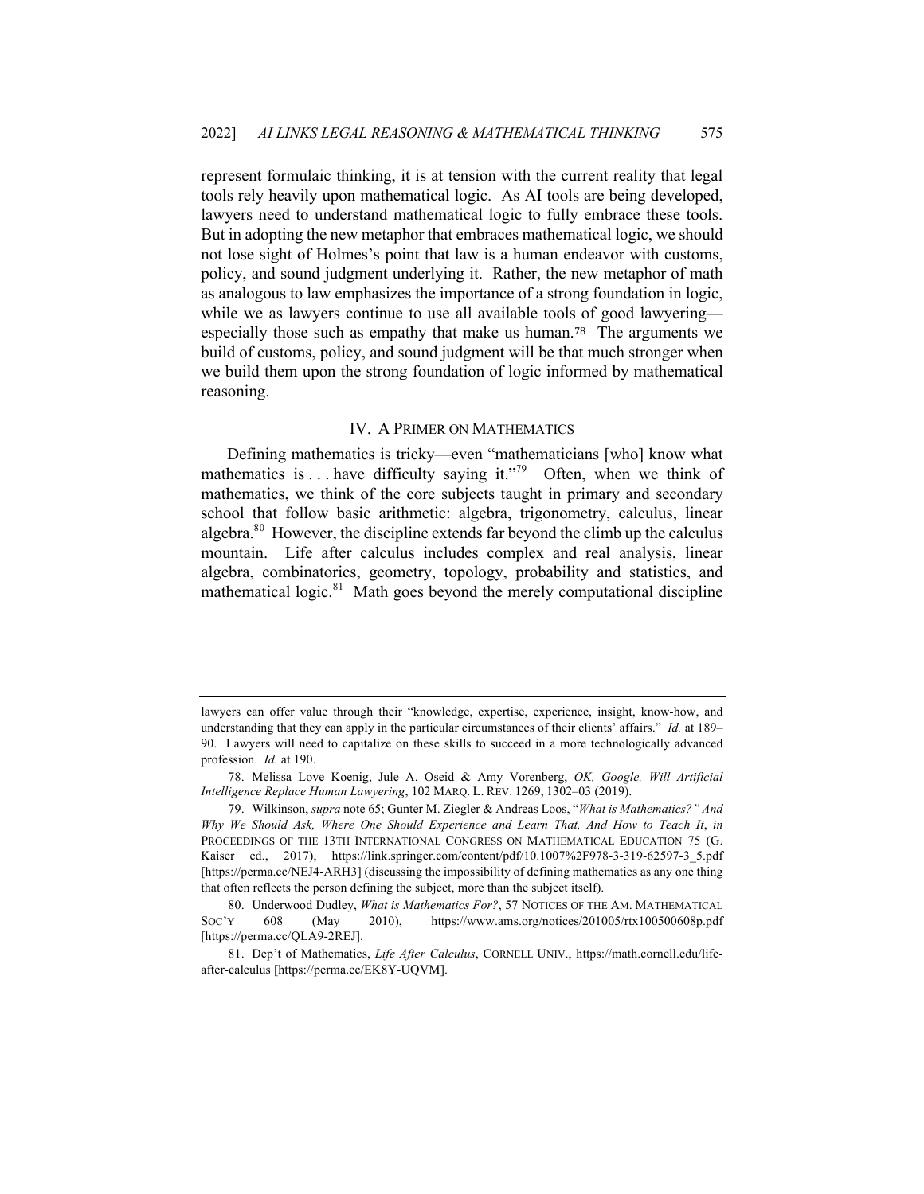represent formulaic thinking, it is at tension with the current reality that legal tools rely heavily upon mathematical logic. As AI tools are being developed, lawyers need to understand mathematical logic to fully embrace these tools. But in adopting the new metaphor that embraces mathematical logic, we should not lose sight of Holmes's point that law is a human endeavor with customs, policy, and sound judgment underlying it. Rather, the new metaphor of math as analogous to law emphasizes the importance of a strong foundation in logic, while we as lawyers continue to use all available tools of good lawyering—especially those such as empathy that make us human.[78] The arguments we build of customs, policy, and sound judgment will be that much stronger when we build them upon the strong foundation of logic informed by mathematical reasoning.

## IV. A PRIMER ON MATHEMATICS

Defining mathematics is tricky—even "mathematicians [who] know what mathematics is . . . have difficulty saying it."[79] Often, when we think of mathematics, we think of the core subjects taught in primary and secondary school that follow basic arithmetic: algebra, trigonometry, calculus, linear algebra.[80] However, the discipline extends far beyond the climb up the calculus mountain. Life after calculus includes complex and real analysis, linear algebra, combinatorics, geometry, topology, probability and statistics, and mathematical logic.[81] Math goes beyond the merely computational discipline

---

lawyers can offer value through their "knowledge, expertise, experience, insight, know-how, and understanding that they can apply in the particular circumstances of their clients' affairs." *Id.* at 189–90. Lawyers will need to capitalize on these skills to succeed in a more technologically advanced profession. *Id.* at 190.

78. Melissa Love Koenig, Jule A. Oseid & Amy Vorenberg, *OK, Google, Will Artificial Intelligence Replace Human Lawyering*, 102 MARQ. L. REV. 1269, 1302–03 (2019).

79. Wilkinson, *supra* note 65; Gunter M. Ziegler & Andreas Loos, "*What is Mathematics?" And Why We Should Ask, Where One Should Experience and Learn That, And How to Teach It*, *in* PROCEEDINGS OF THE 13TH INTERNATIONAL CONGRESS ON MATHEMATICAL EDUCATION 75 (G. Kaiser ed., 2017), https://link.springer.com/content/pdf/10.1007%2F978-3-319-62597-3_5.pdf [https://perma.cc/NEJ4-ARH3] (discussing the impossibility of defining mathematics as any one thing that often reflects the person defining the subject, more than the subject itself).

80. Underwood Dudley, *What is Mathematics For?*, 57 NOTICES OF THE AM. MATHEMATICAL SOC'Y 608 (May 2010), https://www.ams.org/notices/201005/rtx100500608p.pdf [https://perma.cc/QLA9-2REJ].

81. Dep't of Mathematics, *Life After Calculus*, CORNELL UNIV., https://math.cornell.edu/life-after-calculus [https://perma.cc/EK8Y-UQVM].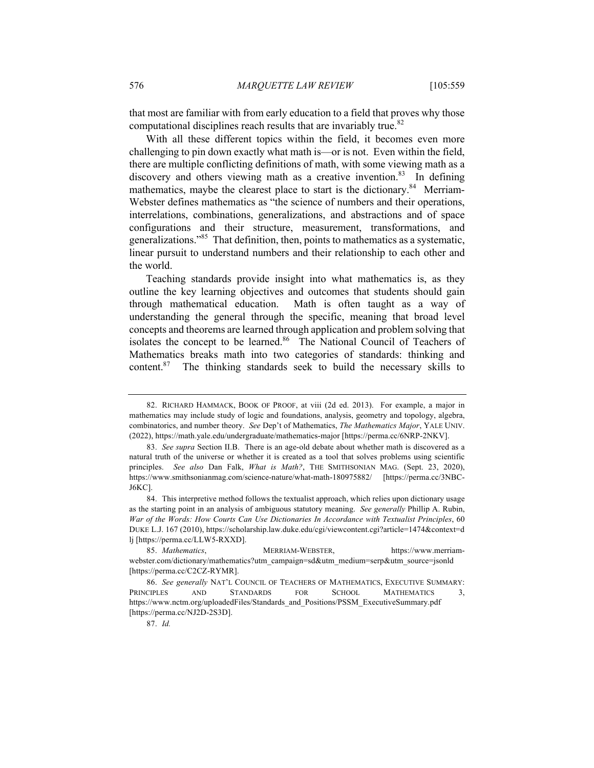that most are familiar with from early education to a field that proves why those computational disciplines reach results that are invariably true.[82]

With all these different topics within the field, it becomes even more challenging to pin down exactly what math is—or is not. Even within the field, there are multiple conflicting definitions of math, with some viewing math as a discovery and others viewing math as a creative invention.[83] In defining mathematics, maybe the clearest place to start is the dictionary.[84] Merriam-Webster defines mathematics as "the science of numbers and their operations, interrelations, combinations, generalizations, and abstractions and of space configurations and their structure, measurement, transformations, and generalizations."[85] That definition, then, points to mathematics as a systematic, linear pursuit to understand numbers and their relationship to each other and the world.

Teaching standards provide insight into what mathematics is, as they outline the key learning objectives and outcomes that students should gain through mathematical education. Math is often taught as a way of understanding the general through the specific, meaning that broad level concepts and theorems are learned through application and problem solving that isolates the concept to be learned.[86] The National Council of Teachers of Mathematics breaks math into two categories of standards: thinking and content.[87] The thinking standards seek to build the necessary skills to

---

82. RICHARD HAMMACK, BOOK OF PROOF, at viii (2d ed. 2013). For example, a major in mathematics may include study of logic and foundations, analysis, geometry and topology, algebra, combinatorics, and number theory. *See* Dep't of Mathematics, *The Mathematics Major*, YALE UNIV. (2022), https://math.yale.edu/undergraduate/mathematics-major [https://perma.cc/6NRP-2NKV].

83. *See supra* Section II.B. There is an age-old debate about whether math is discovered as a natural truth of the universe or whether it is created as a tool that solves problems using scientific principles. *See also* Dan Falk, *What is Math?*, THE SMITHSONIAN MAG. (Sept. 23, 2020), https://www.smithsonianmag.com/science-nature/what-math-180975882/ [https://perma.cc/3NBC-J6KC].

84. This interpretive method follows the textualist approach, which relies upon dictionary usage as the starting point in an analysis of ambiguous statutory meaning. *See generally* Phillip A. Rubin, *War of the Words: How Courts Can Use Dictionaries In Accordance with Textualist Principles*, 60 DUKE L.J. 167 (2010), https://scholarship.law.duke.edu/cgi/viewcontent.cgi?article=1474&context=dlj [https://perma.cc/LLW5-RXXD].

85. *Mathematics*, MERRIAM-WEBSTER, https://www.merriam-webster.com/dictionary/mathematics?utm_campaign=sd&utm_medium=serp&utm_source=jsonld [https://perma.cc/C2CZ-RYMR].

86. *See generally* NAT'L COUNCIL OF TEACHERS OF MATHEMATICS, EXECUTIVE SUMMARY: PRINCIPLES AND STANDARDS FOR SCHOOL MATHEMATICS 3, https://www.nctm.org/uploadedFiles/Standards_and_Positions/PSSM_ExecutiveSummary.pdf [https://perma.cc/NJ2D-2S3D].

87. *Id.*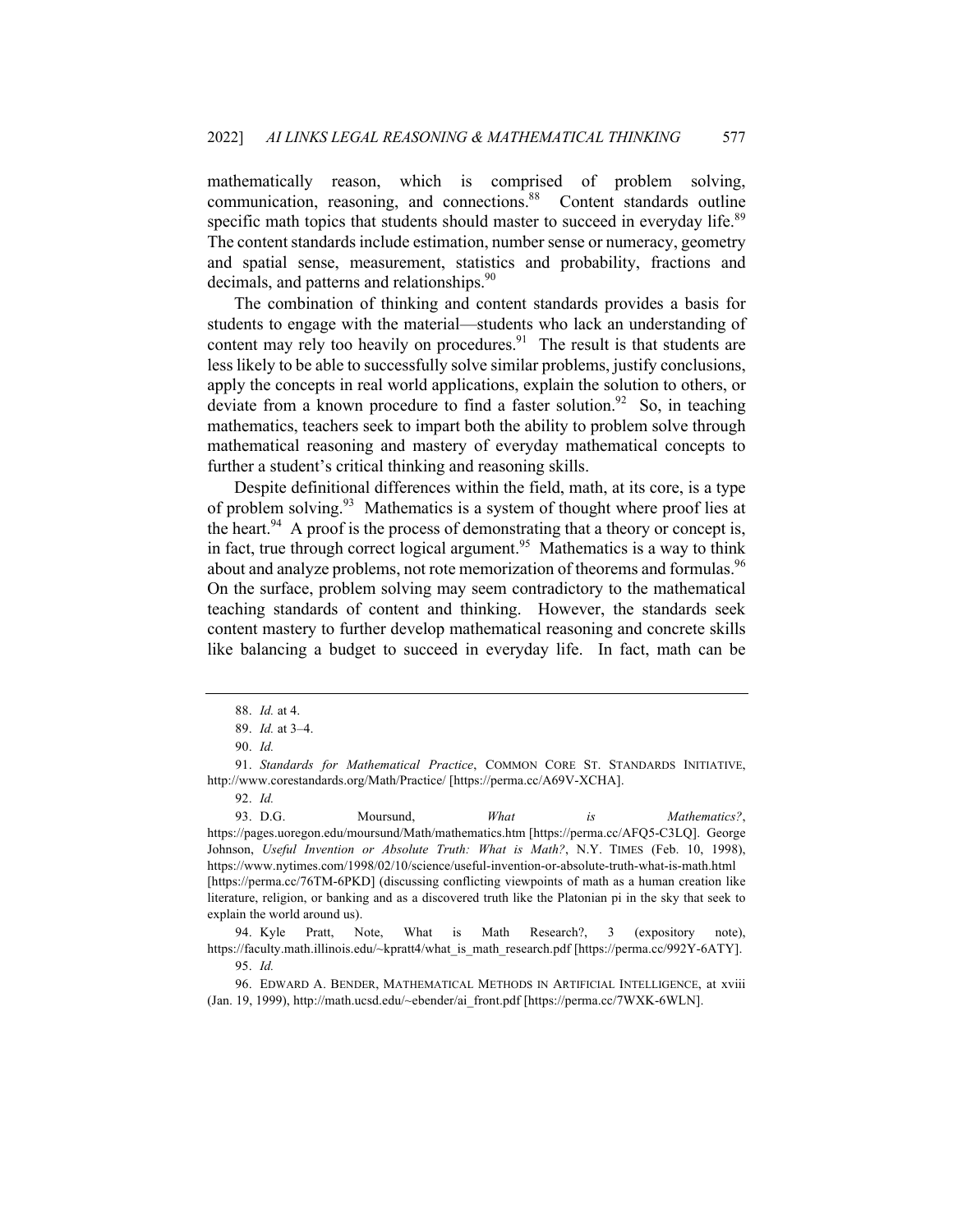mathematically reason, which is comprised of problem solving, communication, reasoning, and connections.[88] Content standards outline specific math topics that students should master to succeed in everyday life.[89] The content standards include estimation, number sense or numeracy, geometry and spatial sense, measurement, statistics and probability, fractions and decimals, and patterns and relationships.[90]

The combination of thinking and content standards provides a basis for students to engage with the material—students who lack an understanding of content may rely too heavily on procedures.[91] The result is that students are less likely to be able to successfully solve similar problems, justify conclusions, apply the concepts in real world applications, explain the solution to others, or deviate from a known procedure to find a faster solution.[92] So, in teaching mathematics, teachers seek to impart both the ability to problem solve through mathematical reasoning and mastery of everyday mathematical concepts to further a student's critical thinking and reasoning skills.

Despite definitional differences within the field, math, at its core, is a type of problem solving.[93] Mathematics is a system of thought where proof lies at the heart.[94] A proof is the process of demonstrating that a theory or concept is, in fact, true through correct logical argument.[95] Mathematics is a way to think about and analyze problems, not rote memorization of theorems and formulas.[96] On the surface, problem solving may seem contradictory to the mathematical teaching standards of content and thinking. However, the standards seek content mastery to further develop mathematical reasoning and concrete skills like balancing a budget to succeed in everyday life. In fact, math can be

---

88. *Id.* at 4.

89. *Id.* at 3–4.

90. *Id.*

91. *Standards for Mathematical Practice*, COMMON CORE ST. STANDARDS INITIATIVE, http://www.corestandards.org/Math/Practice/ [https://perma.cc/A69V-XCHA].

92. *Id.*

93. D.G. Moursund, *What is Mathematics?*, https://pages.uoregon.edu/moursund/Math/mathematics.htm [https://perma.cc/AFQ5-C3LQ]. George Johnson, *Useful Invention or Absolute Truth: What is Math?*, N.Y. TIMES (Feb. 10, 1998), https://www.nytimes.com/1998/02/10/science/useful-invention-or-absolute-truth-what-is-math.html [https://perma.cc/76TM-6PKD] (discussing conflicting viewpoints of math as a human creation like literature, religion, or banking and as a discovered truth like the Platonian pi in the sky that seek to explain the world around us).

94. Kyle Pratt, Note, What is Math Research?, 3 (expository note), https://faculty.math.illinois.edu/~kpratt4/what_is_math_research.pdf [https://perma.cc/992Y-6ATY].

95. *Id.*

96. EDWARD A. BENDER, MATHEMATICAL METHODS IN ARTIFICIAL INTELLIGENCE, at xviii (Jan. 19, 1999), http://math.ucsd.edu/~ebender/ai_front.pdf [https://perma.cc/7WXK-6WLN].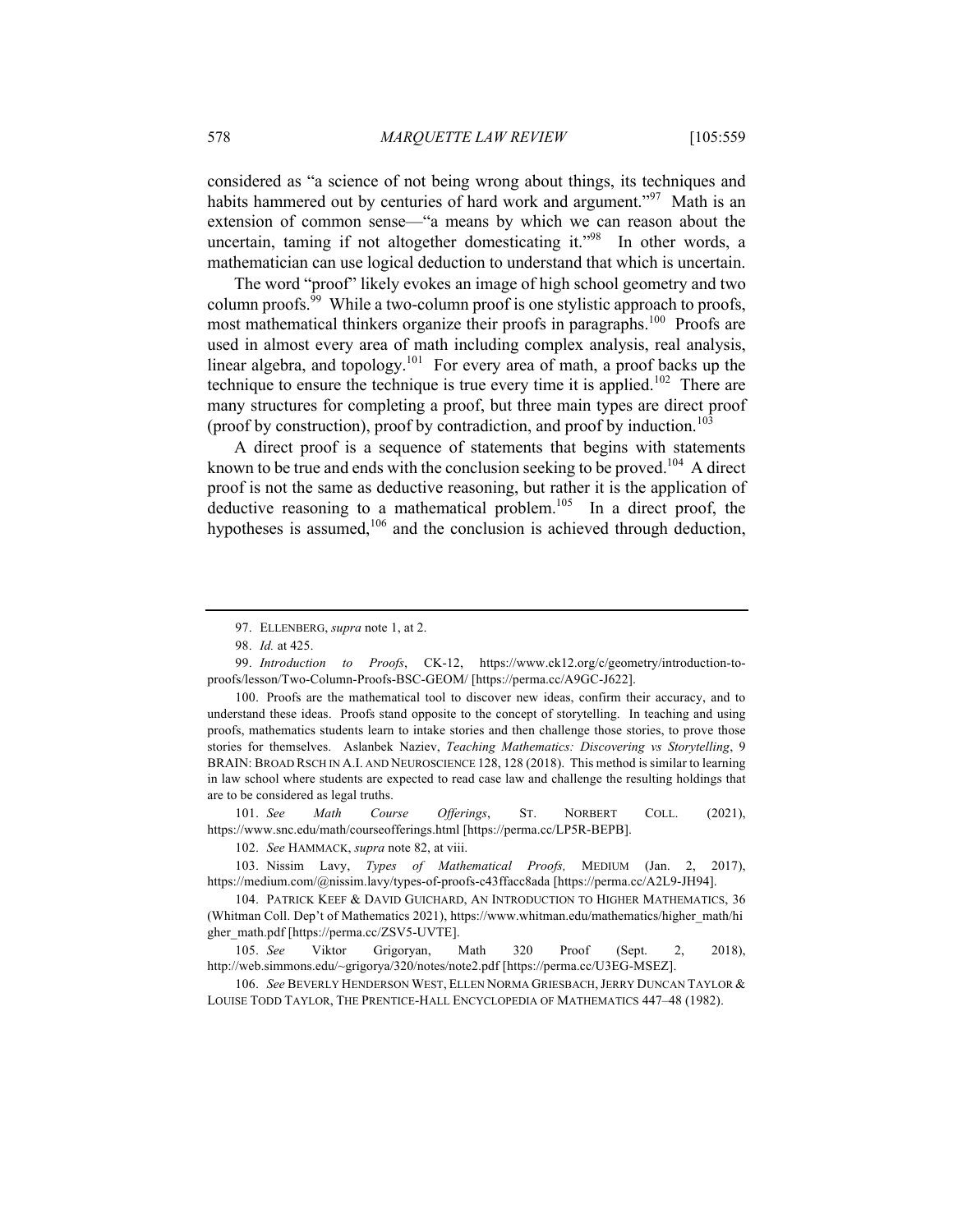considered as "a science of not being wrong about things, its techniques and habits hammered out by centuries of hard work and argument."[97] Math is an extension of common sense—"a means by which we can reason about the uncertain, taming if not altogether domesticating it."[98] In other words, a mathematician can use logical deduction to understand that which is uncertain.

The word "proof" likely evokes an image of high school geometry and two column proofs.[99] While a two-column proof is one stylistic approach to proofs, most mathematical thinkers organize their proofs in paragraphs.[100] Proofs are used in almost every area of math including complex analysis, real analysis, linear algebra, and topology.[101] For every area of math, a proof backs up the technique to ensure the technique is true every time it is applied.[102] There are many structures for completing a proof, but three main types are direct proof (proof by construction), proof by contradiction, and proof by induction.[103]

A direct proof is a sequence of statements that begins with statements known to be true and ends with the conclusion seeking to be proved.[104] A direct proof is not the same as deductive reasoning, but rather it is the application of deductive reasoning to a mathematical problem.[105] In a direct proof, the hypotheses is assumed,[106] and the conclusion is achieved through deduction,

---

97. ELLENBERG, *supra* note 1, at 2.

98. *Id.* at 425.

99. *Introduction to Proofs*, CK-12, https://www.ck12.org/c/geometry/introduction-to-proofs/lesson/Two-Column-Proofs-BSC-GEOM/ [https://perma.cc/A9GC-J622].

100. Proofs are the mathematical tool to discover new ideas, confirm their accuracy, and to understand these ideas. Proofs stand opposite to the concept of storytelling. In teaching and using proofs, mathematics students learn to intake stories and then challenge those stories, to prove those stories for themselves. Aslanbek Naziev, *Teaching Mathematics: Discovering vs Storytelling*, 9 BRAIN: BROAD RSCH IN A.I. AND NEUROSCIENCE 128, 128 (2018). This method is similar to learning in law school where students are expected to read case law and challenge the resulting holdings that are to be considered as legal truths.

101. *See Math Course Offerings*, ST. NORBERT COLL. (2021), https://www.snc.edu/math/courseofferings.html [https://perma.cc/LP5R-BEPB].

102. *See* HAMMACK, *supra* note 82, at viii.

103. Nissim Lavy, *Types of Mathematical Proofs,* MEDIUM (Jan. 2, 2017), https://medium.com/@nissim.lavy/types-of-proofs-c43ffacc8ada [https://perma.cc/A2L9-JH94].

104. PATRICK KEEF & DAVID GUICHARD, AN INTRODUCTION TO HIGHER MATHEMATICS, 36 (Whitman Coll. Dep't of Mathematics 2021), https://www.whitman.edu/mathematics/higher_math/higher_math.pdf [https://perma.cc/ZSV5-UVTE].

105. *See* Viktor Grigoryan, Math 320 Proof (Sept. 2, 2018), http://web.simmons.edu/~grigorya/320/notes/note2.pdf [https://perma.cc/U3EG-MSEZ].

106. *See* BEVERLY HENDERSON WEST, ELLEN NORMA GRIESBACH, JERRY DUNCAN TAYLOR & LOUISE TODD TAYLOR, THE PRENTICE-HALL ENCYCLOPEDIA OF MATHEMATICS 447–48 (1982).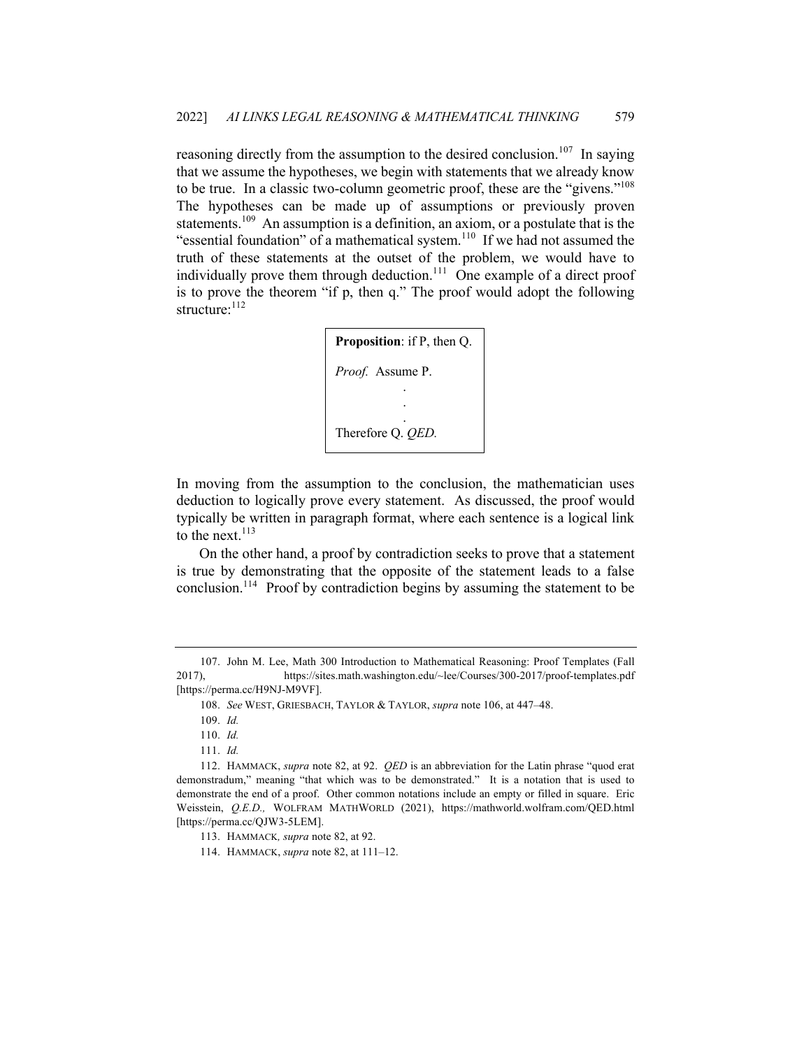reasoning directly from the assumption to the desired conclusion.[107] In saying that we assume the hypotheses, we begin with statements that we already know to be true. In a classic two-column geometric proof, these are the "givens."[108] The hypotheses can be made up of assumptions or previously proven statements.[109] An assumption is a definition, an axiom, or a postulate that is the "essential foundation" of a mathematical system.[110] If we had not assumed the truth of these statements at the outset of the problem, we would have to individually prove them through deduction.[111] One example of a direct proof is to prove the theorem "if p, then q." The proof would adopt the following structure:[112]

> **Proposition**: if P, then Q.
>
> *Proof.* Assume P.
>
> .
>
> .
>
> .
>
> Therefore Q. *QED.*

In moving from the assumption to the conclusion, the mathematician uses deduction to logically prove every statement. As discussed, the proof would typically be written in paragraph format, where each sentence is a logical link to the next.[113]

On the other hand, a proof by contradiction seeks to prove that a statement is true by demonstrating that the opposite of the statement leads to a false conclusion.[114] Proof by contradiction begins by assuming the statement to be

---

107. John M. Lee, Math 300 Introduction to Mathematical Reasoning: Proof Templates (Fall 2017), https://sites.math.washington.edu/~lee/Courses/300-2017/proof-templates.pdf [https://perma.cc/H9NJ-M9VF].

108. *See* WEST, GRIESBACH, TAYLOR & TAYLOR, *supra* note 106, at 447–48.

109. *Id.*

110. *Id.*

111. *Id.*

112. HAMMACK, *supra* note 82, at 92. *QED* is an abbreviation for the Latin phrase "quod erat demonstradum," meaning "that which was to be demonstrated." It is a notation that is used to demonstrate the end of a proof. Other common notations include an empty or filled in square. Eric Weisstein, *Q.E.D.,* WOLFRAM MATHWORLD (2021), https://mathworld.wolfram.com/QED.html [https://perma.cc/QJW3-5LEM].

113. HAMMACK*, supra* note 82, at 92.

114. HAMMACK, *supra* note 82, at 111–12.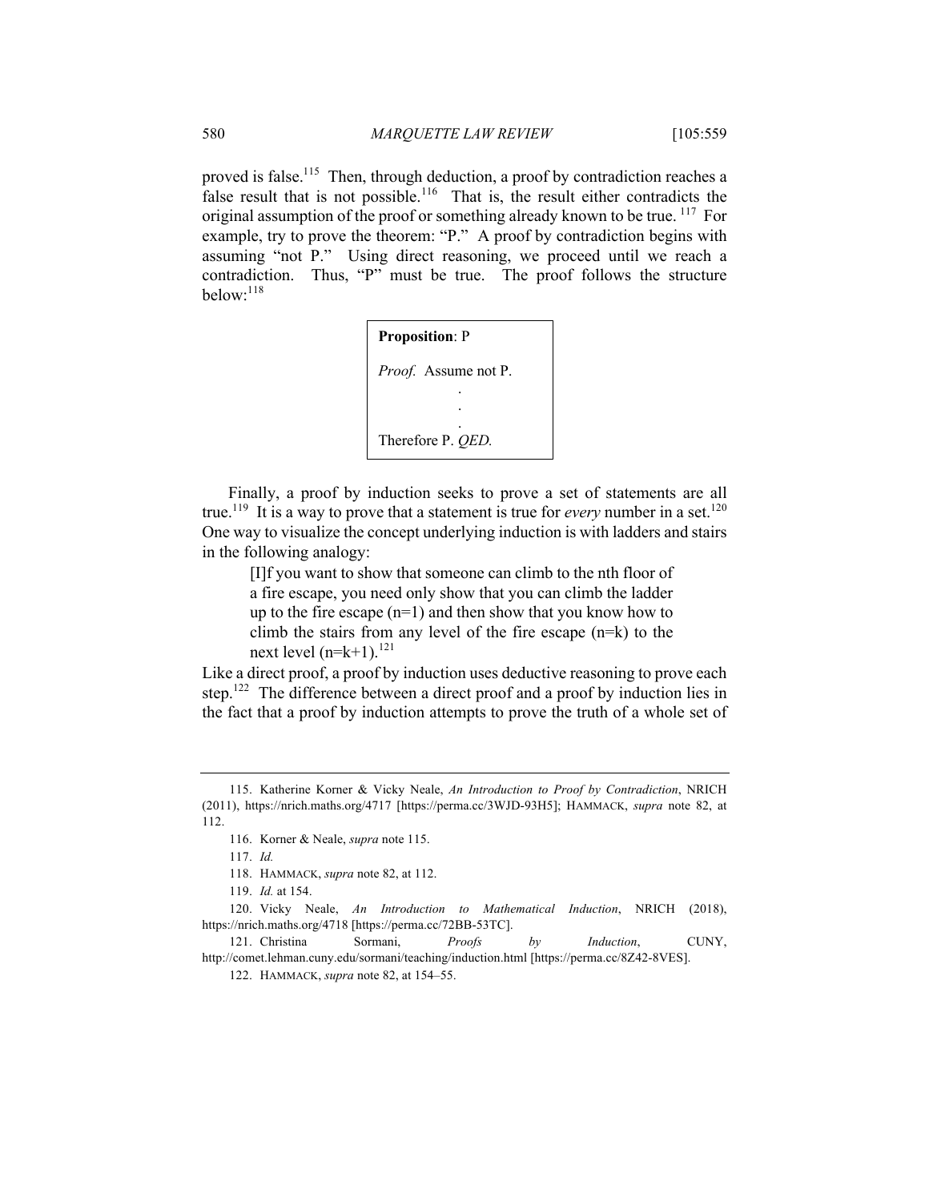proved is false.[115] Then, through deduction, a proof by contradiction reaches a false result that is not possible.[116] That is, the result either contradicts the original assumption of the proof or something already known to be true.[117] For example, try to prove the theorem: "P." A proof by contradiction begins with assuming "not P." Using direct reasoning, we proceed until we reach a contradiction. Thus, "P" must be true. The proof follows the structure below:[118]

> **Proposition**: P
>
> *Proof.* Assume not P.
>
> .
>
> .
>
> .
>
> Therefore P. *QED.*

Finally, a proof by induction seeks to prove a set of statements are all true.[119] It is a way to prove that a statement is true for *every* number in a set.[120] One way to visualize the concept underlying induction is with ladders and stairs in the following analogy:

> [I]f you want to show that someone can climb to the nth floor of a fire escape, you need only show that you can climb the ladder up to the fire escape (n=1) and then show that you know how to climb the stairs from any level of the fire escape (n=k) to the next level (n=k+1).[121]

Like a direct proof, a proof by induction uses deductive reasoning to prove each step.[122] The difference between a direct proof and a proof by induction lies in the fact that a proof by induction attempts to prove the truth of a whole set of

---

115. Katherine Korner & Vicky Neale, *An Introduction to Proof by Contradiction*, NRICH (2011), https://nrich.maths.org/4717 [https://perma.cc/3WJD-93H5]; HAMMACK, *supra* note 82, at 112.

116. Korner & Neale, *supra* note 115.

117. *Id.*

118. HAMMACK, *supra* note 82, at 112.

119. *Id.* at 154.

120. Vicky Neale, *An Introduction to Mathematical Induction*, NRICH (2018), https://nrich.maths.org/4718 [https://perma.cc/72BB-53TC].

121. Christina Sormani, *Proofs by Induction*, CUNY, http://comet.lehman.cuny.edu/sormani/teaching/induction.html [https://perma.cc/8Z42-8VES].

122. HAMMACK, *supra* note 82, at 154–55.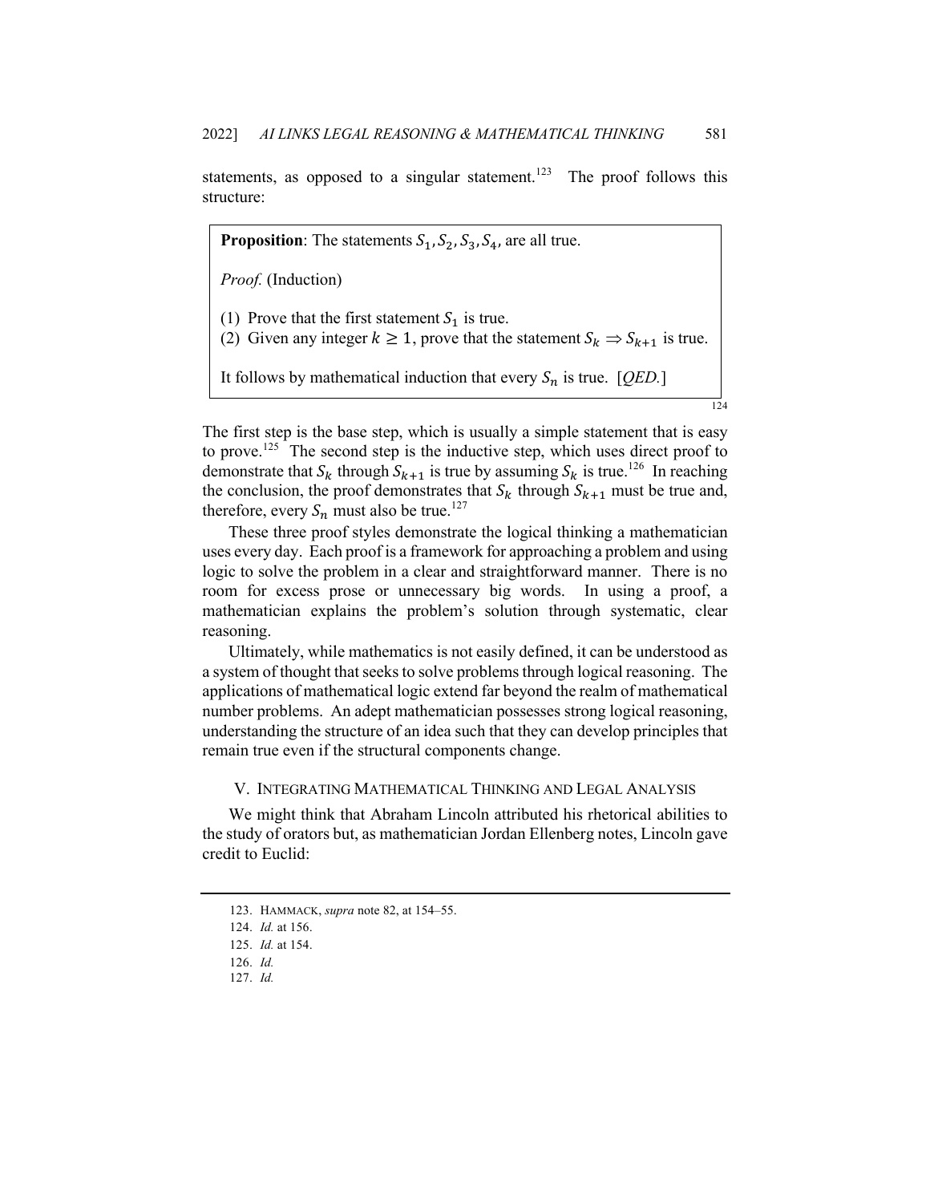statements, as opposed to a singular statement.[123] The proof follows this structure:

> **Proposition**: The statements $S_1, S_2, S_3, S_4,$ are all true.
>
> *Proof.* (Induction)
>
> (1) Prove that the first statement $S_1$ is true.
> (2) Given any integer $k \geq 1$, prove that the statement $S_k \Rightarrow S_{k+1}$ is true.
>
> It follows by mathematical induction that every $S_n$ is true. [*QED.*]

[124]

The first step is the base step, which is usually a simple statement that is easy to prove.[125] The second step is the inductive step, which uses direct proof to demonstrate that $S_k$ through $S_{k+1}$ is true by assuming $S_k$ is true.[126] In reaching the conclusion, the proof demonstrates that $S_k$ through $S_{k+1}$ must be true and, therefore, every $S_n$ must also be true.[127]

These three proof styles demonstrate the logical thinking a mathematician uses every day. Each proof is a framework for approaching a problem and using logic to solve the problem in a clear and straightforward manner. There is no room for excess prose or unnecessary big words. In using a proof, a mathematician explains the problem's solution through systematic, clear reasoning.

Ultimately, while mathematics is not easily defined, it can be understood as a system of thought that seeks to solve problems through logical reasoning. The applications of mathematical logic extend far beyond the realm of mathematical number problems. An adept mathematician possesses strong logical reasoning, understanding the structure of an idea such that they can develop principles that remain true even if the structural components change.

## V. INTEGRATING MATHEMATICAL THINKING AND LEGAL ANALYSIS

We might think that Abraham Lincoln attributed his rhetorical abilities to the study of orators but, as mathematician Jordan Ellenberg notes, Lincoln gave credit to Euclid:

---

123. HAMMACK, *supra* note 82, at 154–55.
124. *Id.* at 156.
125. *Id.* at 154.
126. *Id.*
127. *Id.*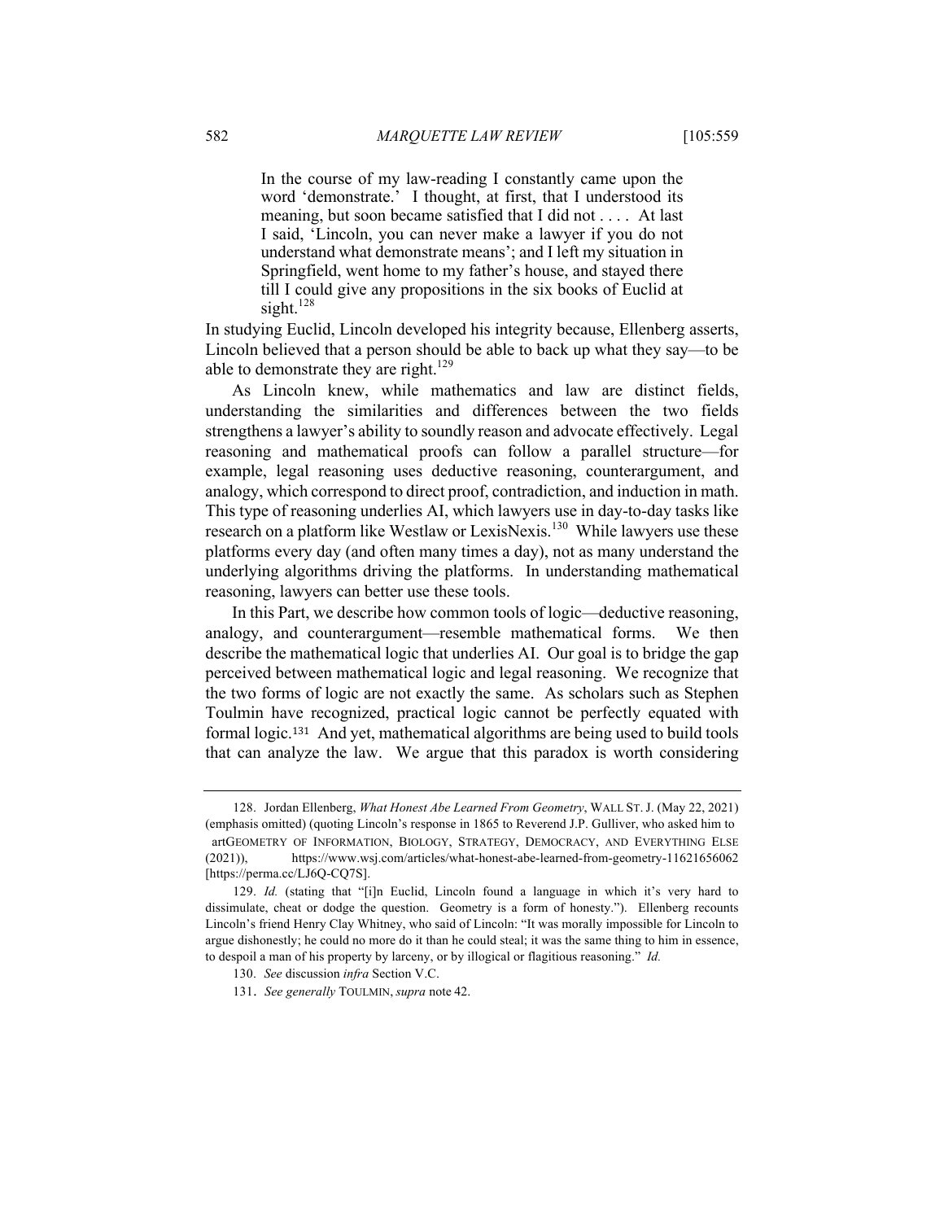> In the course of my law-reading I constantly came upon the word 'demonstrate.' I thought, at first, that I understood its meaning, but soon became satisfied that I did not . . . . At last I said, 'Lincoln, you can never make a lawyer if you do not understand what demonstrate means'; and I left my situation in Springfield, went home to my father's house, and stayed there till I could give any propositions in the six books of Euclid at sight.[128]

In studying Euclid, Lincoln developed his integrity because, Ellenberg asserts, Lincoln believed that a person should be able to back up what they say—to be able to demonstrate they are right.[129]

As Lincoln knew, while mathematics and law are distinct fields, understanding the similarities and differences between the two fields strengthens a lawyer's ability to soundly reason and advocate effectively. Legal reasoning and mathematical proofs can follow a parallel structure—for example, legal reasoning uses deductive reasoning, counterargument, and analogy, which correspond to direct proof, contradiction, and induction in math. This type of reasoning underlies AI, which lawyers use in day-to-day tasks like research on a platform like Westlaw or LexisNexis.[130] While lawyers use these platforms every day (and often many times a day), not as many understand the underlying algorithms driving the platforms. In understanding mathematical reasoning, lawyers can better use these tools.

In this Part, we describe how common tools of logic—deductive reasoning, analogy, and counterargument—resemble mathematical forms. We then describe the mathematical logic that underlies AI. Our goal is to bridge the gap perceived between mathematical logic and legal reasoning. We recognize that the two forms of logic are not exactly the same. As scholars such as Stephen Toulmin have recognized, practical logic cannot be perfectly equated with formal logic.[131] And yet, mathematical algorithms are being used to build tools that can analyze the law. We argue that this paradox is worth considering

---

128. Jordan Ellenberg, *What Honest Abe Learned From Geometry*, WALL ST. J. (May 22, 2021) (emphasis omitted) (quoting Lincoln's response in 1865 to Reverend J.P. Gulliver, who asked him to artGEOMETRY OF INFORMATION, BIOLOGY, STRATEGY, DEMOCRACY, AND EVERYTHING ELSE (2021)), https://www.wsj.com/articles/what-honest-abe-learned-from-geometry-11621656062 [https://perma.cc/LJ6Q-CQ7S].

129. *Id.* (stating that "[i]n Euclid, Lincoln found a language in which it's very hard to dissimulate, cheat or dodge the question. Geometry is a form of honesty."). Ellenberg recounts Lincoln's friend Henry Clay Whitney, who said of Lincoln: "It was morally impossible for Lincoln to argue dishonestly; he could no more do it than he could steal; it was the same thing to him in essence, to despoil a man of his property by larceny, or by illogical or flagitious reasoning." *Id.*

130. *See* discussion *infra* Section V.C.

131. *See generally* TOULMIN, *supra* note 42.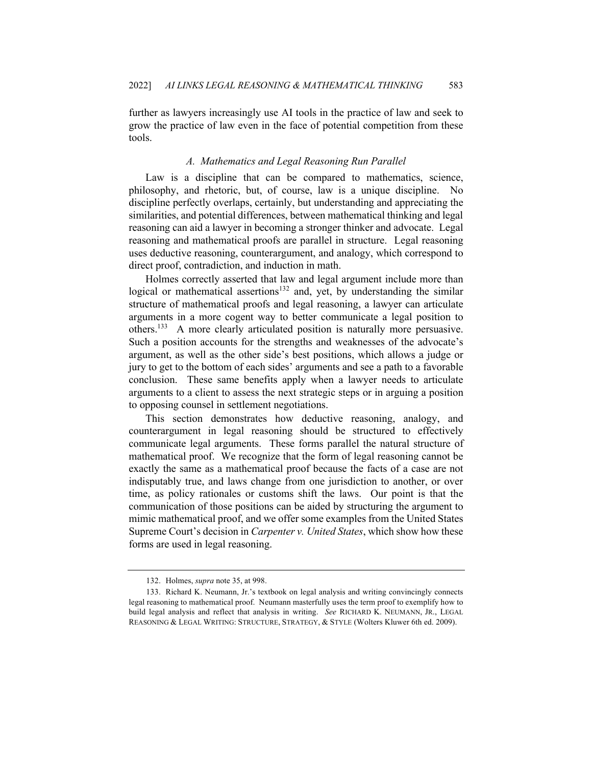further as lawyers increasingly use AI tools in the practice of law and seek to grow the practice of law even in the face of potential competition from these tools.

### *A. Mathematics and Legal Reasoning Run Parallel*

Law is a discipline that can be compared to mathematics, science, philosophy, and rhetoric, but, of course, law is a unique discipline. No discipline perfectly overlaps, certainly, but understanding and appreciating the similarities, and potential differences, between mathematical thinking and legal reasoning can aid a lawyer in becoming a stronger thinker and advocate. Legal reasoning and mathematical proofs are parallel in structure. Legal reasoning uses deductive reasoning, counterargument, and analogy, which correspond to direct proof, contradiction, and induction in math.

Holmes correctly asserted that law and legal argument include more than logical or mathematical assertions[132] and, yet, by understanding the similar structure of mathematical proofs and legal reasoning, a lawyer can articulate arguments in a more cogent way to better communicate a legal position to others.[133] A more clearly articulated position is naturally more persuasive. Such a position accounts for the strengths and weaknesses of the advocate's argument, as well as the other side's best positions, which allows a judge or jury to get to the bottom of each sides' arguments and see a path to a favorable conclusion. These same benefits apply when a lawyer needs to articulate arguments to a client to assess the next strategic steps or in arguing a position to opposing counsel in settlement negotiations.

This section demonstrates how deductive reasoning, analogy, and counterargument in legal reasoning should be structured to effectively communicate legal arguments. These forms parallel the natural structure of mathematical proof. We recognize that the form of legal reasoning cannot be exactly the same as a mathematical proof because the facts of a case are not indisputably true, and laws change from one jurisdiction to another, or over time, as policy rationales or customs shift the laws. Our point is that the communication of those positions can be aided by structuring the argument to mimic mathematical proof, and we offer some examples from the United States Supreme Court's decision in *Carpenter v. United States*, which show how these forms are used in legal reasoning.

---

132. Holmes, *supra* note 35, at 998.

133. Richard K. Neumann, Jr.'s textbook on legal analysis and writing convincingly connects legal reasoning to mathematical proof. Neumann masterfully uses the term proof to exemplify how to build legal analysis and reflect that analysis in writing. *See* RICHARD K. NEUMANN, JR., LEGAL REASONING & LEGAL WRITING: STRUCTURE, STRATEGY, & STYLE (Wolters Kluwer 6th ed. 2009).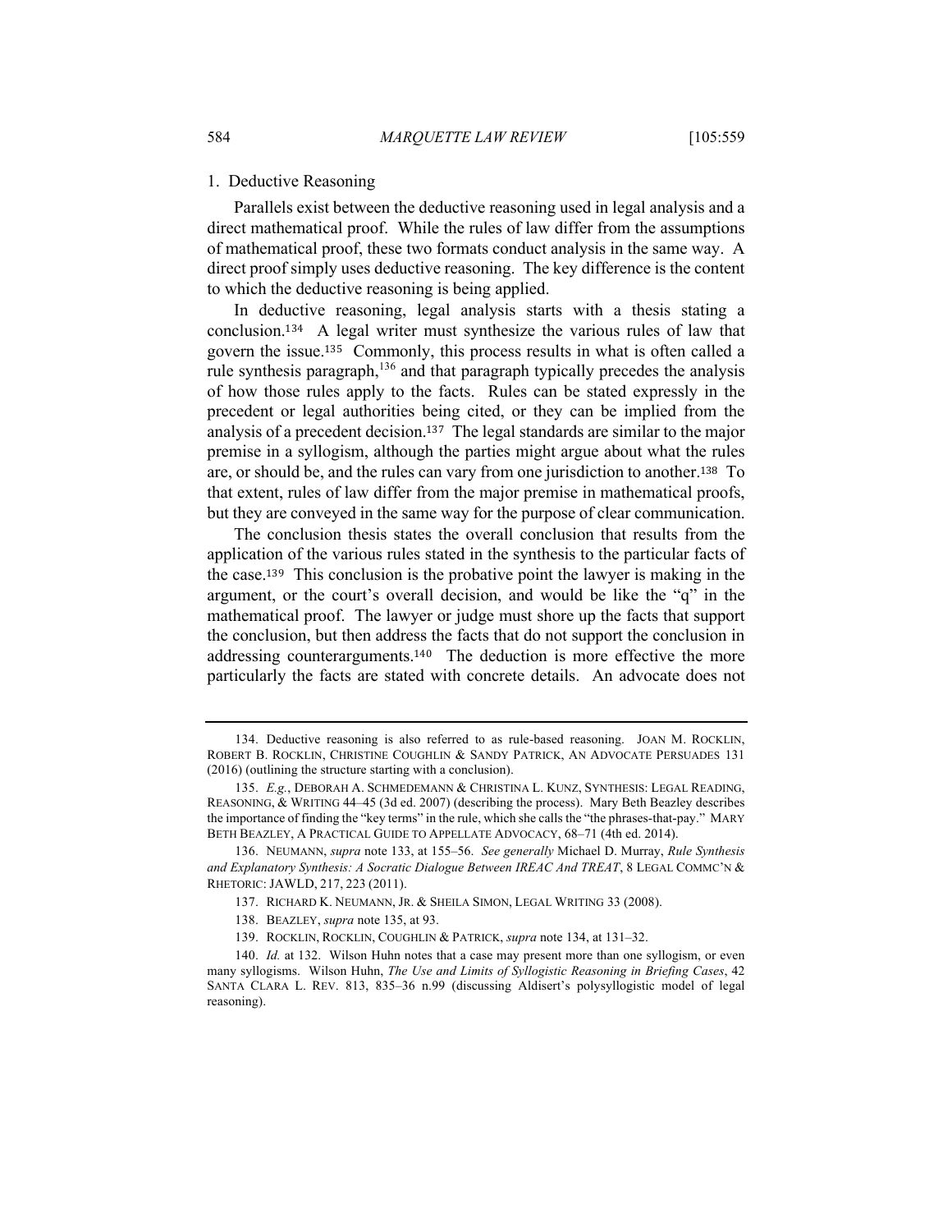### 1. Deductive Reasoning

Parallels exist between the deductive reasoning used in legal analysis and a direct mathematical proof. While the rules of law differ from the assumptions of mathematical proof, these two formats conduct analysis in the same way. A direct proof simply uses deductive reasoning. The key difference is the content to which the deductive reasoning is being applied.

In deductive reasoning, legal analysis starts with a thesis stating a conclusion.[134] A legal writer must synthesize the various rules of law that govern the issue.[135] Commonly, this process results in what is often called a rule synthesis paragraph,[136] and that paragraph typically precedes the analysis of how those rules apply to the facts. Rules can be stated expressly in the precedent or legal authorities being cited, or they can be implied from the analysis of a precedent decision.[137] The legal standards are similar to the major premise in a syllogism, although the parties might argue about what the rules are, or should be, and the rules can vary from one jurisdiction to another.[138] To that extent, rules of law differ from the major premise in mathematical proofs, but they are conveyed in the same way for the purpose of clear communication.

The conclusion thesis states the overall conclusion that results from the application of the various rules stated in the synthesis to the particular facts of the case.[139] This conclusion is the probative point the lawyer is making in the argument, or the court's overall decision, and would be like the "q" in the mathematical proof. The lawyer or judge must shore up the facts that support the conclusion, but then address the facts that do not support the conclusion in addressing counterarguments.[140] The deduction is more effective the more particularly the facts are stated with concrete details. An advocate does not

---

134. Deductive reasoning is also referred to as rule-based reasoning. JOAN M. ROCKLIN, ROBERT B. ROCKLIN, CHRISTINE COUGHLIN & SANDY PATRICK, AN ADVOCATE PERSUADES 131 (2016) (outlining the structure starting with a conclusion).

135. *E.g.*, DEBORAH A. SCHMEDEMANN & CHRISTINA L. KUNZ, SYNTHESIS: LEGAL READING, REASONING, & WRITING 44–45 (3d ed. 2007) (describing the process). Mary Beth Beazley describes the importance of finding the "key terms" in the rule, which she calls the "the phrases-that-pay." MARY BETH BEAZLEY, A PRACTICAL GUIDE TO APPELLATE ADVOCACY, 68–71 (4th ed. 2014).

136. NEUMANN, *supra* note 133, at 155–56. *See generally* Michael D. Murray, *Rule Synthesis and Explanatory Synthesis: A Socratic Dialogue Between IREAC And TREAT*, 8 LEGAL COMMC'N & RHETORIC: JAWLD, 217, 223 (2011).

137. RICHARD K. NEUMANN, JR. & SHEILA SIMON, LEGAL WRITING 33 (2008).

138. BEAZLEY, *supra* note 135, at 93.

139. ROCKLIN, ROCKLIN, COUGHLIN & PATRICK, *supra* note 134, at 131–32.

140. *Id.* at 132. Wilson Huhn notes that a case may present more than one syllogism, or even many syllogisms. Wilson Huhn, *The Use and Limits of Syllogistic Reasoning in Briefing Cases*, 42 SANTA CLARA L. REV. 813, 835–36 n.99 (discussing Aldisert's polysyllogistic model of legal reasoning).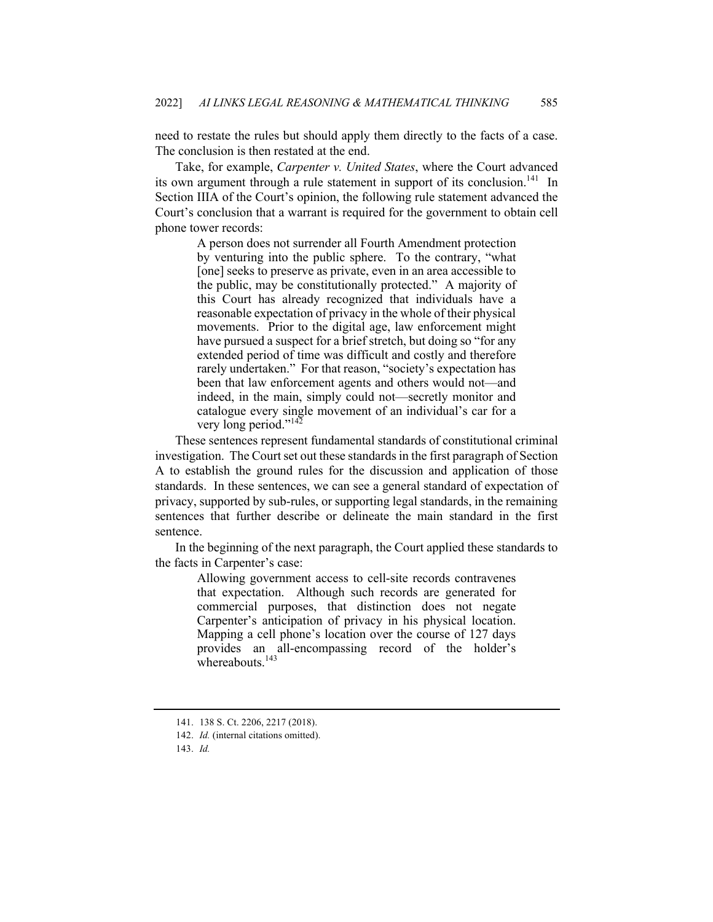need to restate the rules but should apply them directly to the facts of a case. The conclusion is then restated at the end.

Take, for example, *Carpenter v. United States*, where the Court advanced its own argument through a rule statement in support of its conclusion.[141] In Section IIIA of the Court's opinion, the following rule statement advanced the Court's conclusion that a warrant is required for the government to obtain cell phone tower records:

> A person does not surrender all Fourth Amendment protection by venturing into the public sphere. To the contrary, "what [one] seeks to preserve as private, even in an area accessible to the public, may be constitutionally protected." A majority of this Court has already recognized that individuals have a reasonable expectation of privacy in the whole of their physical movements. Prior to the digital age, law enforcement might have pursued a suspect for a brief stretch, but doing so "for any extended period of time was difficult and costly and therefore rarely undertaken." For that reason, "society's expectation has been that law enforcement agents and others would not—and indeed, in the main, simply could not—secretly monitor and catalogue every single movement of an individual's car for a very long period."[142]

These sentences represent fundamental standards of constitutional criminal investigation. The Court set out these standards in the first paragraph of Section A to establish the ground rules for the discussion and application of those standards. In these sentences, we can see a general standard of expectation of privacy, supported by sub-rules, or supporting legal standards, in the remaining sentences that further describe or delineate the main standard in the first sentence.

In the beginning of the next paragraph, the Court applied these standards to the facts in Carpenter's case:

> Allowing government access to cell-site records contravenes that expectation. Although such records are generated for commercial purposes, that distinction does not negate Carpenter's anticipation of privacy in his physical location. Mapping a cell phone's location over the course of 127 days provides an all-encompassing record of the holder's whereabouts.[143]

---

141. 138 S. Ct. 2206, 2217 (2018).

142. *Id.* (internal citations omitted).

143. *Id.*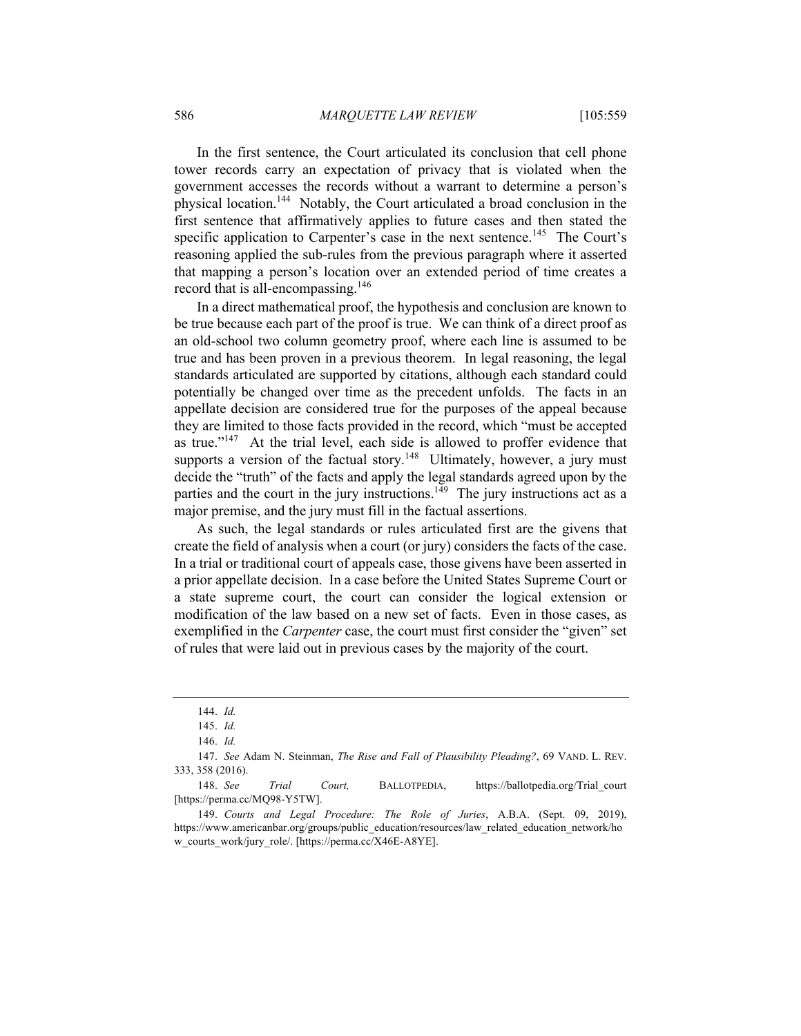In the first sentence, the Court articulated its conclusion that cell phone tower records carry an expectation of privacy that is violated when the government accesses the records without a warrant to determine a person's physical location.[144] Notably, the Court articulated a broad conclusion in the first sentence that affirmatively applies to future cases and then stated the specific application to Carpenter's case in the next sentence.[145] The Court's reasoning applied the sub-rules from the previous paragraph where it asserted that mapping a person's location over an extended period of time creates a record that is all-encompassing.[146]

In a direct mathematical proof, the hypothesis and conclusion are known to be true because each part of the proof is true. We can think of a direct proof as an old-school two column geometry proof, where each line is assumed to be true and has been proven in a previous theorem. In legal reasoning, the legal standards articulated are supported by citations, although each standard could potentially be changed over time as the precedent unfolds. The facts in an appellate decision are considered true for the purposes of the appeal because they are limited to those facts provided in the record, which "must be accepted as true."[147] At the trial level, each side is allowed to proffer evidence that supports a version of the factual story.[148] Ultimately, however, a jury must decide the "truth" of the facts and apply the legal standards agreed upon by the parties and the court in the jury instructions.[149] The jury instructions act as a major premise, and the jury must fill in the factual assertions.

As such, the legal standards or rules articulated first are the givens that create the field of analysis when a court (or jury) considers the facts of the case. In a trial or traditional court of appeals case, those givens have been asserted in a prior appellate decision. In a case before the United States Supreme Court or a state supreme court, the court can consider the logical extension or modification of the law based on a new set of facts. Even in those cases, as exemplified in the *Carpenter* case, the court must first consider the "given" set of rules that were laid out in previous cases by the majority of the court.

---

144. *Id.*

145. *Id.*

146. *Id.*

147. *See* Adam N. Steinman, *The Rise and Fall of Plausibility Pleading?*, 69 VAND. L. REV. 333, 358 (2016).

148. *See* *Trial Court,* BALLOTPEDIA, https://ballotpedia.org/Trial_court [https://perma.cc/MQ98-Y5TW].

149. *Courts and Legal Procedure: The Role of Juries*, A.B.A. (Sept. 09, 2019), https://www.americanbar.org/groups/public_education/resources/law_related_education_network/how_courts_work/jury_role/. [https://perma.cc/X46E-A8YE].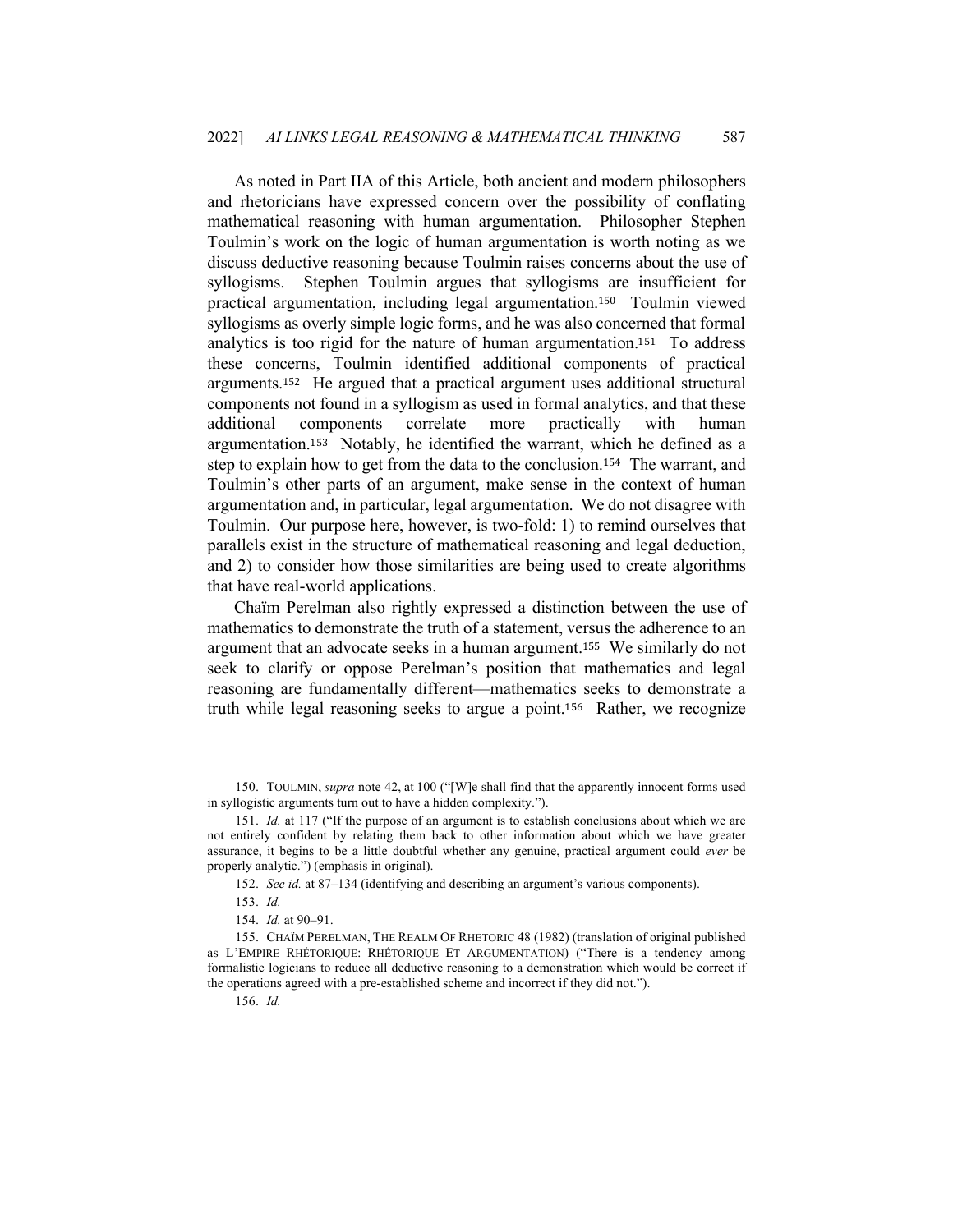As noted in Part IIA of this Article, both ancient and modern philosophers and rhetoricians have expressed concern over the possibility of conflating mathematical reasoning with human argumentation. Philosopher Stephen Toulmin's work on the logic of human argumentation is worth noting as we discuss deductive reasoning because Toulmin raises concerns about the use of syllogisms. Stephen Toulmin argues that syllogisms are insufficient for practical argumentation, including legal argumentation.[150] Toulmin viewed syllogisms as overly simple logic forms, and he was also concerned that formal analytics is too rigid for the nature of human argumentation.[151] To address these concerns, Toulmin identified additional components of practical arguments.[152] He argued that a practical argument uses additional structural components not found in a syllogism as used in formal analytics, and that these additional components correlate more practically with human argumentation.[153] Notably, he identified the warrant, which he defined as a step to explain how to get from the data to the conclusion.[154] The warrant, and Toulmin's other parts of an argument, make sense in the context of human argumentation and, in particular, legal argumentation. We do not disagree with Toulmin. Our purpose here, however, is two-fold: 1) to remind ourselves that parallels exist in the structure of mathematical reasoning and legal deduction, and 2) to consider how those similarities are being used to create algorithms that have real-world applications.

Chaïm Perelman also rightly expressed a distinction between the use of mathematics to demonstrate the truth of a statement, versus the adherence to an argument that an advocate seeks in a human argument.[155] We similarly do not seek to clarify or oppose Perelman's position that mathematics and legal reasoning are fundamentally different—mathematics seeks to demonstrate a truth while legal reasoning seeks to argue a point.[156] Rather, we recognize

---

150. TOULMIN, *supra* note 42, at 100 ("[W]e shall find that the apparently innocent forms used in syllogistic arguments turn out to have a hidden complexity.").

151. *Id.* at 117 ("If the purpose of an argument is to establish conclusions about which we are not entirely confident by relating them back to other information about which we have greater assurance, it begins to be a little doubtful whether any genuine, practical argument could *ever* be properly analytic.") (emphasis in original).

152. *See id.* at 87–134 (identifying and describing an argument's various components).

153. *Id.*

154. *Id.* at 90–91.

155. CHAÏM PERELMAN, THE REALM OF RHETORIC 48 (1982) (translation of original published as L'EMPIRE RHÉTORIQUE: RHÉTORIQUE ET ARGUMENTATION) ("There is a tendency among formalistic logicians to reduce all deductive reasoning to a demonstration which would be correct if the operations agreed with a pre-established scheme and incorrect if they did not.").

156. *Id.*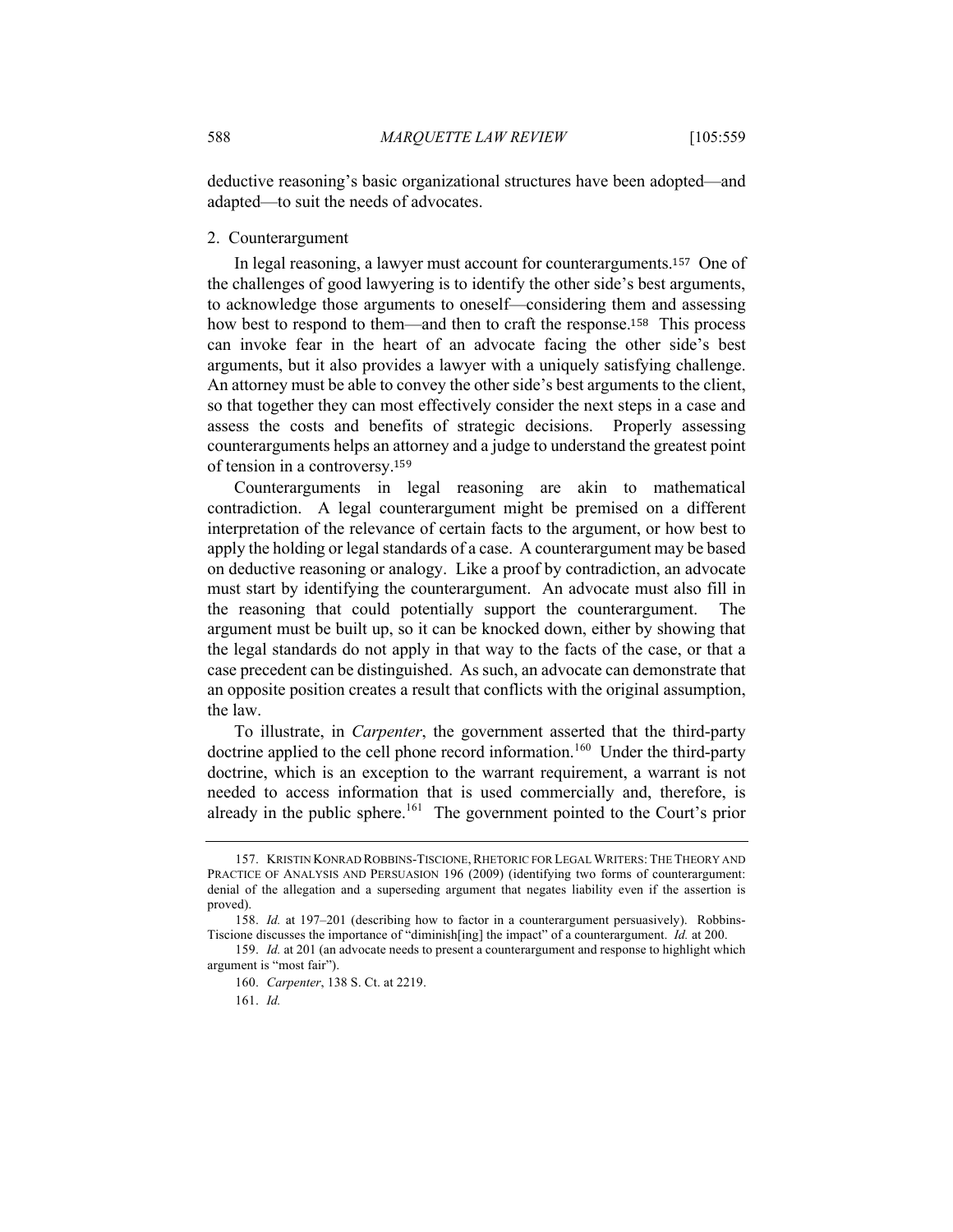deductive reasoning's basic organizational structures have been adopted—and adapted—to suit the needs of advocates.

### 2. Counterargument

In legal reasoning, a lawyer must account for counterarguments.[157] One of the challenges of good lawyering is to identify the other side's best arguments, to acknowledge those arguments to oneself—considering them and assessing how best to respond to them—and then to craft the response.[158] This process can invoke fear in the heart of an advocate facing the other side's best arguments, but it also provides a lawyer with a uniquely satisfying challenge. An attorney must be able to convey the other side's best arguments to the client, so that together they can most effectively consider the next steps in a case and assess the costs and benefits of strategic decisions. Properly assessing counterarguments helps an attorney and a judge to understand the greatest point of tension in a controversy.[159]

Counterarguments in legal reasoning are akin to mathematical contradiction. A legal counterargument might be premised on a different interpretation of the relevance of certain facts to the argument, or how best to apply the holding or legal standards of a case. A counterargument may be based on deductive reasoning or analogy. Like a proof by contradiction, an advocate must start by identifying the counterargument. An advocate must also fill in the reasoning that could potentially support the counterargument. The argument must be built up, so it can be knocked down, either by showing that the legal standards do not apply in that way to the facts of the case, or that a case precedent can be distinguished. As such, an advocate can demonstrate that an opposite position creates a result that conflicts with the original assumption, the law.

To illustrate, in *Carpenter*, the government asserted that the third-party doctrine applied to the cell phone record information.[160] Under the third-party doctrine, which is an exception to the warrant requirement, a warrant is not needed to access information that is used commercially and, therefore, is already in the public sphere.[161] The government pointed to the Court's prior

---

157. KRISTIN KONRAD ROBBINS-TISCIONE, RHETORIC FOR LEGAL WRITERS: THE THEORY AND PRACTICE OF ANALYSIS AND PERSUASION 196 (2009) (identifying two forms of counterargument: denial of the allegation and a superseding argument that negates liability even if the assertion is proved).

158. *Id.* at 197–201 (describing how to factor in a counterargument persuasively). Robbins-Tiscione discusses the importance of "diminish[ing] the impact" of a counterargument. *Id.* at 200.

159. *Id.* at 201 (an advocate needs to present a counterargument and response to highlight which argument is "most fair").

160. *Carpenter*, 138 S. Ct. at 2219.

161. *Id.*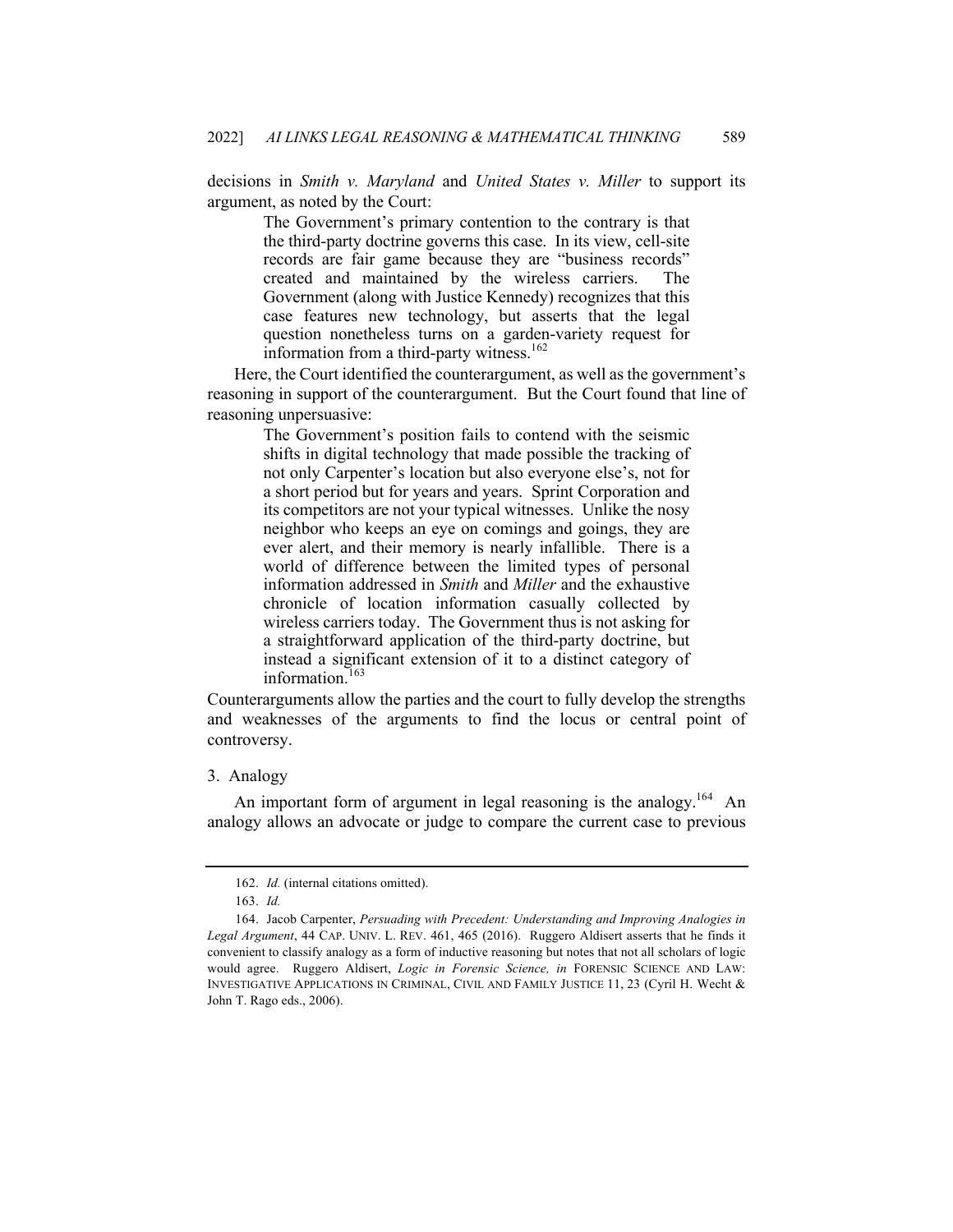decisions in *Smith v. Maryland* and *United States v. Miller* to support its argument, as noted by the Court:

> The Government's primary contention to the contrary is that the third-party doctrine governs this case. In its view, cell-site records are fair game because they are "business records" created and maintained by the wireless carriers. The Government (along with Justice Kennedy) recognizes that this case features new technology, but asserts that the legal question nonetheless turns on a garden-variety request for information from a third-party witness.[162]

Here, the Court identified the counterargument, as well as the government's reasoning in support of the counterargument. But the Court found that line of reasoning unpersuasive:

> The Government's position fails to contend with the seismic shifts in digital technology that made possible the tracking of not only Carpenter's location but also everyone else's, not for a short period but for years and years. Sprint Corporation and its competitors are not your typical witnesses. Unlike the nosy neighbor who keeps an eye on comings and goings, they are ever alert, and their memory is nearly infallible. There is a world of difference between the limited types of personal information addressed in *Smith* and *Miller* and the exhaustive chronicle of location information casually collected by wireless carriers today. The Government thus is not asking for a straightforward application of the third-party doctrine, but instead a significant extension of it to a distinct category of information.[163]

Counterarguments allow the parties and the court to fully develop the strengths and weaknesses of the arguments to find the locus or central point of controversy.

### 3. Analogy

An important form of argument in legal reasoning is the analogy.[164] An analogy allows an advocate or judge to compare the current case to previous

---

162. *Id.* (internal citations omitted).

163. *Id.*

164. Jacob Carpenter, *Persuading with Precedent: Understanding and Improving Analogies in Legal Argument*, 44 CAP. UNIV. L. REV. 461, 465 (2016). Ruggero Aldisert asserts that he finds it convenient to classify analogy as a form of inductive reasoning but notes that not all scholars of logic would agree. Ruggero Aldisert, *Logic in Forensic Science, in* FORENSIC SCIENCE AND LAW: INVESTIGATIVE APPLICATIONS IN CRIMINAL, CIVIL AND FAMILY JUSTICE 11, 23 (Cyril H. Wecht & John T. Rago eds., 2006).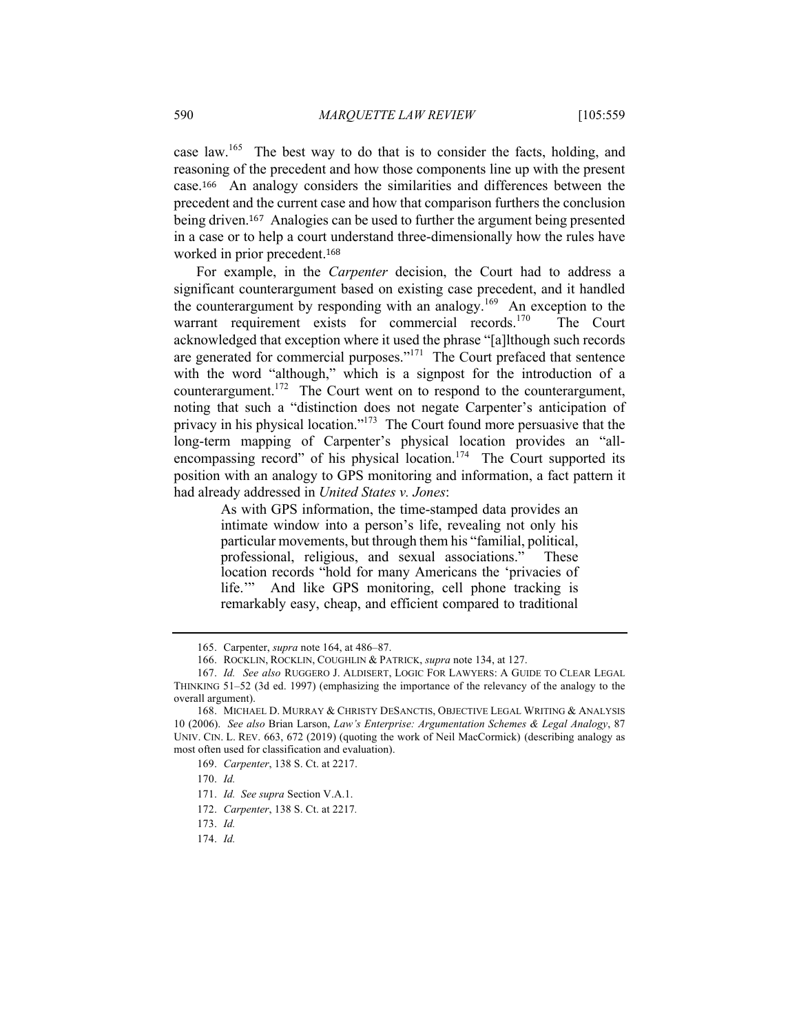case law.[165] The best way to do that is to consider the facts, holding, and reasoning of the precedent and how those components line up with the present case.[166] An analogy considers the similarities and differences between the precedent and the current case and how that comparison furthers the conclusion being driven.[167] Analogies can be used to further the argument being presented in a case or to help a court understand three-dimensionally how the rules have worked in prior precedent.[168]

For example, in the *Carpenter* decision, the Court had to address a significant counterargument based on existing case precedent, and it handled the counterargument by responding with an analogy.[169] An exception to the warrant requirement exists for commercial records.[170] The Court acknowledged that exception where it used the phrase "[a]lthough such records are generated for commercial purposes."[171] The Court prefaced that sentence with the word "although," which is a signpost for the introduction of a counterargument.[172] The Court went on to respond to the counterargument, noting that such a "distinction does not negate Carpenter's anticipation of privacy in his physical location."[173] The Court found more persuasive that the long-term mapping of Carpenter's physical location provides an "all-encompassing record" of his physical location.[174] The Court supported its position with an analogy to GPS monitoring and information, a fact pattern it had already addressed in *United States v. Jones*:

> As with GPS information, the time-stamped data provides an intimate window into a person's life, revealing not only his particular movements, but through them his "familial, political, professional, religious, and sexual associations." These location records "hold for many Americans the 'privacies of life.'" And like GPS monitoring, cell phone tracking is remarkably easy, cheap, and efficient compared to traditional

---

165. Carpenter, *supra* note 164, at 486–87.

166. ROCKLIN, ROCKLIN, COUGHLIN & PATRICK, *supra* note 134, at 127.

167. *Id. See also* RUGGERO J. ALDISERT, LOGIC FOR LAWYERS: A GUIDE TO CLEAR LEGAL THINKING 51–52 (3d ed. 1997) (emphasizing the importance of the relevancy of the analogy to the overall argument).

168. MICHAEL D. MURRAY & CHRISTY DESANCTIS, OBJECTIVE LEGAL WRITING & ANALYSIS 10 (2006). *See also* Brian Larson, *Law's Enterprise: Argumentation Schemes & Legal Analogy*, 87 UNIV. CIN. L. REV. 663, 672 (2019) (quoting the work of Neil MacCormick) (describing analogy as most often used for classification and evaluation).

169. *Carpenter*, 138 S. Ct. at 2217.

170. *Id.*

171. *Id. See supra* Section V.A.1.

172. *Carpenter*, 138 S. Ct. at 2217.

173. *Id.*

174. *Id.*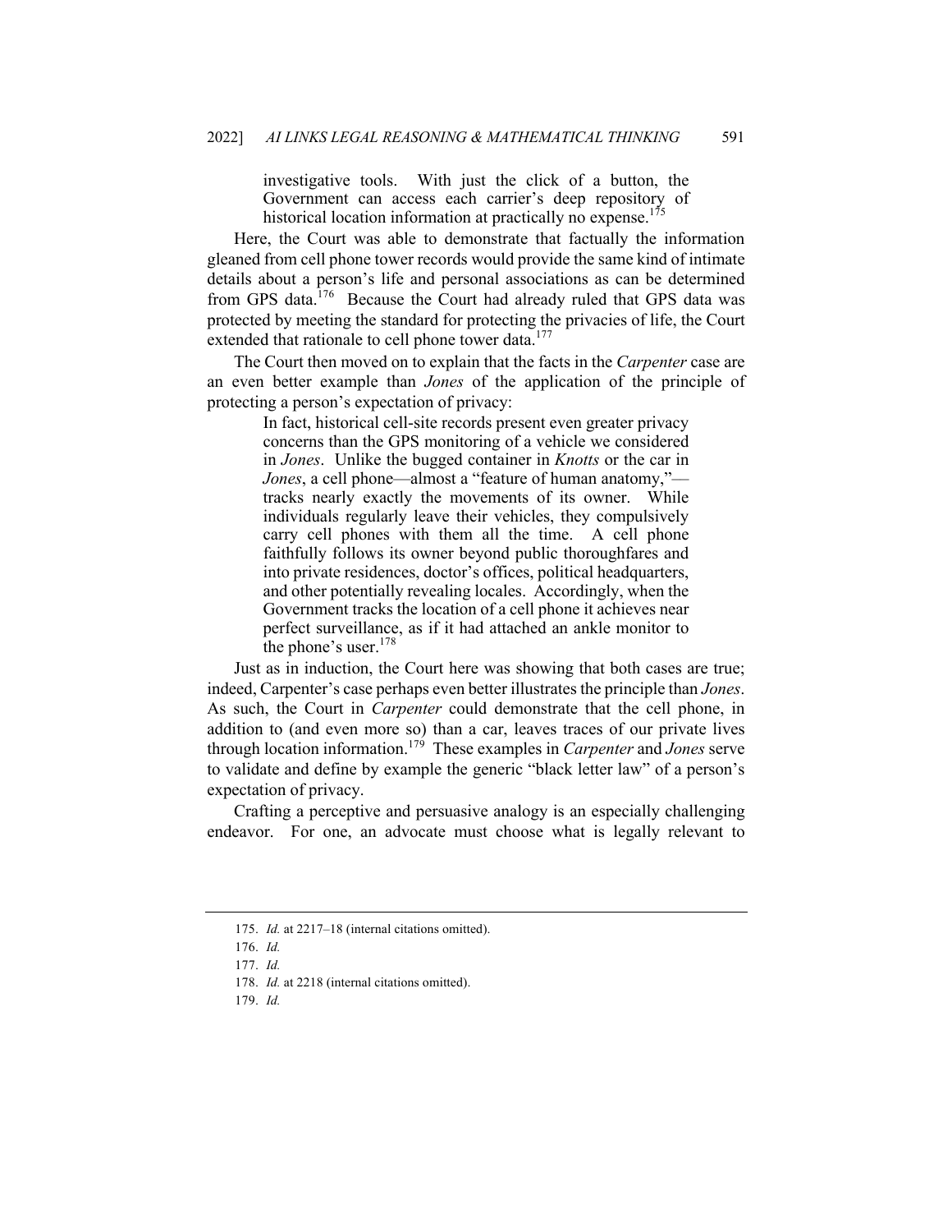> investigative tools. With just the click of a button, the Government can access each carrier's deep repository of historical location information at practically no expense.[175]

Here, the Court was able to demonstrate that factually the information gleaned from cell phone tower records would provide the same kind of intimate details about a person's life and personal associations as can be determined from GPS data.[176] Because the Court had already ruled that GPS data was protected by meeting the standard for protecting the privacies of life, the Court extended that rationale to cell phone tower data.[177]

The Court then moved on to explain that the facts in the *Carpenter* case are an even better example than *Jones* of the application of the principle of protecting a person's expectation of privacy:

> In fact, historical cell-site records present even greater privacy concerns than the GPS monitoring of a vehicle we considered in *Jones*. Unlike the bugged container in *Knotts* or the car in *Jones*, a cell phone—almost a "feature of human anatomy,"—tracks nearly exactly the movements of its owner. While individuals regularly leave their vehicles, they compulsively carry cell phones with them all the time. A cell phone faithfully follows its owner beyond public thoroughfares and into private residences, doctor's offices, political headquarters, and other potentially revealing locales. Accordingly, when the Government tracks the location of a cell phone it achieves near perfect surveillance, as if it had attached an ankle monitor to the phone's user.[178]

Just as in induction, the Court here was showing that both cases are true; indeed, Carpenter's case perhaps even better illustrates the principle than *Jones*. As such, the Court in *Carpenter* could demonstrate that the cell phone, in addition to (and even more so) than a car, leaves traces of our private lives through location information.[179] These examples in *Carpenter* and *Jones* serve to validate and define by example the generic "black letter law" of a person's expectation of privacy.

Crafting a perceptive and persuasive analogy is an especially challenging endeavor. For one, an advocate must choose what is legally relevant to

---

175. *Id.* at 2217–18 (internal citations omitted).

176. *Id.*

177. *Id.*

178. *Id.* at 2218 (internal citations omitted).

179. *Id.*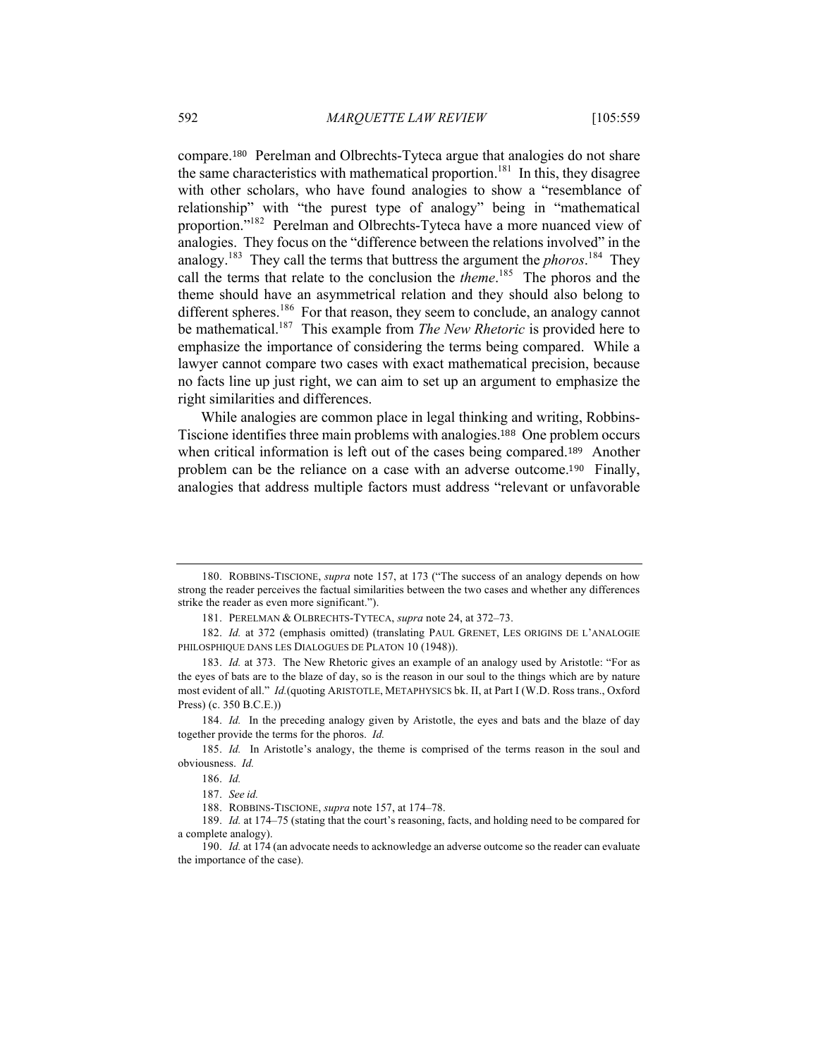compare.[180] Perelman and Olbrechts-Tyteca argue that analogies do not share the same characteristics with mathematical proportion.[181] In this, they disagree with other scholars, who have found analogies to show a "resemblance of relationship" with "the purest type of analogy" being in "mathematical proportion."[182] Perelman and Olbrechts-Tyteca have a more nuanced view of analogies. They focus on the "difference between the relations involved" in the analogy.[183] They call the terms that buttress the argument the *phoros*.[184] They call the terms that relate to the conclusion the *theme*.[185] The phoros and the theme should have an asymmetrical relation and they should also belong to different spheres.[186] For that reason, they seem to conclude, an analogy cannot be mathematical.[187] This example from *The New Rhetoric* is provided here to emphasize the importance of considering the terms being compared. While a lawyer cannot compare two cases with exact mathematical precision, because no facts line up just right, we can aim to set up an argument to emphasize the right similarities and differences.

While analogies are common place in legal thinking and writing, Robbins-Tiscione identifies three main problems with analogies.[188] One problem occurs when critical information is left out of the cases being compared.[189] Another problem can be the reliance on a case with an adverse outcome.[190] Finally, analogies that address multiple factors must address "relevant or unfavorable

---

180. ROBBINS-TISCIONE, *supra* note 157, at 173 ("The success of an analogy depends on how strong the reader perceives the factual similarities between the two cases and whether any differences strike the reader as even more significant.").

181. PERELMAN & OLBRECHTS-TYTECA, *supra* note 24, at 372–73.

182. *Id.* at 372 (emphasis omitted) (translating PAUL GRENET, LES ORIGINS DE L'ANALOGIE PHILOSPHIQUE DANS LES DIALOGUES DE PLATON 10 (1948)).

183. *Id.* at 373. The New Rhetoric gives an example of an analogy used by Aristotle: "For as the eyes of bats are to the blaze of day, so is the reason in our soul to the things which are by nature most evident of all." *Id.*(quoting ARISTOTLE, METAPHYSICS bk. II, at Part I (W.D. Ross trans., Oxford Press) (c. 350 B.C.E.))

184. *Id.* In the preceding analogy given by Aristotle, the eyes and bats and the blaze of day together provide the terms for the phoros. *Id.*

185. *Id.* In Aristotle's analogy, the theme is comprised of the terms reason in the soul and obviousness. *Id.*

186. *Id.*

187. *See id.*

188. ROBBINS-TISCIONE, *supra* note 157, at 174–78.

189. *Id.* at 174–75 (stating that the court's reasoning, facts, and holding need to be compared for a complete analogy).

190. *Id.* at 174 (an advocate needs to acknowledge an adverse outcome so the reader can evaluate the importance of the case).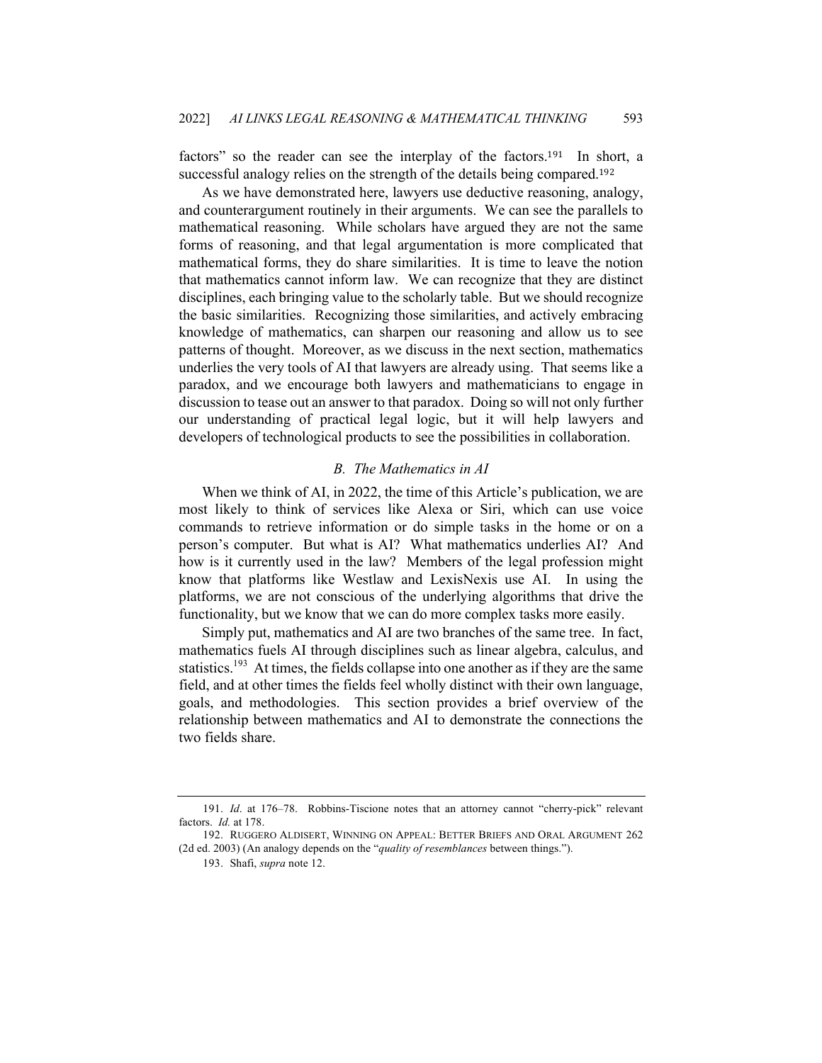factors" so the reader can see the interplay of the factors.[191] In short, a successful analogy relies on the strength of the details being compared.[192]

As we have demonstrated here, lawyers use deductive reasoning, analogy, and counterargument routinely in their arguments. We can see the parallels to mathematical reasoning. While scholars have argued they are not the same forms of reasoning, and that legal argumentation is more complicated that mathematical forms, they do share similarities. It is time to leave the notion that mathematics cannot inform law. We can recognize that they are distinct disciplines, each bringing value to the scholarly table. But we should recognize the basic similarities. Recognizing those similarities, and actively embracing knowledge of mathematics, can sharpen our reasoning and allow us to see patterns of thought. Moreover, as we discuss in the next section, mathematics underlies the very tools of AI that lawyers are already using. That seems like a paradox, and we encourage both lawyers and mathematicians to engage in discussion to tease out an answer to that paradox. Doing so will not only further our understanding of practical legal logic, but it will help lawyers and developers of technological products to see the possibilities in collaboration.

### *B. The Mathematics in AI*

When we think of AI, in 2022, the time of this Article's publication, we are most likely to think of services like Alexa or Siri, which can use voice commands to retrieve information or do simple tasks in the home or on a person's computer. But what is AI? What mathematics underlies AI? And how is it currently used in the law? Members of the legal profession might know that platforms like Westlaw and LexisNexis use AI. In using the platforms, we are not conscious of the underlying algorithms that drive the functionality, but we know that we can do more complex tasks more easily.

Simply put, mathematics and AI are two branches of the same tree. In fact, mathematics fuels AI through disciplines such as linear algebra, calculus, and statistics.[193] At times, the fields collapse into one another as if they are the same field, and at other times the fields feel wholly distinct with their own language, goals, and methodologies. This section provides a brief overview of the relationship between mathematics and AI to demonstrate the connections the two fields share.

---

191. *Id*. at 176–78. Robbins-Tiscione notes that an attorney cannot "cherry-pick" relevant factors. *Id.* at 178.

192. RUGGERO ALDISERT, WINNING ON APPEAL: BETTER BRIEFS AND ORAL ARGUMENT 262 (2d ed. 2003) (An analogy depends on the "*quality of resemblances* between things.").

193. Shafi, *supra* note 12.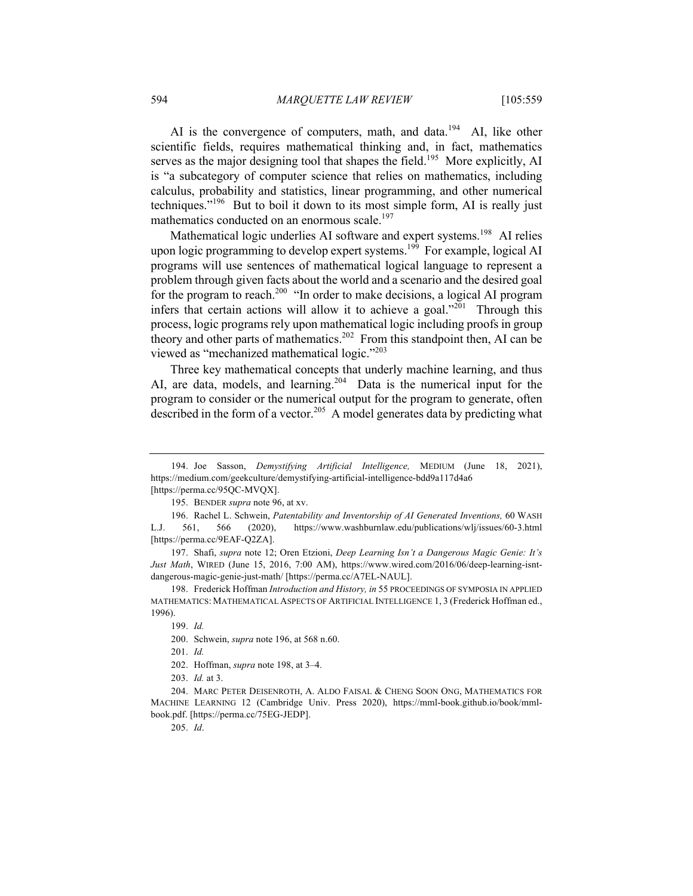AI is the convergence of computers, math, and data.[194] AI, like other scientific fields, requires mathematical thinking and, in fact, mathematics serves as the major designing tool that shapes the field.[195] More explicitly, AI is "a subcategory of computer science that relies on mathematics, including calculus, probability and statistics, linear programming, and other numerical techniques."[196] But to boil it down to its most simple form, AI is really just mathematics conducted on an enormous scale.[197]

Mathematical logic underlies AI software and expert systems.[198] AI relies upon logic programming to develop expert systems.[199] For example, logical AI programs will use sentences of mathematical logical language to represent a problem through given facts about the world and a scenario and the desired goal for the program to reach.[200] "In order to make decisions, a logical AI program infers that certain actions will allow it to achieve a goal."[201] Through this process, logic programs rely upon mathematical logic including proofs in group theory and other parts of mathematics.[202] From this standpoint then, AI can be viewed as "mechanized mathematical logic."[203]

Three key mathematical concepts that underly machine learning, and thus AI, are data, models, and learning.[204] Data is the numerical input for the program to consider or the numerical output for the program to generate, often described in the form of a vector.[205] A model generates data by predicting what

---

194. Joe Sasson, *Demystifying Artificial Intelligence,* MEDIUM (June 18, 2021), https://medium.com/geekculture/demystifying-artificial-intelligence-bdd9a117d4a6 [https://perma.cc/95QC-MVQX].

195. BENDER *supra* note 96, at xv.

196. Rachel L. Schwein, *Patentability and Inventorship of AI Generated Inventions,* 60 WASH L.J. 561, 566 (2020), https://www.washburnlaw.edu/publications/wlj/issues/60-3.html [https://perma.cc/9EAF-Q2ZA].

197. Shafi, *supra* note 12; Oren Etzioni, *Deep Learning Isn't a Dangerous Magic Genie: It's Just Math*, WIRED (June 15, 2016, 7:00 AM), https://www.wired.com/2016/06/deep-learning-isnt-dangerous-magic-genie-just-math/ [https://perma.cc/A7EL-NAUL].

198. Frederick Hoffman *Introduction and History, in* 55 PROCEEDINGS OF SYMPOSIA IN APPLIED MATHEMATICS: MATHEMATICAL ASPECTS OF ARTIFICIAL INTELLIGENCE 1, 3 (Frederick Hoffman ed., 1996).

199. *Id.*

200. Schwein, *supra* note 196, at 568 n.60.

201. *Id.*

202. Hoffman, *supra* note 198, at 3–4.

203. *Id.* at 3.

204. MARC PETER DEISENROTH, A. ALDO FAISAL & CHENG SOON ONG, MATHEMATICS FOR MACHINE LEARNING 12 (Cambridge Univ. Press 2020), https://mml-book.github.io/book/mml-book.pdf. [https://perma.cc/75EG-JEDP].

205. *Id*.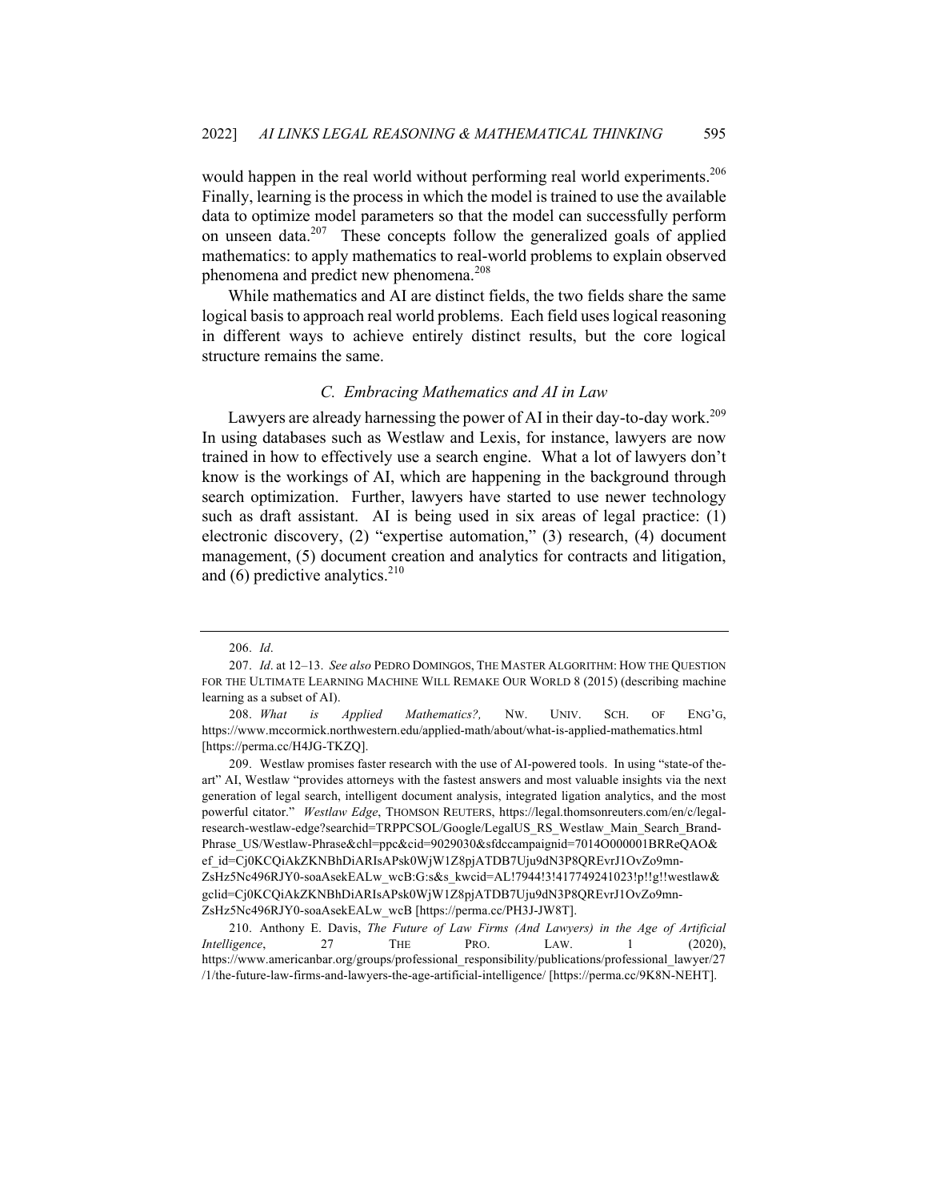would happen in the real world without performing real world experiments.[206] Finally, learning is the process in which the model is trained to use the available data to optimize model parameters so that the model can successfully perform on unseen data.[207] These concepts follow the generalized goals of applied mathematics: to apply mathematics to real-world problems to explain observed phenomena and predict new phenomena.[208]

While mathematics and AI are distinct fields, the two fields share the same logical basis to approach real world problems. Each field uses logical reasoning in different ways to achieve entirely distinct results, but the core logical structure remains the same.

### *C. Embracing Mathematics and AI in Law*

Lawyers are already harnessing the power of AI in their day-to-day work.[209] In using databases such as Westlaw and Lexis, for instance, lawyers are now trained in how to effectively use a search engine. What a lot of lawyers don't know is the workings of AI, which are happening in the background through search optimization. Further, lawyers have started to use newer technology such as draft assistant. AI is being used in six areas of legal practice: (1) electronic discovery, (2) "expertise automation," (3) research, (4) document management, (5) document creation and analytics for contracts and litigation, and (6) predictive analytics.[210]

---

206. *Id*.

207. *Id*. at 12–13. *See also* PEDRO DOMINGOS, THE MASTER ALGORITHM: HOW THE QUESTION FOR THE ULTIMATE LEARNING MACHINE WILL REMAKE OUR WORLD 8 (2015) (describing machine learning as a subset of AI).

208. *What is Applied Mathematics?,* NW. UNIV. SCH. OF ENG'G, https://www.mccormick.northwestern.edu/applied-math/about/what-is-applied-mathematics.html [https://perma.cc/H4JG-TKZQ].

209. Westlaw promises faster research with the use of AI-powered tools. In using "state-of the-art" AI, Westlaw "provides attorneys with the fastest answers and most valuable insights via the next generation of legal search, intelligent document analysis, integrated ligation analytics, and the most powerful citator." *Westlaw Edge*, THOMSON REUTERS, https://legal.thomsonreuters.com/en/c/legal-research-westlaw-edge?searchid=TRPPCSOL/Google/LegalUS_RS_Westlaw_Main_Search_Brand-Phrase_US/Westlaw-Phrase&chl=ppc&cid=9029030&sfdccampaignid=7014O000001BRReQAO&ef_id=Cj0KCQiAkZKNBhDiARIsAPsk0WjW1Z8pjATDB7Uju9dN3P8QREvrJ1OvZo9mn-ZsHz5Nc496RJY0-soaAsekEALw_wcB:G:s&s_kwcid=AL!7944!3!417749241023!p!!g!!westlaw&gclid=Cj0KCQiAkZKNBhDiARIsAPsk0WjW1Z8pjATDB7Uju9dN3P8QREvrJ1OvZo9mn-ZsHz5Nc496RJY0-soaAsekEALw_wcB [https://perma.cc/PH3J-JW8T].

210. Anthony E. Davis, *The Future of Law Firms (And Lawyers) in the Age of Artificial Intelligence*, 27 THE PRO. LAW. 1 (2020), https://www.americanbar.org/groups/professional_responsibility/publications/professional_lawyer/27/1/the-future-law-firms-and-lawyers-the-age-artificial-intelligence/ [https://perma.cc/9K8N-NEHT].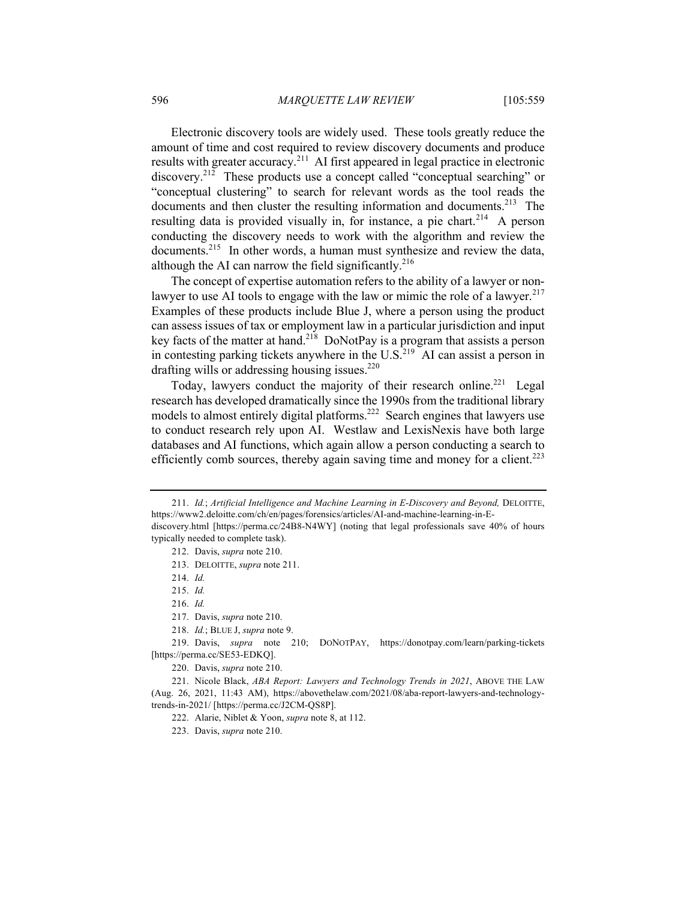Electronic discovery tools are widely used. These tools greatly reduce the amount of time and cost required to review discovery documents and produce results with greater accuracy.[211] AI first appeared in legal practice in electronic discovery.[212] These products use a concept called "conceptual searching" or "conceptual clustering" to search for relevant words as the tool reads the documents and then cluster the resulting information and documents.[213] The resulting data is provided visually in, for instance, a pie chart.[214] A person conducting the discovery needs to work with the algorithm and review the documents.[215] In other words, a human must synthesize and review the data, although the AI can narrow the field significantly.[216]

The concept of expertise automation refers to the ability of a lawyer or non-lawyer to use AI tools to engage with the law or mimic the role of a lawyer.[217] Examples of these products include Blue J, where a person using the product can assess issues of tax or employment law in a particular jurisdiction and input key facts of the matter at hand.[218] DoNotPay is a program that assists a person in contesting parking tickets anywhere in the U.S.[219] AI can assist a person in drafting wills or addressing housing issues.[220]

Today, lawyers conduct the majority of their research online.[221] Legal research has developed dramatically since the 1990s from the traditional library models to almost entirely digital platforms.[222] Search engines that lawyers use to conduct research rely upon AI. Westlaw and LexisNexis have both large databases and AI functions, which again allow a person conducting a search to efficiently comb sources, thereby again saving time and money for a client.[223]

---

211. *Id.*; *Artificial Intelligence and Machine Learning in E-Discovery and Beyond,* DELOITTE, https://www2.deloitte.com/ch/en/pages/forensics/articles/AI-and-machine-learning-in-E-discovery.html [https://perma.cc/24B8-N4WY] (noting that legal professionals save 40% of hours typically needed to complete task).

212. Davis, *supra* note 210.

213. DELOITTE, *supra* note 211.

214. *Id.*

215. *Id.*

216. *Id.*

217. Davis, *supra* note 210.

218. *Id.*; BLUE J, *supra* note 9.

219. Davis, *supra* note 210; DONOTPAY, https://donotpay.com/learn/parking-tickets [https://perma.cc/SE53-EDKQ].

220. Davis, *supra* note 210.

221. Nicole Black, *ABA Report: Lawyers and Technology Trends in 2021*, ABOVE THE LAW (Aug. 26, 2021, 11:43 AM), https://abovethelaw.com/2021/08/aba-report-lawyers-and-technology-trends-in-2021/ [https://perma.cc/J2CM-QS8P].

222. Alarie, Niblet & Yoon, *supra* note 8, at 112.

223. Davis, *supra* note 210.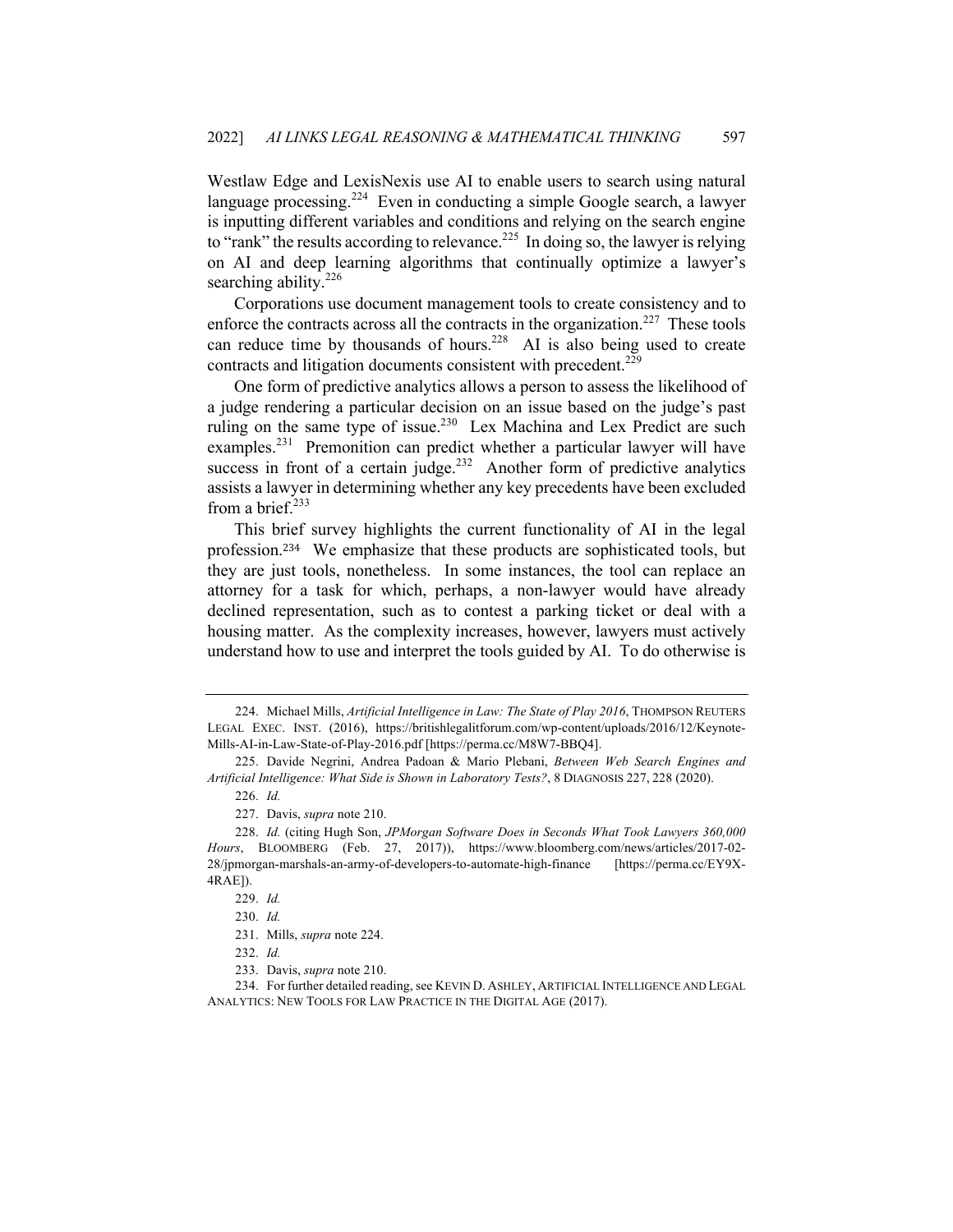Westlaw Edge and LexisNexis use AI to enable users to search using natural language processing.[224] Even in conducting a simple Google search, a lawyer is inputting different variables and conditions and relying on the search engine to "rank" the results according to relevance.[225] In doing so, the lawyer is relying on AI and deep learning algorithms that continually optimize a lawyer's searching ability.[226]

Corporations use document management tools to create consistency and to enforce the contracts across all the contracts in the organization.[227] These tools can reduce time by thousands of hours.[228] AI is also being used to create contracts and litigation documents consistent with precedent.[229]

One form of predictive analytics allows a person to assess the likelihood of a judge rendering a particular decision on an issue based on the judge's past ruling on the same type of issue.[230] Lex Machina and Lex Predict are such examples.[231] Premonition can predict whether a particular lawyer will have success in front of a certain judge.[232] Another form of predictive analytics assists a lawyer in determining whether any key precedents have been excluded from a brief.[233]

This brief survey highlights the current functionality of AI in the legal profession.[234] We emphasize that these products are sophisticated tools, but they are just tools, nonetheless. In some instances, the tool can replace an attorney for a task for which, perhaps, a non-lawyer would have already declined representation, such as to contest a parking ticket or deal with a housing matter. As the complexity increases, however, lawyers must actively understand how to use and interpret the tools guided by AI. To do otherwise is

---

224. Michael Mills, *Artificial Intelligence in Law: The State of Play 2016*, THOMPSON REUTERS LEGAL EXEC. INST. (2016), https://britishlegalitforum.com/wp-content/uploads/2016/12/Keynote-Mills-AI-in-Law-State-of-Play-2016.pdf [https://perma.cc/M8W7-BBQ4].

225. Davide Negrini, Andrea Padoan & Mario Plebani, *Between Web Search Engines and Artificial Intelligence: What Side is Shown in Laboratory Tests?*, 8 DIAGNOSIS 227, 228 (2020).

226. *Id.*

227. Davis, *supra* note 210.

228. *Id.* (citing Hugh Son, *JPMorgan Software Does in Seconds What Took Lawyers 360,000 Hours*, BLOOMBERG (Feb. 27, 2017)), https://www.bloomberg.com/news/articles/2017-02-28/jpmorgan-marshals-an-army-of-developers-to-automate-high-finance [https://perma.cc/EY9X-4RAE]).

229. *Id.*

230. *Id.*

231. Mills, *supra* note 224.

232. *Id.*

233. Davis, *supra* note 210.

234. For further detailed reading, see KEVIN D. ASHLEY, ARTIFICIAL INTELLIGENCE AND LEGAL ANALYTICS: NEW TOOLS FOR LAW PRACTICE IN THE DIGITAL AGE (2017).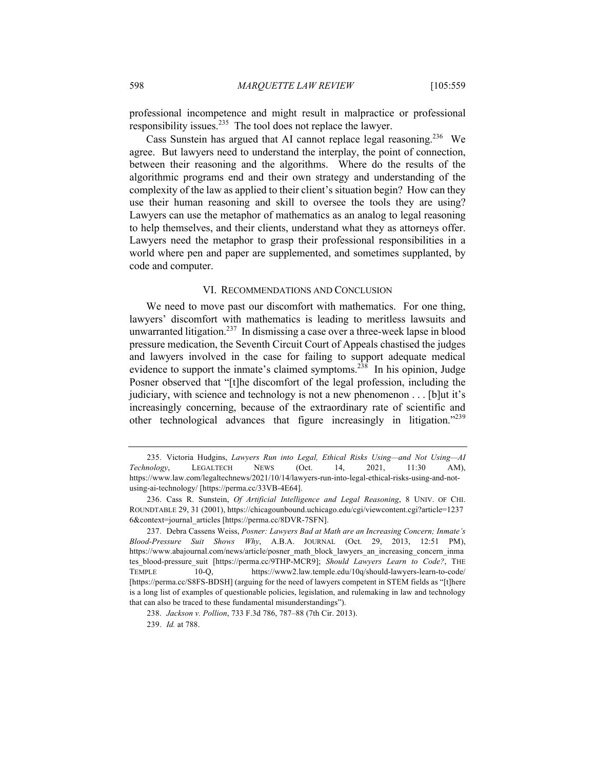professional incompetence and might result in malpractice or professional responsibility issues.[235] The tool does not replace the lawyer.

Cass Sunstein has argued that AI cannot replace legal reasoning.[236] We agree. But lawyers need to understand the interplay, the point of connection, between their reasoning and the algorithms. Where do the results of the algorithmic programs end and their own strategy and understanding of the complexity of the law as applied to their client's situation begin? How can they use their human reasoning and skill to oversee the tools they are using? Lawyers can use the metaphor of mathematics as an analog to legal reasoning to help themselves, and their clients, understand what they as attorneys offer. Lawyers need the metaphor to grasp their professional responsibilities in a world where pen and paper are supplemented, and sometimes supplanted, by code and computer.

## VI. RECOMMENDATIONS AND CONCLUSION

We need to move past our discomfort with mathematics. For one thing, lawyers' discomfort with mathematics is leading to meritless lawsuits and unwarranted litigation.[237] In dismissing a case over a three-week lapse in blood pressure medication, the Seventh Circuit Court of Appeals chastised the judges and lawyers involved in the case for failing to support adequate medical evidence to support the inmate's claimed symptoms.[238] In his opinion, Judge Posner observed that "[t]he discomfort of the legal profession, including the judiciary, with science and technology is not a new phenomenon . . . [b]ut it's increasingly concerning, because of the extraordinary rate of scientific and other technological advances that figure increasingly in litigation."[239]

---

235. Victoria Hudgins, *Lawyers Run into Legal, Ethical Risks Using—and Not Using—AI Technology*, LEGALTECH NEWS (Oct. 14, 2021, 11:30 AM), https://www.law.com/legaltechnews/2021/10/14/lawyers-run-into-legal-ethical-risks-using-and-not-using-ai-technology/ [https://perma.cc/33VB-4E64].

236. Cass R. Sunstein, *Of Artificial Intelligence and Legal Reasoning*, 8 UNIV. OF CHI. ROUNDTABLE 29, 31 (2001), https://chicagounbound.uchicago.edu/cgi/viewcontent.cgi?article=12376&context=journal_articles [https://perma.cc/8DVR-7SFN].

237. Debra Cassens Weiss, *Posner: Lawyers Bad at Math are an Increasing Concern; Inmate's Blood-Pressure Suit Shows Why*, A.B.A. JOURNAL (Oct. 29, 2013, 12:51 PM), https://www.abajournal.com/news/article/posner_math_block_lawyers_an_increasing_concern_inmates_blood-pressure_suit [https://perma.cc/9THP-MCR9]; *Should Lawyers Learn to Code?*, THE TEMPLE 10-Q, https://www2.law.temple.edu/10q/should-lawyers-learn-to-code/ [https://perma.cc/S8FS-BDSH] (arguing for the need of lawyers competent in STEM fields as "[t]here is a long list of examples of questionable policies, legislation, and rulemaking in law and technology that can also be traced to these fundamental misunderstandings").

238. *Jackson v. Pollion*, 733 F.3d 786, 787–88 (7th Cir. 2013).

239. *Id.* at 788.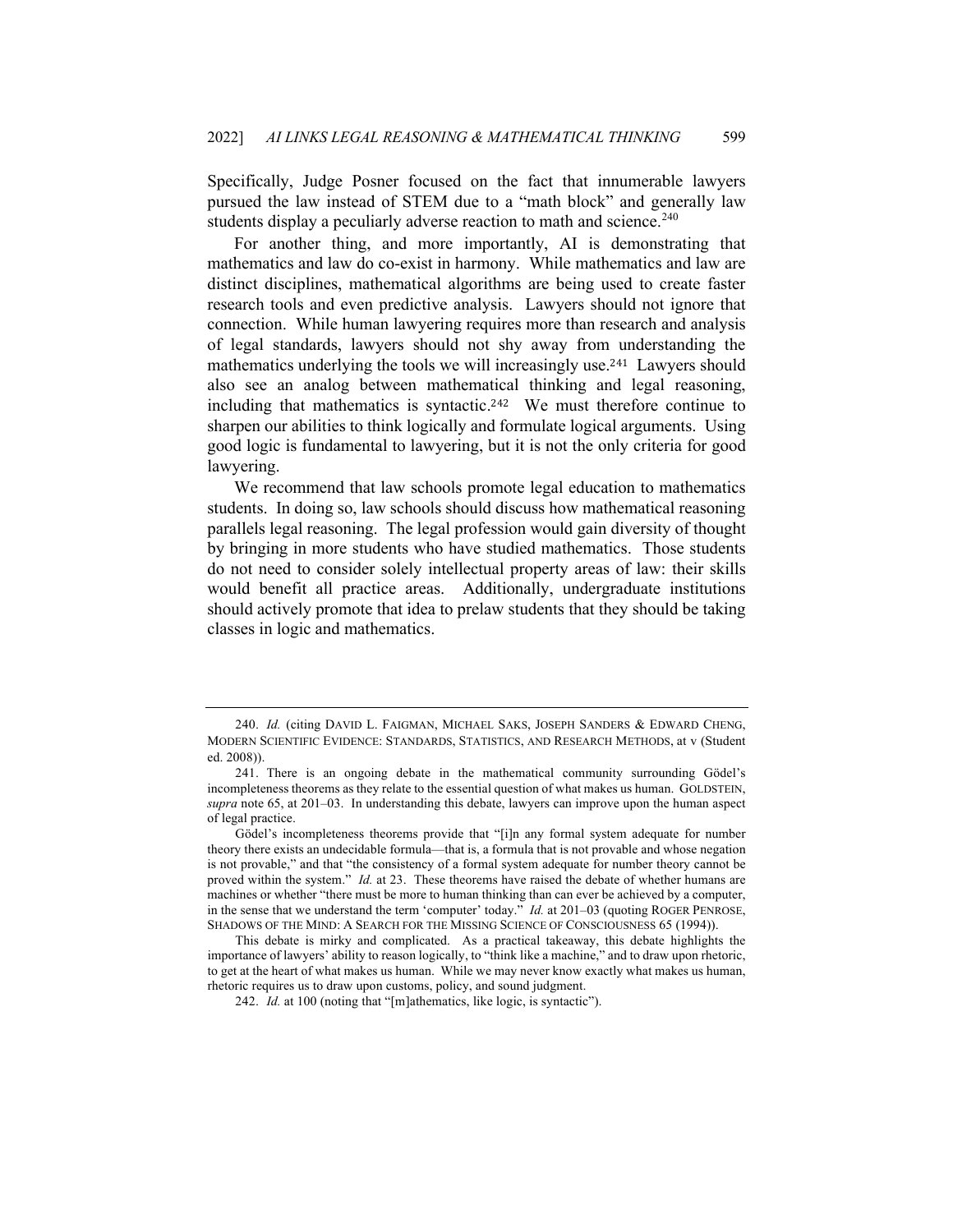Specifically, Judge Posner focused on the fact that innumerable lawyers pursued the law instead of STEM due to a "math block" and generally law students display a peculiarly adverse reaction to math and science.[240]

For another thing, and more importantly, AI is demonstrating that mathematics and law do co-exist in harmony. While mathematics and law are distinct disciplines, mathematical algorithms are being used to create faster research tools and even predictive analysis. Lawyers should not ignore that connection. While human lawyering requires more than research and analysis of legal standards, lawyers should not shy away from understanding the mathematics underlying the tools we will increasingly use.[241] Lawyers should also see an analog between mathematical thinking and legal reasoning, including that mathematics is syntactic.[242] We must therefore continue to sharpen our abilities to think logically and formulate logical arguments. Using good logic is fundamental to lawyering, but it is not the only criteria for good lawyering.

We recommend that law schools promote legal education to mathematics students. In doing so, law schools should discuss how mathematical reasoning parallels legal reasoning. The legal profession would gain diversity of thought by bringing in more students who have studied mathematics. Those students do not need to consider solely intellectual property areas of law: their skills would benefit all practice areas. Additionally, undergraduate institutions should actively promote that idea to prelaw students that they should be taking classes in logic and mathematics.

---

240. *Id.* (citing DAVID L. FAIGMAN, MICHAEL SAKS, JOSEPH SANDERS & EDWARD CHENG, MODERN SCIENTIFIC EVIDENCE: STANDARDS, STATISTICS, AND RESEARCH METHODS, at v (Student ed. 2008)).

241. There is an ongoing debate in the mathematical community surrounding Gödel's incompleteness theorems as they relate to the essential question of what makes us human. GOLDSTEIN, *supra* note 65, at 201–03. In understanding this debate, lawyers can improve upon the human aspect of legal practice.

Gödel's incompleteness theorems provide that "[i]n any formal system adequate for number theory there exists an undecidable formula—that is, a formula that is not provable and whose negation is not provable," and that "the consistency of a formal system adequate for number theory cannot be proved within the system." *Id.* at 23. These theorems have raised the debate of whether humans are machines or whether "there must be more to human thinking than can ever be achieved by a computer, in the sense that we understand the term 'computer' today." *Id.* at 201–03 (quoting ROGER PENROSE, SHADOWS OF THE MIND: A SEARCH FOR THE MISSING SCIENCE OF CONSCIOUSNESS 65 (1994)).

This debate is mirky and complicated. As a practical takeaway, this debate highlights the importance of lawyers' ability to reason logically, to "think like a machine," and to draw upon rhetoric, to get at the heart of what makes us human. While we may never know exactly what makes us human, rhetoric requires us to draw upon customs, policy, and sound judgment.

242. *Id.* at 100 (noting that "[m]athematics, like logic, is syntactic").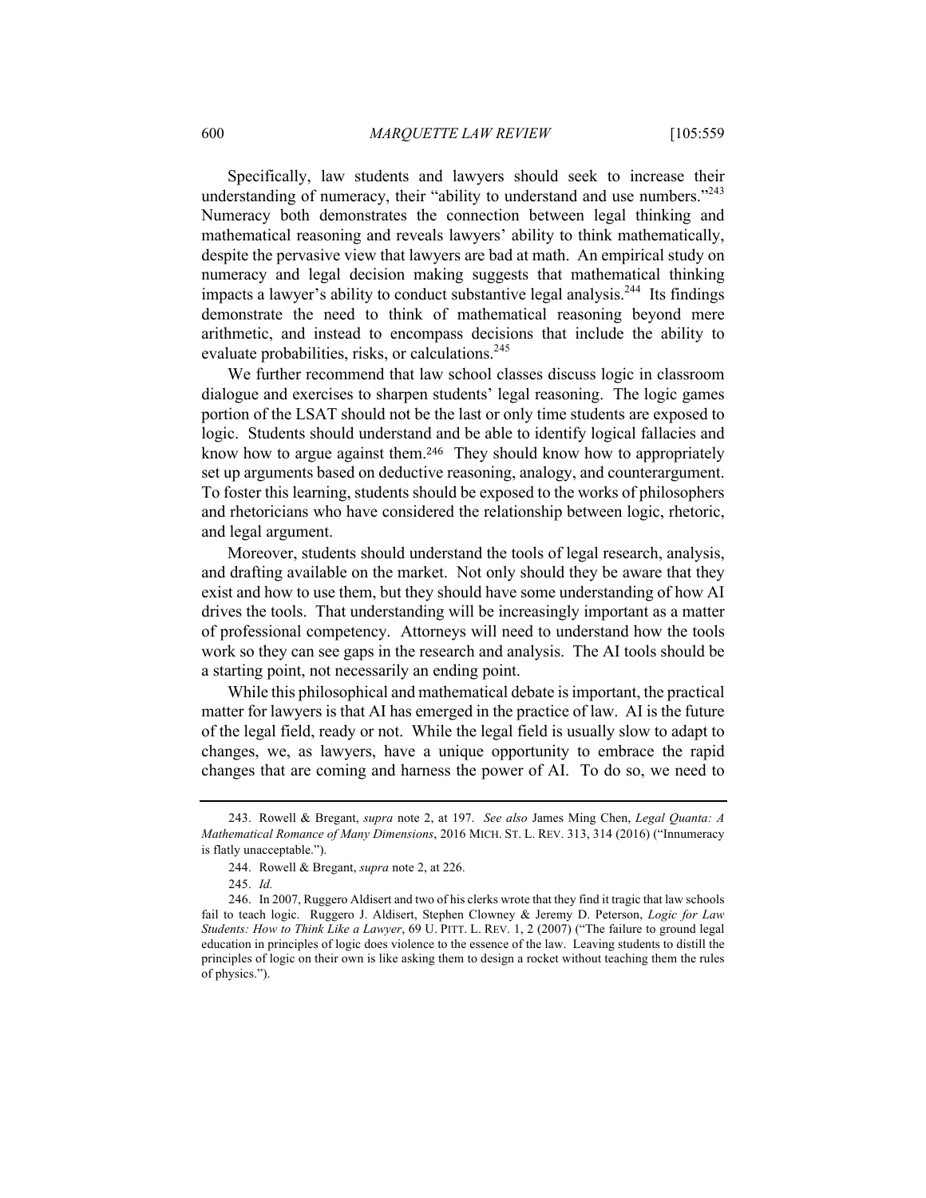Specifically, law students and lawyers should seek to increase their understanding of numeracy, their "ability to understand and use numbers."[243] Numeracy both demonstrates the connection between legal thinking and mathematical reasoning and reveals lawyers' ability to think mathematically, despite the pervasive view that lawyers are bad at math. An empirical study on numeracy and legal decision making suggests that mathematical thinking impacts a lawyer's ability to conduct substantive legal analysis.[244] Its findings demonstrate the need to think of mathematical reasoning beyond mere arithmetic, and instead to encompass decisions that include the ability to evaluate probabilities, risks, or calculations.[245]

We further recommend that law school classes discuss logic in classroom dialogue and exercises to sharpen students' legal reasoning. The logic games portion of the LSAT should not be the last or only time students are exposed to logic. Students should understand and be able to identify logical fallacies and know how to argue against them.[246] They should know how to appropriately set up arguments based on deductive reasoning, analogy, and counterargument. To foster this learning, students should be exposed to the works of philosophers and rhetoricians who have considered the relationship between logic, rhetoric, and legal argument.

Moreover, students should understand the tools of legal research, analysis, and drafting available on the market. Not only should they be aware that they exist and how to use them, but they should have some understanding of how AI drives the tools. That understanding will be increasingly important as a matter of professional competency. Attorneys will need to understand how the tools work so they can see gaps in the research and analysis. The AI tools should be a starting point, not necessarily an ending point.

While this philosophical and mathematical debate is important, the practical matter for lawyers is that AI has emerged in the practice of law. AI is the future of the legal field, ready or not. While the legal field is usually slow to adapt to changes, we, as lawyers, have a unique opportunity to embrace the rapid changes that are coming and harness the power of AI. To do so, we need to

---

243. Rowell & Bregant, *supra* note 2, at 197. *See also* James Ming Chen, *Legal Quanta: A Mathematical Romance of Many Dimensions*, 2016 MICH. ST. L. REV. 313, 314 (2016) ("Innumeracy is flatly unacceptable.").

244. Rowell & Bregant, *supra* note 2, at 226.

245. *Id.*

246. In 2007, Ruggero Aldisert and two of his clerks wrote that they find it tragic that law schools fail to teach logic. Ruggero J. Aldisert, Stephen Clowney & Jeremy D. Peterson, *Logic for Law Students: How to Think Like a Lawyer*, 69 U. PITT. L. REV. 1, 2 (2007) ("The failure to ground legal education in principles of logic does violence to the essence of the law. Leaving students to distill the principles of logic on their own is like asking them to design a rocket without teaching them the rules of physics.").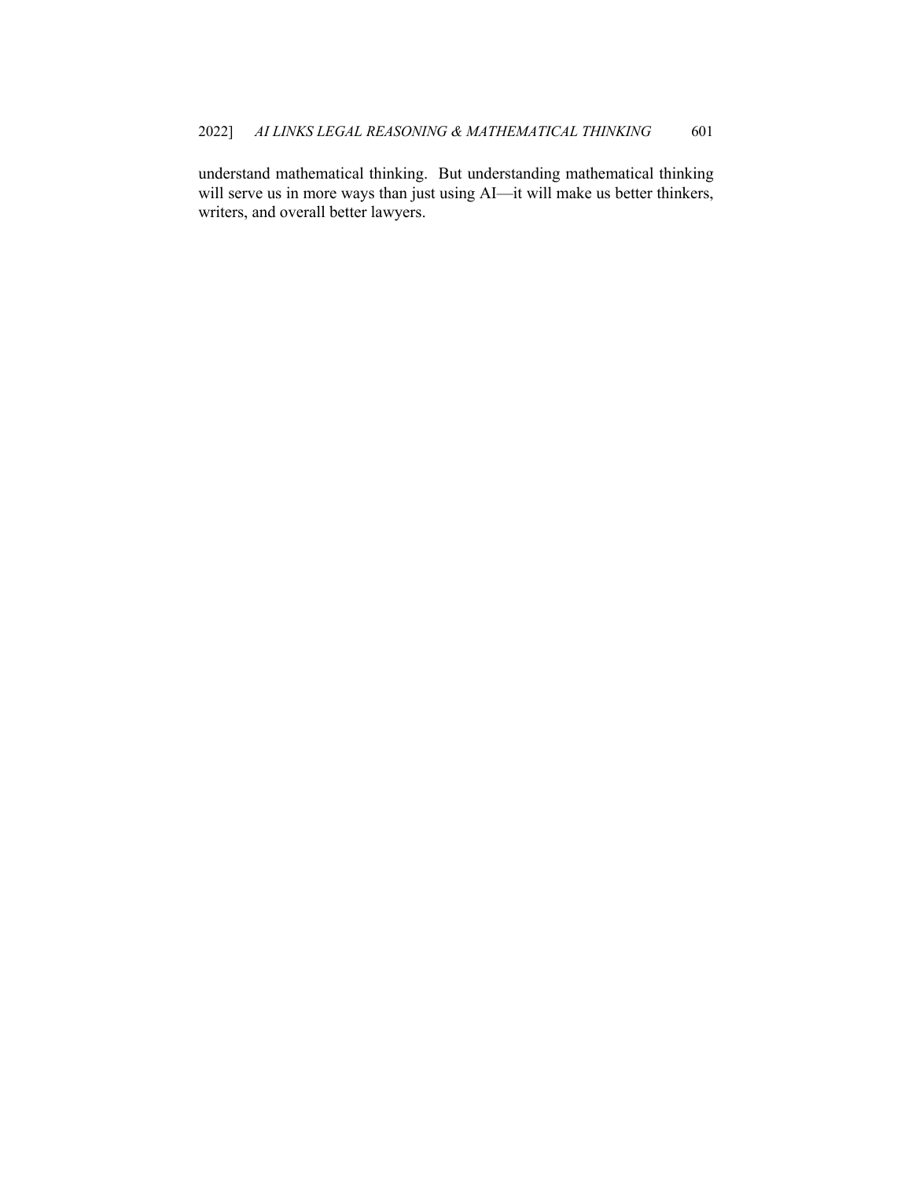understand mathematical thinking. But understanding mathematical thinking will serve us in more ways than just using AI—it will make us better thinkers, writers, and overall better lawyers.